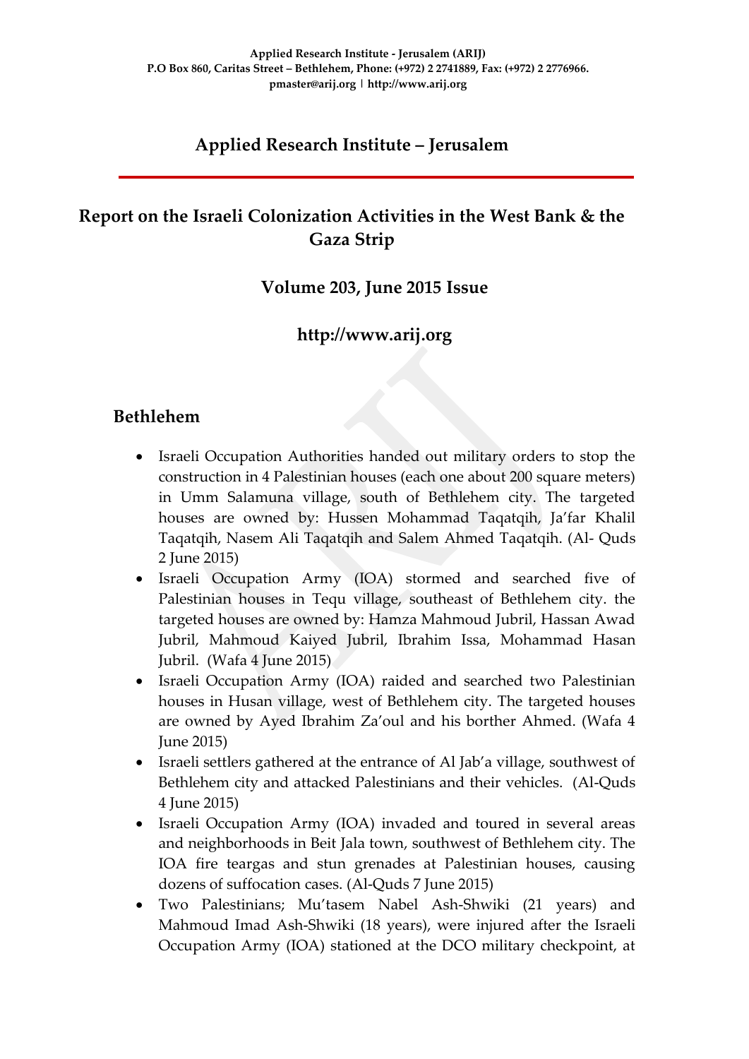**Applied Research Institute - Jerusalem (ARIJ)**
**P.O Box 860, Caritas Street – Bethlehem, Phone: (+972) 2 2741889, Fax: (+972) 2 2776966.**
**pmaster@arij.org | http://www.arij.org**

# Applied Research Institute – Jerusalem

## Report on the Israeli Colonization Activities in the West Bank & the Gaza Strip

### Volume 203, June 2015 Issue

### http://www.arij.org

## Bethlehem

- Israeli Occupation Authorities handed out military orders to stop the construction in 4 Palestinian houses (each one about 200 square meters) in Umm Salamuna village, south of Bethlehem city. The targeted houses are owned by: Hussen Mohammad Taqatqih, Ja'far Khalil Taqatqih, Nasem Ali Taqatqih and Salem Ahmed Taqatqih. (Al- Quds 2 June 2015)
- Israeli Occupation Army (IOA) stormed and searched five of Palestinian houses in Tequ village, southeast of Bethlehem city. the targeted houses are owned by: Hamza Mahmoud Jubril, Hassan Awad Jubril, Mahmoud Kaiyed Jubril, Ibrahim Issa, Mohammad Hasan Jubril. (Wafa 4 June 2015)
- Israeli Occupation Army (IOA) raided and searched two Palestinian houses in Husan village, west of Bethlehem city. The targeted houses are owned by Ayed Ibrahim Za'oul and his borther Ahmed. (Wafa 4 June 2015)
- Israeli settlers gathered at the entrance of Al Jab'a village, southwest of Bethlehem city and attacked Palestinians and their vehicles. (Al-Quds 4 June 2015)
- Israeli Occupation Army (IOA) invaded and toured in several areas and neighborhoods in Beit Jala town, southwest of Bethlehem city. The IOA fire teargas and stun grenades at Palestinian houses, causing dozens of suffocation cases. (Al-Quds 7 June 2015)
- Two Palestinians; Mu'tasem Nabel Ash-Shwiki (21 years) and Mahmoud Imad Ash-Shwiki (18 years), were injured after the Israeli Occupation Army (IOA) stationed at the DCO military checkpoint, at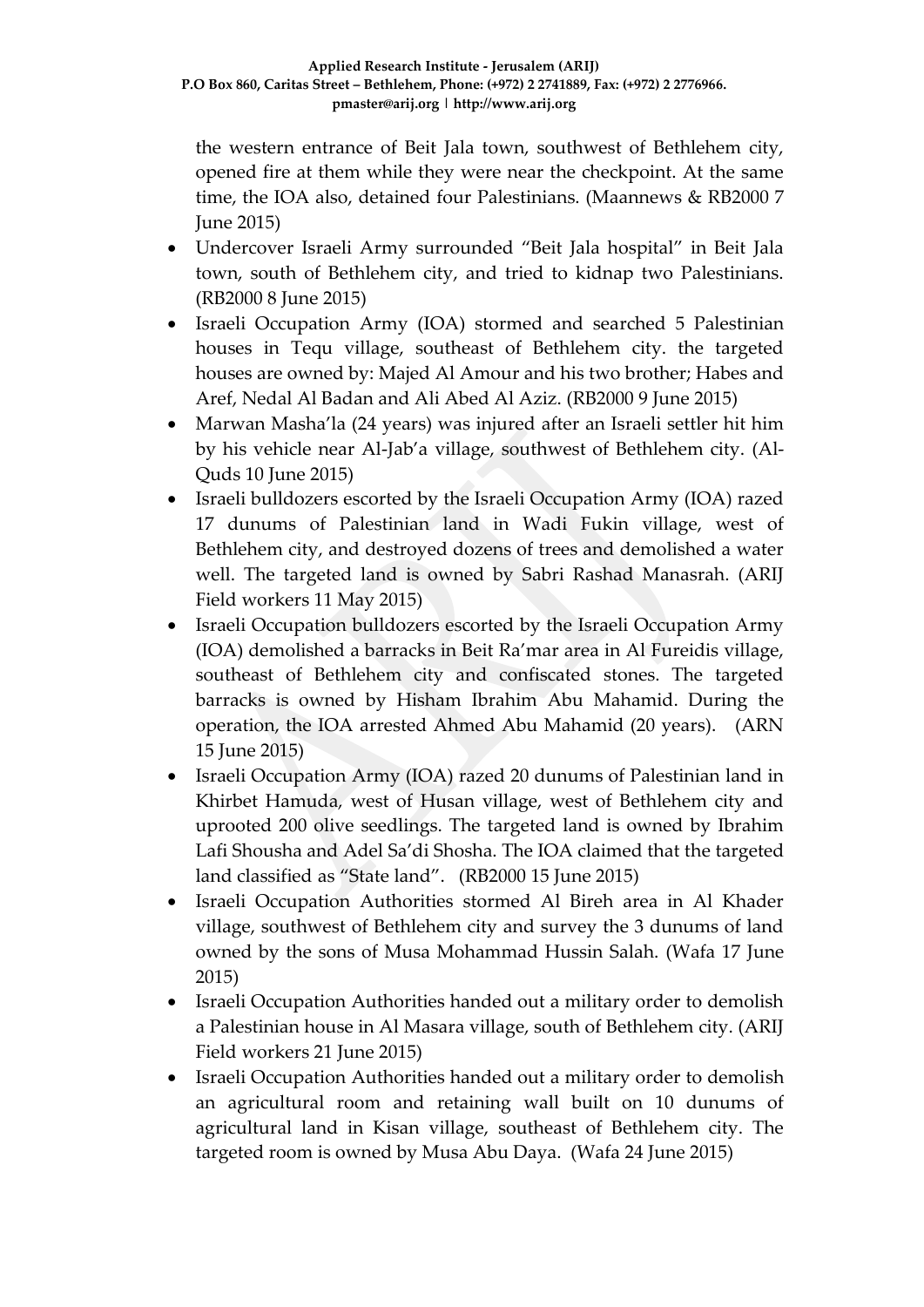the western entrance of Beit Jala town, southwest of Bethlehem city, opened fire at them while they were near the checkpoint. At the same time, the IOA also, detained four Palestinians. (Maannews & RB2000 7 June 2015)

- Undercover Israeli Army surrounded "Beit Jala hospital" in Beit Jala town, south of Bethlehem city, and tried to kidnap two Palestinians. (RB2000 8 June 2015)
- Israeli Occupation Army (IOA) stormed and searched 5 Palestinian houses in Tequ village, southeast of Bethlehem city. the targeted houses are owned by: Majed Al Amour and his two brother; Habes and Aref, Nedal Al Badan and Ali Abed Al Aziz. (RB2000 9 June 2015)
- Marwan Masha'la (24 years) was injured after an Israeli settler hit him by his vehicle near Al-Jab'a village, southwest of Bethlehem city. (Al-Quds 10 June 2015)
- Israeli bulldozers escorted by the Israeli Occupation Army (IOA) razed 17 dunums of Palestinian land in Wadi Fukin village, west of Bethlehem city, and destroyed dozens of trees and demolished a water well. The targeted land is owned by Sabri Rashad Manasrah. (ARIJ Field workers 11 May 2015)
- Israeli Occupation bulldozers escorted by the Israeli Occupation Army (IOA) demolished a barracks in Beit Ra'mar area in Al Fureidis village, southeast of Bethlehem city and confiscated stones. The targeted barracks is owned by Hisham Ibrahim Abu Mahamid. During the operation, the IOA arrested Ahmed Abu Mahamid (20 years). (ARN 15 June 2015)
- Israeli Occupation Army (IOA) razed 20 dunums of Palestinian land in Khirbet Hamuda, west of Husan village, west of Bethlehem city and uprooted 200 olive seedlings. The targeted land is owned by Ibrahim Lafi Shousha and Adel Sa'di Shosha. The IOA claimed that the targeted land classified as "State land". (RB2000 15 June 2015)
- Israeli Occupation Authorities stormed Al Bireh area in Al Khader village, southwest of Bethlehem city and survey the 3 dunums of land owned by the sons of Musa Mohammad Hussin Salah. (Wafa 17 June 2015)
- Israeli Occupation Authorities handed out a military order to demolish a Palestinian house in Al Masara village, south of Bethlehem city. (ARIJ Field workers 21 June 2015)
- Israeli Occupation Authorities handed out a military order to demolish an agricultural room and retaining wall built on 10 dunums of agricultural land in Kisan village, southeast of Bethlehem city. The targeted room is owned by Musa Abu Daya. (Wafa 24 June 2015)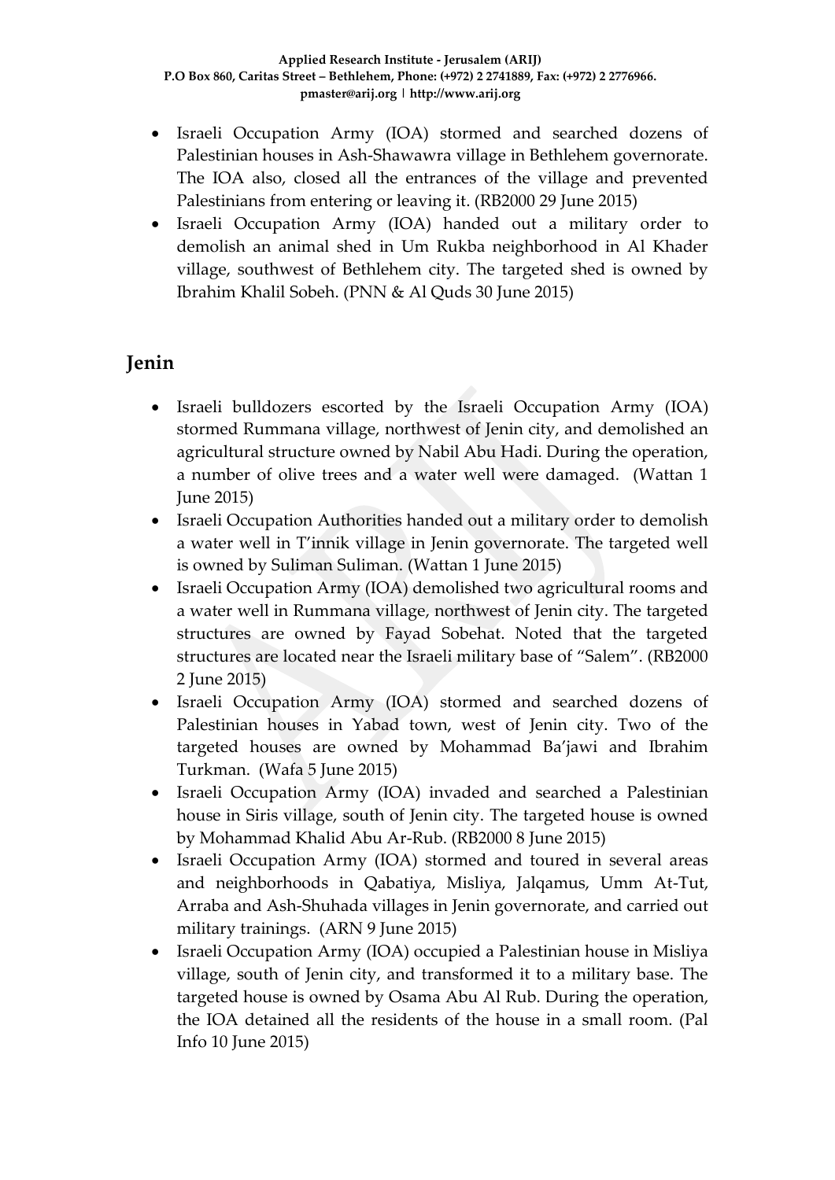- Israeli Occupation Army (IOA) stormed and searched dozens of Palestinian houses in Ash-Shawawra village in Bethlehem governorate. The IOA also, closed all the entrances of the village and prevented Palestinians from entering or leaving it. (RB2000 29 June 2015)
- Israeli Occupation Army (IOA) handed out a military order to demolish an animal shed in Um Rukba neighborhood in Al Khader village, southwest of Bethlehem city. The targeted shed is owned by Ibrahim Khalil Sobeh. (PNN & Al Quds 30 June 2015)

## Jenin

- Israeli bulldozers escorted by the Israeli Occupation Army (IOA) stormed Rummana village, northwest of Jenin city, and demolished an agricultural structure owned by Nabil Abu Hadi. During the operation, a number of olive trees and a water well were damaged. (Wattan 1 June 2015)
- Israeli Occupation Authorities handed out a military order to demolish a water well in T'innik village in Jenin governorate. The targeted well is owned by Suliman Suliman. (Wattan 1 June 2015)
- Israeli Occupation Army (IOA) demolished two agricultural rooms and a water well in Rummana village, northwest of Jenin city. The targeted structures are owned by Fayad Sobehat. Noted that the targeted structures are located near the Israeli military base of "Salem". (RB2000 2 June 2015)
- Israeli Occupation Army (IOA) stormed and searched dozens of Palestinian houses in Yabad town, west of Jenin city. Two of the targeted houses are owned by Mohammad Ba'jawi and Ibrahim Turkman. (Wafa 5 June 2015)
- Israeli Occupation Army (IOA) invaded and searched a Palestinian house in Siris village, south of Jenin city. The targeted house is owned by Mohammad Khalid Abu Ar-Rub. (RB2000 8 June 2015)
- Israeli Occupation Army (IOA) stormed and toured in several areas and neighborhoods in Qabatiya, Misliya, Jalqamus, Umm At-Tut, Arraba and Ash-Shuhada villages in Jenin governorate, and carried out military trainings. (ARN 9 June 2015)
- Israeli Occupation Army (IOA) occupied a Palestinian house in Misliya village, south of Jenin city, and transformed it to a military base. The targeted house is owned by Osama Abu Al Rub. During the operation, the IOA detained all the residents of the house in a small room. (Pal Info 10 June 2015)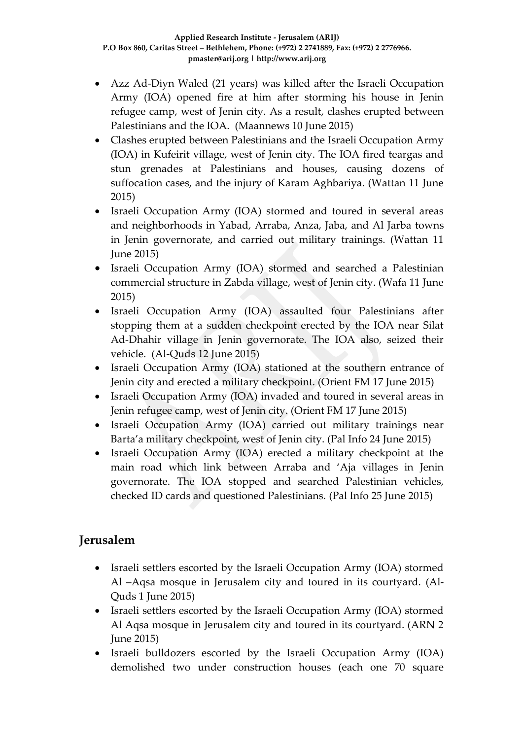- Azz Ad-Diyn Waled (21 years) was killed after the Israeli Occupation Army (IOA) opened fire at him after storming his house in Jenin refugee camp, west of Jenin city. As a result, clashes erupted between Palestinians and the IOA. (Maannews 10 June 2015)
- Clashes erupted between Palestinians and the Israeli Occupation Army (IOA) in Kufeirit village, west of Jenin city. The IOA fired teargas and stun grenades at Palestinians and houses, causing dozens of suffocation cases, and the injury of Karam Aghbariya. (Wattan 11 June 2015)
- Israeli Occupation Army (IOA) stormed and toured in several areas and neighborhoods in Yabad, Arraba, Anza, Jaba, and Al Jarba towns in Jenin governorate, and carried out military trainings. (Wattan 11 June 2015)
- Israeli Occupation Army (IOA) stormed and searched a Palestinian commercial structure in Zabda village, west of Jenin city. (Wafa 11 June 2015)
- Israeli Occupation Army (IOA) assaulted four Palestinians after stopping them at a sudden checkpoint erected by the IOA near Silat Ad-Dhahir village in Jenin governorate. The IOA also, seized their vehicle. (Al-Quds 12 June 2015)
- Israeli Occupation Army (IOA) stationed at the southern entrance of Jenin city and erected a military checkpoint. (Orient FM 17 June 2015)
- Israeli Occupation Army (IOA) invaded and toured in several areas in Jenin refugee camp, west of Jenin city. (Orient FM 17 June 2015)
- Israeli Occupation Army (IOA) carried out military trainings near Barta'a military checkpoint, west of Jenin city. (Pal Info 24 June 2015)
- Israeli Occupation Army (IOA) erected a military checkpoint at the main road which link between Arraba and 'Aja villages in Jenin governorate. The IOA stopped and searched Palestinian vehicles, checked ID cards and questioned Palestinians. (Pal Info 25 June 2015)

## Jerusalem

- Israeli settlers escorted by the Israeli Occupation Army (IOA) stormed Al –Aqsa mosque in Jerusalem city and toured in its courtyard. (Al-Quds 1 June 2015)
- Israeli settlers escorted by the Israeli Occupation Army (IOA) stormed Al Aqsa mosque in Jerusalem city and toured in its courtyard. (ARN 2 June 2015)
- Israeli bulldozers escorted by the Israeli Occupation Army (IOA) demolished two under construction houses (each one 70 square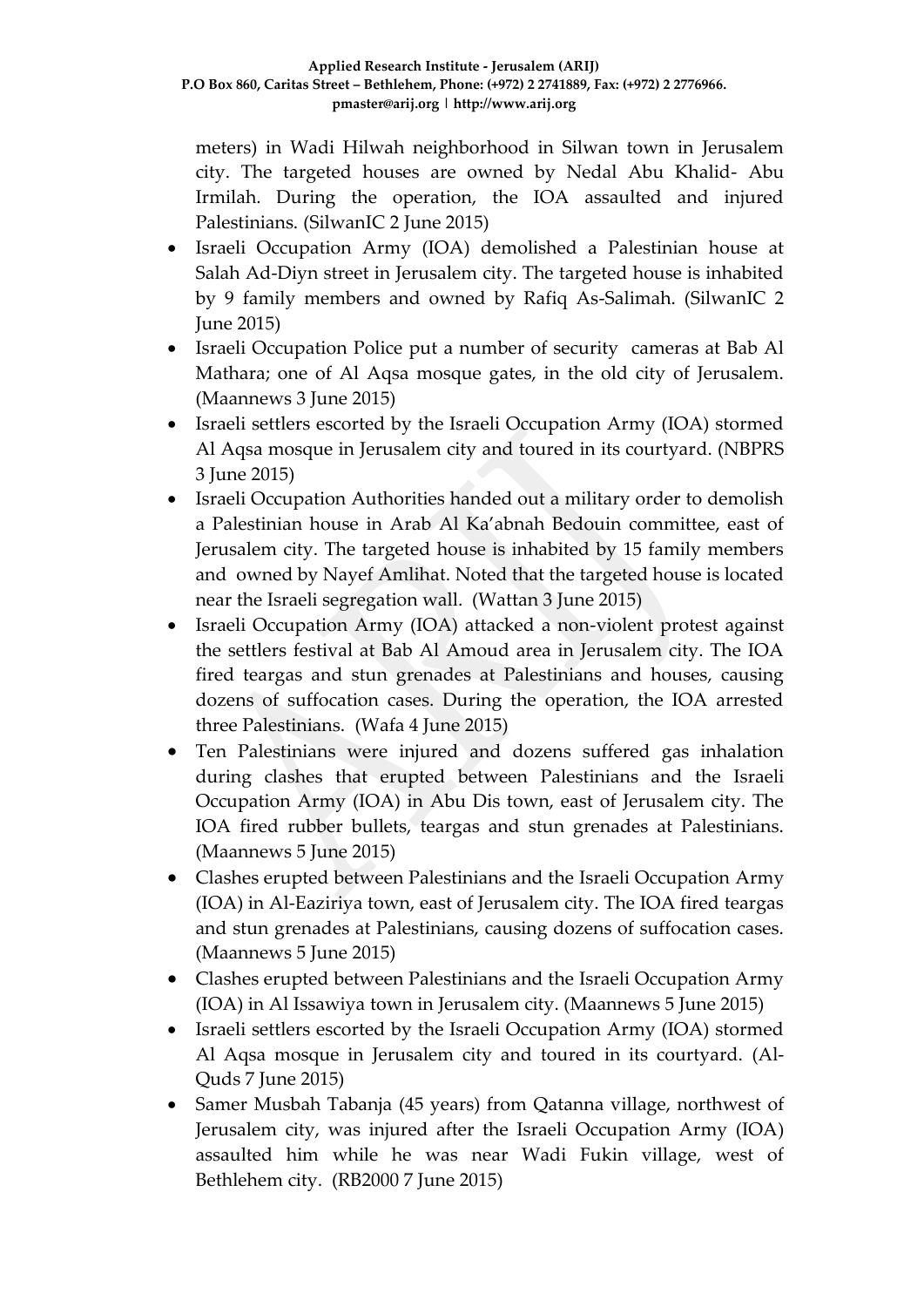meters) in Wadi Hilwah neighborhood in Silwan town in Jerusalem city. The targeted houses are owned by Nedal Abu Khalid- Abu Irmilah. During the operation, the IOA assaulted and injured Palestinians. (SilwanIC 2 June 2015)

- Israeli Occupation Army (IOA) demolished a Palestinian house at Salah Ad-Diyn street in Jerusalem city. The targeted house is inhabited by 9 family members and owned by Rafiq As-Salimah. (SilwanIC 2 June 2015)
- Israeli Occupation Police put a number of security cameras at Bab Al Mathara; one of Al Aqsa mosque gates, in the old city of Jerusalem. (Maannews 3 June 2015)
- Israeli settlers escorted by the Israeli Occupation Army (IOA) stormed Al Aqsa mosque in Jerusalem city and toured in its courtyard. (NBPRS 3 June 2015)
- Israeli Occupation Authorities handed out a military order to demolish a Palestinian house in Arab Al Ka'abnah Bedouin committee, east of Jerusalem city. The targeted house is inhabited by 15 family members and owned by Nayef Amlihat. Noted that the targeted house is located near the Israeli segregation wall. (Wattan 3 June 2015)
- Israeli Occupation Army (IOA) attacked a non-violent protest against the settlers festival at Bab Al Amoud area in Jerusalem city. The IOA fired teargas and stun grenades at Palestinians and houses, causing dozens of suffocation cases. During the operation, the IOA arrested three Palestinians. (Wafa 4 June 2015)
- Ten Palestinians were injured and dozens suffered gas inhalation during clashes that erupted between Palestinians and the Israeli Occupation Army (IOA) in Abu Dis town, east of Jerusalem city. The IOA fired rubber bullets, teargas and stun grenades at Palestinians. (Maannews 5 June 2015)
- Clashes erupted between Palestinians and the Israeli Occupation Army (IOA) in Al-Eaziriya town, east of Jerusalem city. The IOA fired teargas and stun grenades at Palestinians, causing dozens of suffocation cases. (Maannews 5 June 2015)
- Clashes erupted between Palestinians and the Israeli Occupation Army (IOA) in Al Issawiya town in Jerusalem city. (Maannews 5 June 2015)
- Israeli settlers escorted by the Israeli Occupation Army (IOA) stormed Al Aqsa mosque in Jerusalem city and toured in its courtyard. (Al-Quds 7 June 2015)
- Samer Musbah Tabanja (45 years) from Qatanna village, northwest of Jerusalem city, was injured after the Israeli Occupation Army (IOA) assaulted him while he was near Wadi Fukin village, west of Bethlehem city. (RB2000 7 June 2015)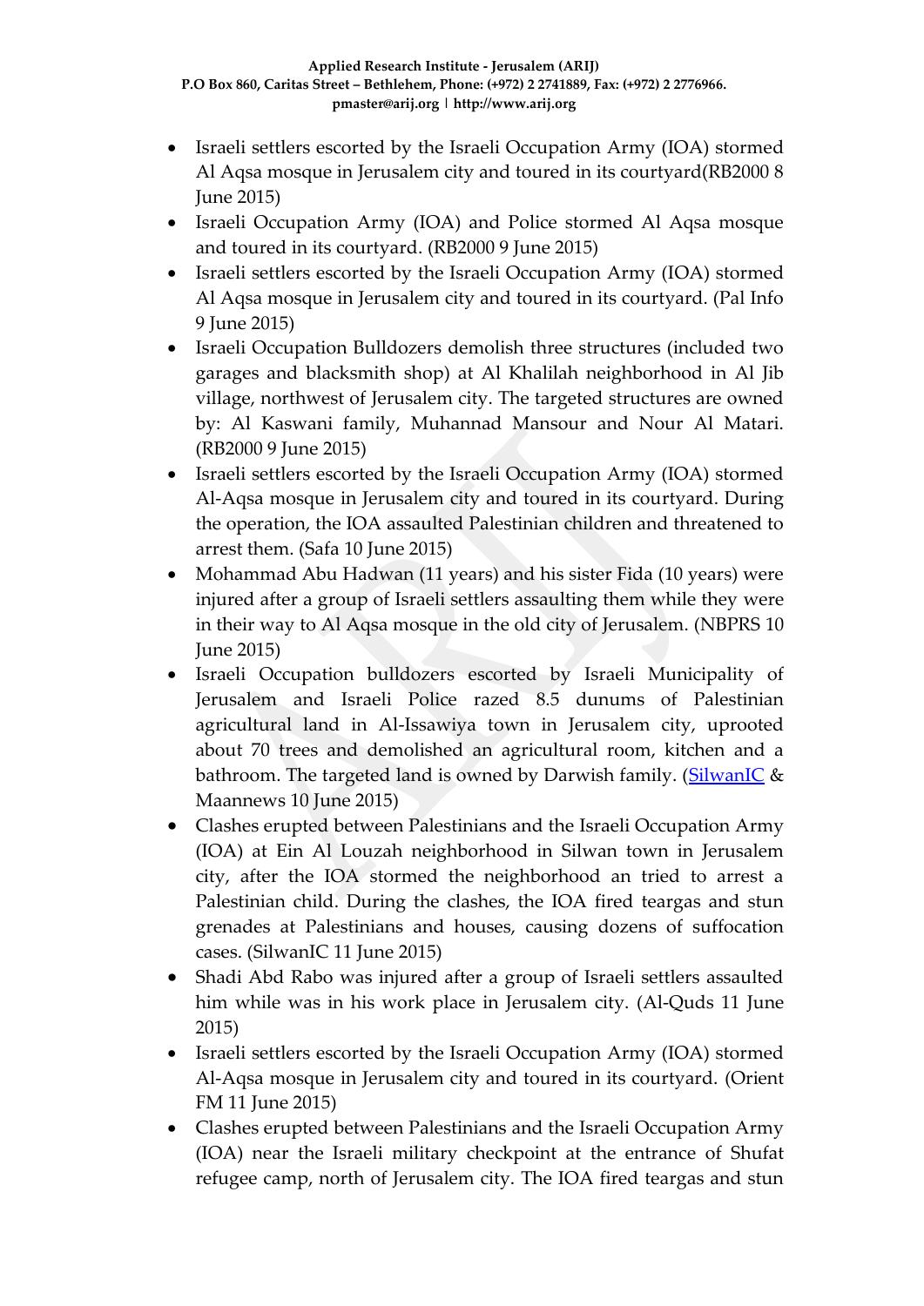- Israeli settlers escorted by the Israeli Occupation Army (IOA) stormed Al Aqsa mosque in Jerusalem city and toured in its courtyard(RB2000 8 June 2015)
- Israeli Occupation Army (IOA) and Police stormed Al Aqsa mosque and toured in its courtyard. (RB2000 9 June 2015)
- Israeli settlers escorted by the Israeli Occupation Army (IOA) stormed Al Aqsa mosque in Jerusalem city and toured in its courtyard. (Pal Info 9 June 2015)
- Israeli Occupation Bulldozers demolish three structures (included two garages and blacksmith shop) at Al Khalilah neighborhood in Al Jib village, northwest of Jerusalem city. The targeted structures are owned by: Al Kaswani family, Muhannad Mansour and Nour Al Matari. (RB2000 9 June 2015)
- Israeli settlers escorted by the Israeli Occupation Army (IOA) stormed Al-Aqsa mosque in Jerusalem city and toured in its courtyard. During the operation, the IOA assaulted Palestinian children and threatened to arrest them. (Safa 10 June 2015)
- Mohammad Abu Hadwan (11 years) and his sister Fida (10 years) were injured after a group of Israeli settlers assaulting them while they were in their way to Al Aqsa mosque in the old city of Jerusalem. (NBPRS 10 June 2015)
- Israeli Occupation bulldozers escorted by Israeli Municipality of Jerusalem and Israeli Police razed 8.5 dunums of Palestinian agricultural land in Al-Issawiya town in Jerusalem city, uprooted about 70 trees and demolished an agricultural room, kitchen and a bathroom. The targeted land is owned by Darwish family. (SilwanIC & Maannews 10 June 2015)
- Clashes erupted between Palestinians and the Israeli Occupation Army (IOA) at Ein Al Louzah neighborhood in Silwan town in Jerusalem city, after the IOA stormed the neighborhood an tried to arrest a Palestinian child. During the clashes, the IOA fired teargas and stun grenades at Palestinians and houses, causing dozens of suffocation cases. (SilwanIC 11 June 2015)
- Shadi Abd Rabo was injured after a group of Israeli settlers assaulted him while was in his work place in Jerusalem city. (Al-Quds 11 June 2015)
- Israeli settlers escorted by the Israeli Occupation Army (IOA) stormed Al-Aqsa mosque in Jerusalem city and toured in its courtyard. (Orient FM 11 June 2015)
- Clashes erupted between Palestinians and the Israeli Occupation Army (IOA) near the Israeli military checkpoint at the entrance of Shufat refugee camp, north of Jerusalem city. The IOA fired teargas and stun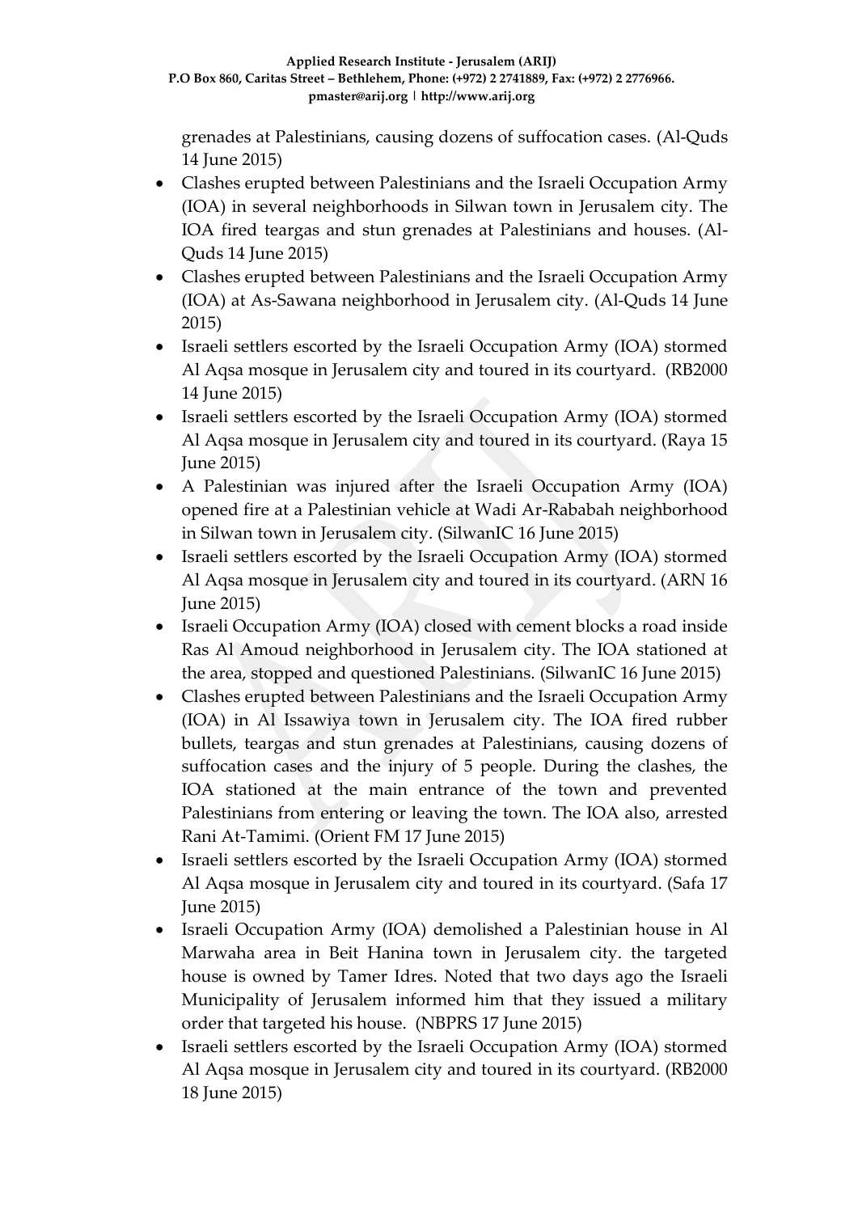grenades at Palestinians, causing dozens of suffocation cases. (Al-Quds 14 June 2015)

- Clashes erupted between Palestinians and the Israeli Occupation Army (IOA) in several neighborhoods in Silwan town in Jerusalem city. The IOA fired teargas and stun grenades at Palestinians and houses. (Al-Quds 14 June 2015)
- Clashes erupted between Palestinians and the Israeli Occupation Army (IOA) at As-Sawana neighborhood in Jerusalem city. (Al-Quds 14 June 2015)
- Israeli settlers escorted by the Israeli Occupation Army (IOA) stormed Al Aqsa mosque in Jerusalem city and toured in its courtyard. (RB2000 14 June 2015)
- Israeli settlers escorted by the Israeli Occupation Army (IOA) stormed Al Aqsa mosque in Jerusalem city and toured in its courtyard. (Raya 15 June 2015)
- A Palestinian was injured after the Israeli Occupation Army (IOA) opened fire at a Palestinian vehicle at Wadi Ar-Rababah neighborhood in Silwan town in Jerusalem city. (SilwanIC 16 June 2015)
- Israeli settlers escorted by the Israeli Occupation Army (IOA) stormed Al Aqsa mosque in Jerusalem city and toured in its courtyard. (ARN 16 June 2015)
- Israeli Occupation Army (IOA) closed with cement blocks a road inside Ras Al Amoud neighborhood in Jerusalem city. The IOA stationed at the area, stopped and questioned Palestinians. (SilwanIC 16 June 2015)
- Clashes erupted between Palestinians and the Israeli Occupation Army (IOA) in Al Issawiya town in Jerusalem city. The IOA fired rubber bullets, teargas and stun grenades at Palestinians, causing dozens of suffocation cases and the injury of 5 people. During the clashes, the IOA stationed at the main entrance of the town and prevented Palestinians from entering or leaving the town. The IOA also, arrested Rani At-Tamimi. (Orient FM 17 June 2015)
- Israeli settlers escorted by the Israeli Occupation Army (IOA) stormed Al Aqsa mosque in Jerusalem city and toured in its courtyard. (Safa 17 June 2015)
- Israeli Occupation Army (IOA) demolished a Palestinian house in Al Marwaha area in Beit Hanina town in Jerusalem city. the targeted house is owned by Tamer Idres. Noted that two days ago the Israeli Municipality of Jerusalem informed him that they issued a military order that targeted his house. (NBPRS 17 June 2015)
- Israeli settlers escorted by the Israeli Occupation Army (IOA) stormed Al Aqsa mosque in Jerusalem city and toured in its courtyard. (RB2000 18 June 2015)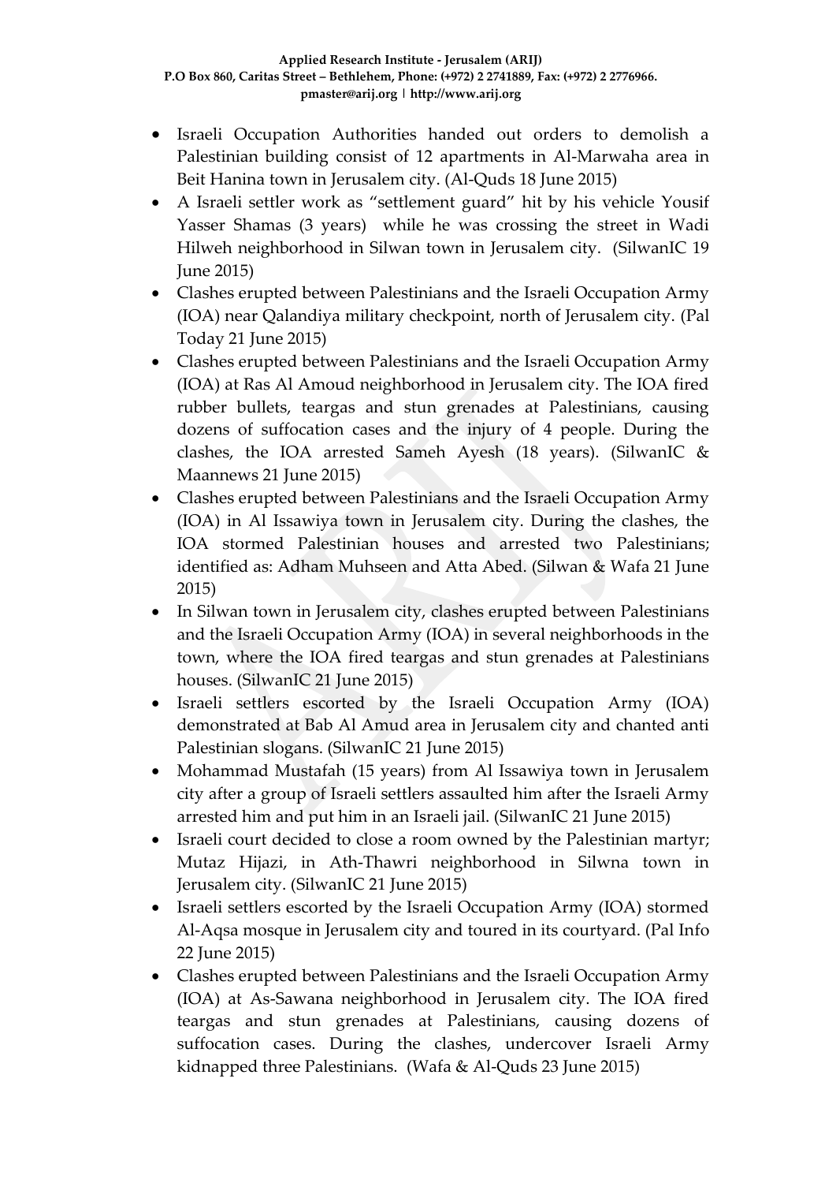- Israeli Occupation Authorities handed out orders to demolish a Palestinian building consist of 12 apartments in Al-Marwaha area in Beit Hanina town in Jerusalem city. (Al-Quds 18 June 2015)
- A Israeli settler work as "settlement guard" hit by his vehicle Yousif Yasser Shamas (3 years) while he was crossing the street in Wadi Hilweh neighborhood in Silwan town in Jerusalem city. (SilwanIC 19 June 2015)
- Clashes erupted between Palestinians and the Israeli Occupation Army (IOA) near Qalandiya military checkpoint, north of Jerusalem city. (Pal Today 21 June 2015)
- Clashes erupted between Palestinians and the Israeli Occupation Army (IOA) at Ras Al Amoud neighborhood in Jerusalem city. The IOA fired rubber bullets, teargas and stun grenades at Palestinians, causing dozens of suffocation cases and the injury of 4 people. During the clashes, the IOA arrested Sameh Ayesh (18 years). (SilwanIC & Maannews 21 June 2015)
- Clashes erupted between Palestinians and the Israeli Occupation Army (IOA) in Al Issawiya town in Jerusalem city. During the clashes, the IOA stormed Palestinian houses and arrested two Palestinians; identified as: Adham Muhseen and Atta Abed. (Silwan & Wafa 21 June 2015)
- In Silwan town in Jerusalem city, clashes erupted between Palestinians and the Israeli Occupation Army (IOA) in several neighborhoods in the town, where the IOA fired teargas and stun grenades at Palestinians houses. (SilwanIC 21 June 2015)
- Israeli settlers escorted by the Israeli Occupation Army (IOA) demonstrated at Bab Al Amud area in Jerusalem city and chanted anti Palestinian slogans. (SilwanIC 21 June 2015)
- Mohammad Mustafah (15 years) from Al Issawiya town in Jerusalem city after a group of Israeli settlers assaulted him after the Israeli Army arrested him and put him in an Israeli jail. (SilwanIC 21 June 2015)
- Israeli court decided to close a room owned by the Palestinian martyr; Mutaz Hijazi, in Ath-Thawri neighborhood in Silwna town in Jerusalem city. (SilwanIC 21 June 2015)
- Israeli settlers escorted by the Israeli Occupation Army (IOA) stormed Al-Aqsa mosque in Jerusalem city and toured in its courtyard. (Pal Info 22 June 2015)
- Clashes erupted between Palestinians and the Israeli Occupation Army (IOA) at As-Sawana neighborhood in Jerusalem city. The IOA fired teargas and stun grenades at Palestinians, causing dozens of suffocation cases. During the clashes, undercover Israeli Army kidnapped three Palestinians. (Wafa & Al-Quds 23 June 2015)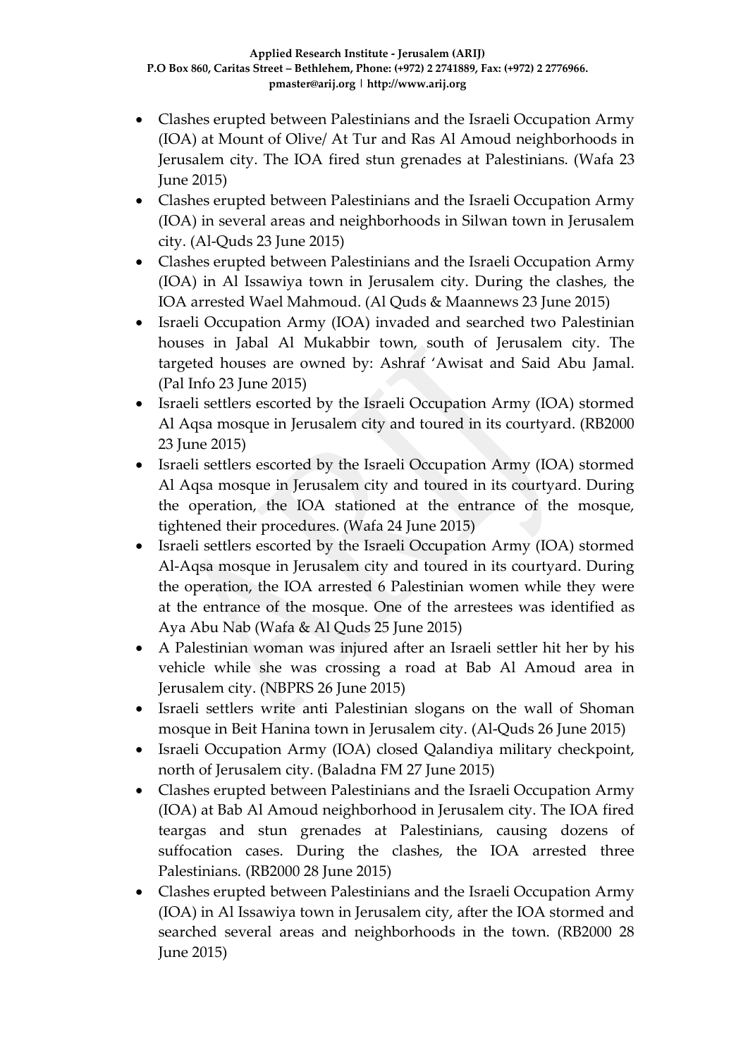- Clashes erupted between Palestinians and the Israeli Occupation Army (IOA) at Mount of Olive/ At Tur and Ras Al Amoud neighborhoods in Jerusalem city. The IOA fired stun grenades at Palestinians. (Wafa 23 June 2015)
- Clashes erupted between Palestinians and the Israeli Occupation Army (IOA) in several areas and neighborhoods in Silwan town in Jerusalem city. (Al-Quds 23 June 2015)
- Clashes erupted between Palestinians and the Israeli Occupation Army (IOA) in Al Issawiya town in Jerusalem city. During the clashes, the IOA arrested Wael Mahmoud. (Al Quds & Maannews 23 June 2015)
- Israeli Occupation Army (IOA) invaded and searched two Palestinian houses in Jabal Al Mukabbir town, south of Jerusalem city. The targeted houses are owned by: Ashraf 'Awisat and Said Abu Jamal. (Pal Info 23 June 2015)
- Israeli settlers escorted by the Israeli Occupation Army (IOA) stormed Al Aqsa mosque in Jerusalem city and toured in its courtyard. (RB2000 23 June 2015)
- Israeli settlers escorted by the Israeli Occupation Army (IOA) stormed Al Aqsa mosque in Jerusalem city and toured in its courtyard. During the operation, the IOA stationed at the entrance of the mosque, tightened their procedures. (Wafa 24 June 2015)
- Israeli settlers escorted by the Israeli Occupation Army (IOA) stormed Al-Aqsa mosque in Jerusalem city and toured in its courtyard. During the operation, the IOA arrested 6 Palestinian women while they were at the entrance of the mosque. One of the arrestees was identified as Aya Abu Nab (Wafa & Al Quds 25 June 2015)
- A Palestinian woman was injured after an Israeli settler hit her by his vehicle while she was crossing a road at Bab Al Amoud area in Jerusalem city. (NBPRS 26 June 2015)
- Israeli settlers write anti Palestinian slogans on the wall of Shoman mosque in Beit Hanina town in Jerusalem city. (Al-Quds 26 June 2015)
- Israeli Occupation Army (IOA) closed Qalandiya military checkpoint, north of Jerusalem city. (Baladna FM 27 June 2015)
- Clashes erupted between Palestinians and the Israeli Occupation Army (IOA) at Bab Al Amoud neighborhood in Jerusalem city. The IOA fired teargas and stun grenades at Palestinians, causing dozens of suffocation cases. During the clashes, the IOA arrested three Palestinians. (RB2000 28 June 2015)
- Clashes erupted between Palestinians and the Israeli Occupation Army (IOA) in Al Issawiya town in Jerusalem city, after the IOA stormed and searched several areas and neighborhoods in the town. (RB2000 28 June 2015)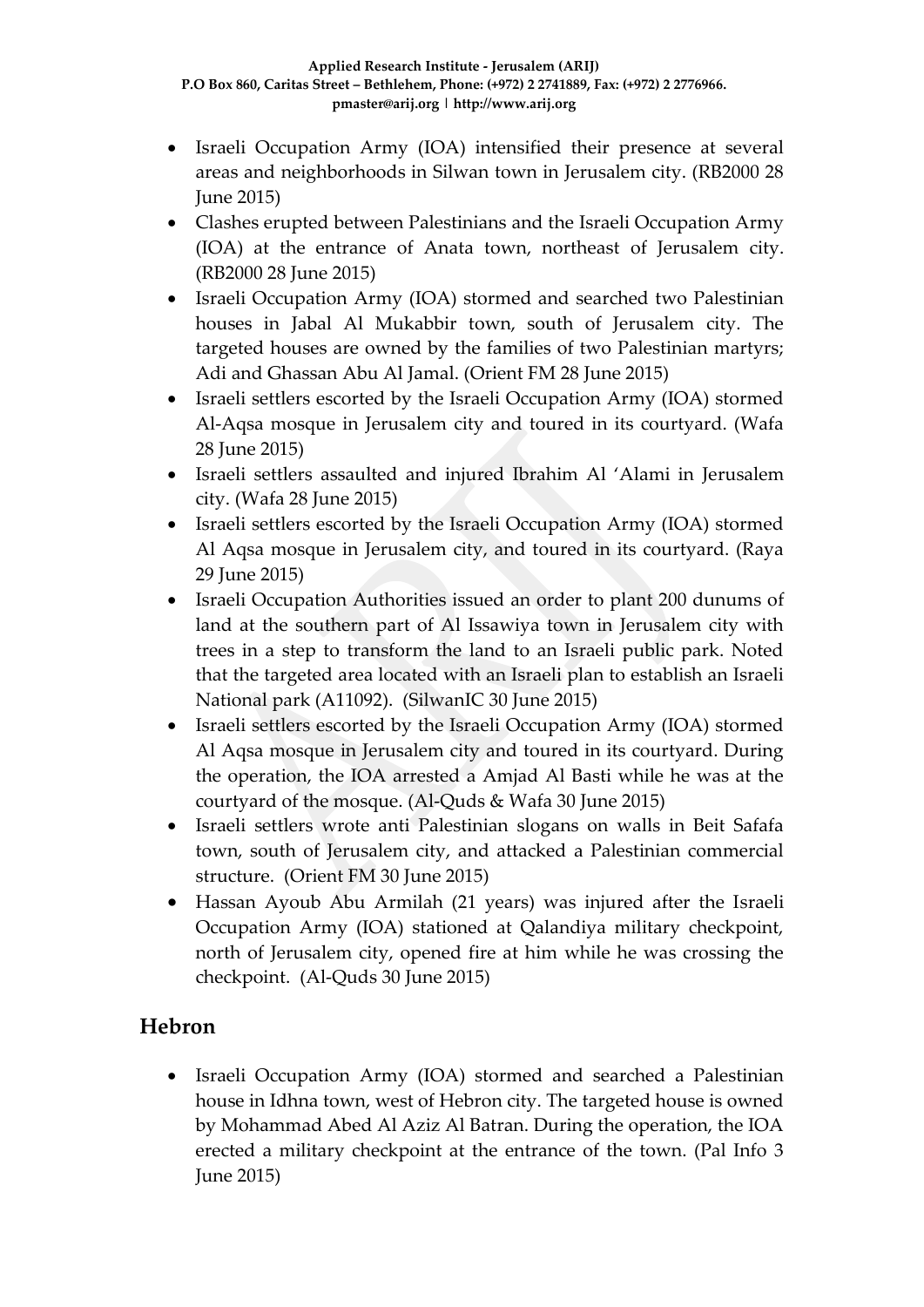- Israeli Occupation Army (IOA) intensified their presence at several areas and neighborhoods in Silwan town in Jerusalem city. (RB2000 28 June 2015)
- Clashes erupted between Palestinians and the Israeli Occupation Army (IOA) at the entrance of Anata town, northeast of Jerusalem city. (RB2000 28 June 2015)
- Israeli Occupation Army (IOA) stormed and searched two Palestinian houses in Jabal Al Mukabbir town, south of Jerusalem city. The targeted houses are owned by the families of two Palestinian martyrs; Adi and Ghassan Abu Al Jamal. (Orient FM 28 June 2015)
- Israeli settlers escorted by the Israeli Occupation Army (IOA) stormed Al-Aqsa mosque in Jerusalem city and toured in its courtyard. (Wafa 28 June 2015)
- Israeli settlers assaulted and injured Ibrahim Al 'Alami in Jerusalem city. (Wafa 28 June 2015)
- Israeli settlers escorted by the Israeli Occupation Army (IOA) stormed Al Aqsa mosque in Jerusalem city, and toured in its courtyard. (Raya 29 June 2015)
- Israeli Occupation Authorities issued an order to plant 200 dunums of land at the southern part of Al Issawiya town in Jerusalem city with trees in a step to transform the land to an Israeli public park. Noted that the targeted area located with an Israeli plan to establish an Israeli National park (A11092). (SilwanIC 30 June 2015)
- Israeli settlers escorted by the Israeli Occupation Army (IOA) stormed Al Aqsa mosque in Jerusalem city and toured in its courtyard. During the operation, the IOA arrested a Amjad Al Basti while he was at the courtyard of the mosque. (Al-Quds & Wafa 30 June 2015)
- Israeli settlers wrote anti Palestinian slogans on walls in Beit Safafa town, south of Jerusalem city, and attacked a Palestinian commercial structure. (Orient FM 30 June 2015)
- Hassan Ayoub Abu Armilah (21 years) was injured after the Israeli Occupation Army (IOA) stationed at Qalandiya military checkpoint, north of Jerusalem city, opened fire at him while he was crossing the checkpoint. (Al-Quds 30 June 2015)

## Hebron

- Israeli Occupation Army (IOA) stormed and searched a Palestinian house in Idhna town, west of Hebron city. The targeted house is owned by Mohammad Abed Al Aziz Al Batran. During the operation, the IOA erected a military checkpoint at the entrance of the town. (Pal Info 3 June 2015)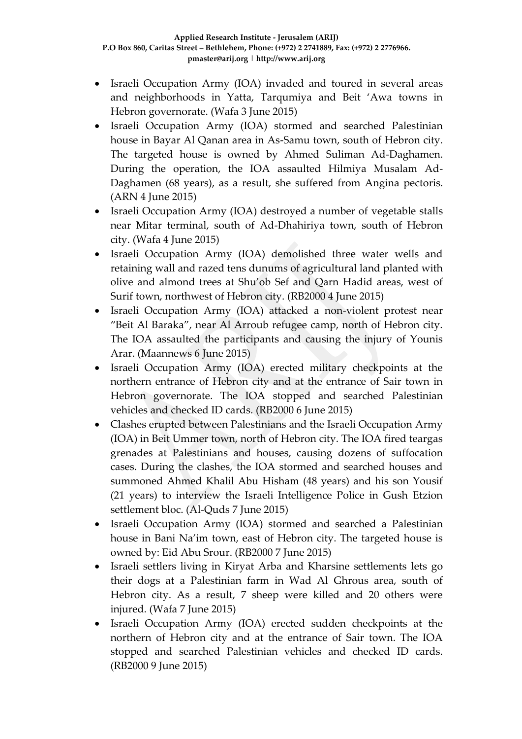- Israeli Occupation Army (IOA) invaded and toured in several areas and neighborhoods in Yatta, Tarqumiya and Beit 'Awa towns in Hebron governorate. (Wafa 3 June 2015)
- Israeli Occupation Army (IOA) stormed and searched Palestinian house in Bayar Al Qanan area in As-Samu town, south of Hebron city. The targeted house is owned by Ahmed Suliman Ad-Daghamen. During the operation, the IOA assaulted Hilmiya Musalam Ad-Daghamen (68 years), as a result, she suffered from Angina pectoris. (ARN 4 June 2015)
- Israeli Occupation Army (IOA) destroyed a number of vegetable stalls near Mitar terminal, south of Ad-Dhahiriya town, south of Hebron city. (Wafa 4 June 2015)
- Israeli Occupation Army (IOA) demolished three water wells and retaining wall and razed tens dunums of agricultural land planted with olive and almond trees at Shu'ob Sef and Qarn Hadid areas, west of Surif town, northwest of Hebron city. (RB2000 4 June 2015)
- Israeli Occupation Army (IOA) attacked a non-violent protest near "Beit Al Baraka", near Al Arroub refugee camp, north of Hebron city. The IOA assaulted the participants and causing the injury of Younis Arar. (Maannews 6 June 2015)
- Israeli Occupation Army (IOA) erected military checkpoints at the northern entrance of Hebron city and at the entrance of Sair town in Hebron governorate. The IOA stopped and searched Palestinian vehicles and checked ID cards. (RB2000 6 June 2015)
- Clashes erupted between Palestinians and the Israeli Occupation Army (IOA) in Beit Ummer town, north of Hebron city. The IOA fired teargas grenades at Palestinians and houses, causing dozens of suffocation cases. During the clashes, the IOA stormed and searched houses and summoned Ahmed Khalil Abu Hisham (48 years) and his son Yousif (21 years) to interview the Israeli Intelligence Police in Gush Etzion settlement bloc. (Al-Quds 7 June 2015)
- Israeli Occupation Army (IOA) stormed and searched a Palestinian house in Bani Na'im town, east of Hebron city. The targeted house is owned by: Eid Abu Srour. (RB2000 7 June 2015)
- Israeli settlers living in Kiryat Arba and Kharsine settlements lets go their dogs at a Palestinian farm in Wad Al Ghrous area, south of Hebron city. As a result, 7 sheep were killed and 20 others were injured. (Wafa 7 June 2015)
- Israeli Occupation Army (IOA) erected sudden checkpoints at the northern of Hebron city and at the entrance of Sair town. The IOA stopped and searched Palestinian vehicles and checked ID cards. (RB2000 9 June 2015)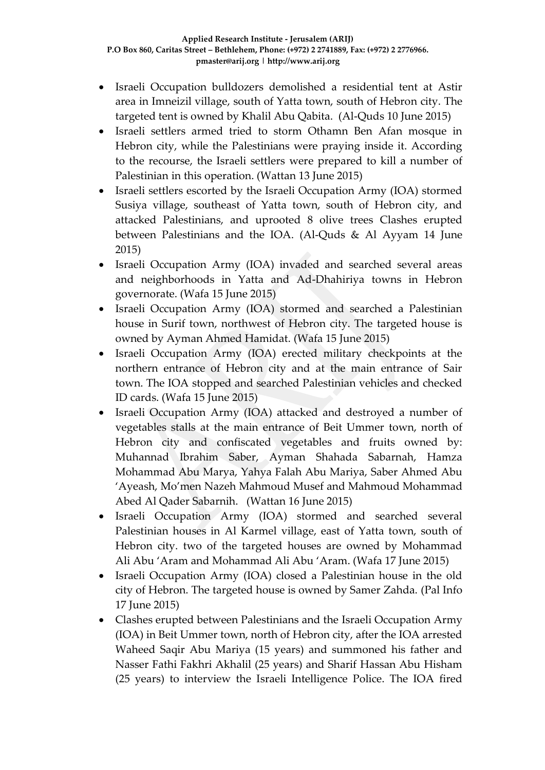- Israeli Occupation bulldozers demolished a residential tent at Astir area in Imneizil village, south of Yatta town, south of Hebron city. The targeted tent is owned by Khalil Abu Qabita. (Al-Quds 10 June 2015)
- Israeli settlers armed tried to storm Othamn Ben Afan mosque in Hebron city, while the Palestinians were praying inside it. According to the recourse, the Israeli settlers were prepared to kill a number of Palestinian in this operation. (Wattan 13 June 2015)
- Israeli settlers escorted by the Israeli Occupation Army (IOA) stormed Susiya village, southeast of Yatta town, south of Hebron city, and attacked Palestinians, and uprooted 8 olive trees Clashes erupted between Palestinians and the IOA. (Al-Quds & Al Ayyam 14 June 2015)
- Israeli Occupation Army (IOA) invaded and searched several areas and neighborhoods in Yatta and Ad-Dhahiriya towns in Hebron governorate. (Wafa 15 June 2015)
- Israeli Occupation Army (IOA) stormed and searched a Palestinian house in Surif town, northwest of Hebron city. The targeted house is owned by Ayman Ahmed Hamidat. (Wafa 15 June 2015)
- Israeli Occupation Army (IOA) erected military checkpoints at the northern entrance of Hebron city and at the main entrance of Sair town. The IOA stopped and searched Palestinian vehicles and checked ID cards. (Wafa 15 June 2015)
- Israeli Occupation Army (IOA) attacked and destroyed a number of vegetables stalls at the main entrance of Beit Ummer town, north of Hebron city and confiscated vegetables and fruits owned by: Muhannad Ibrahim Saber, Ayman Shahada Sabarnah, Hamza Mohammad Abu Marya, Yahya Falah Abu Mariya, Saber Ahmed Abu 'Ayeash, Mo'men Nazeh Mahmoud Musef and Mahmoud Mohammad Abed Al Qader Sabarnih. (Wattan 16 June 2015)
- Israeli Occupation Army (IOA) stormed and searched several Palestinian houses in Al Karmel village, east of Yatta town, south of Hebron city. two of the targeted houses are owned by Mohammad Ali Abu 'Aram and Mohammad Ali Abu 'Aram. (Wafa 17 June 2015)
- Israeli Occupation Army (IOA) closed a Palestinian house in the old city of Hebron. The targeted house is owned by Samer Zahda. (Pal Info 17 June 2015)
- Clashes erupted between Palestinians and the Israeli Occupation Army (IOA) in Beit Ummer town, north of Hebron city, after the IOA arrested Waheed Saqir Abu Mariya (15 years) and summoned his father and Nasser Fathi Fakhri Akhalil (25 years) and Sharif Hassan Abu Hisham (25 years) to interview the Israeli Intelligence Police. The IOA fired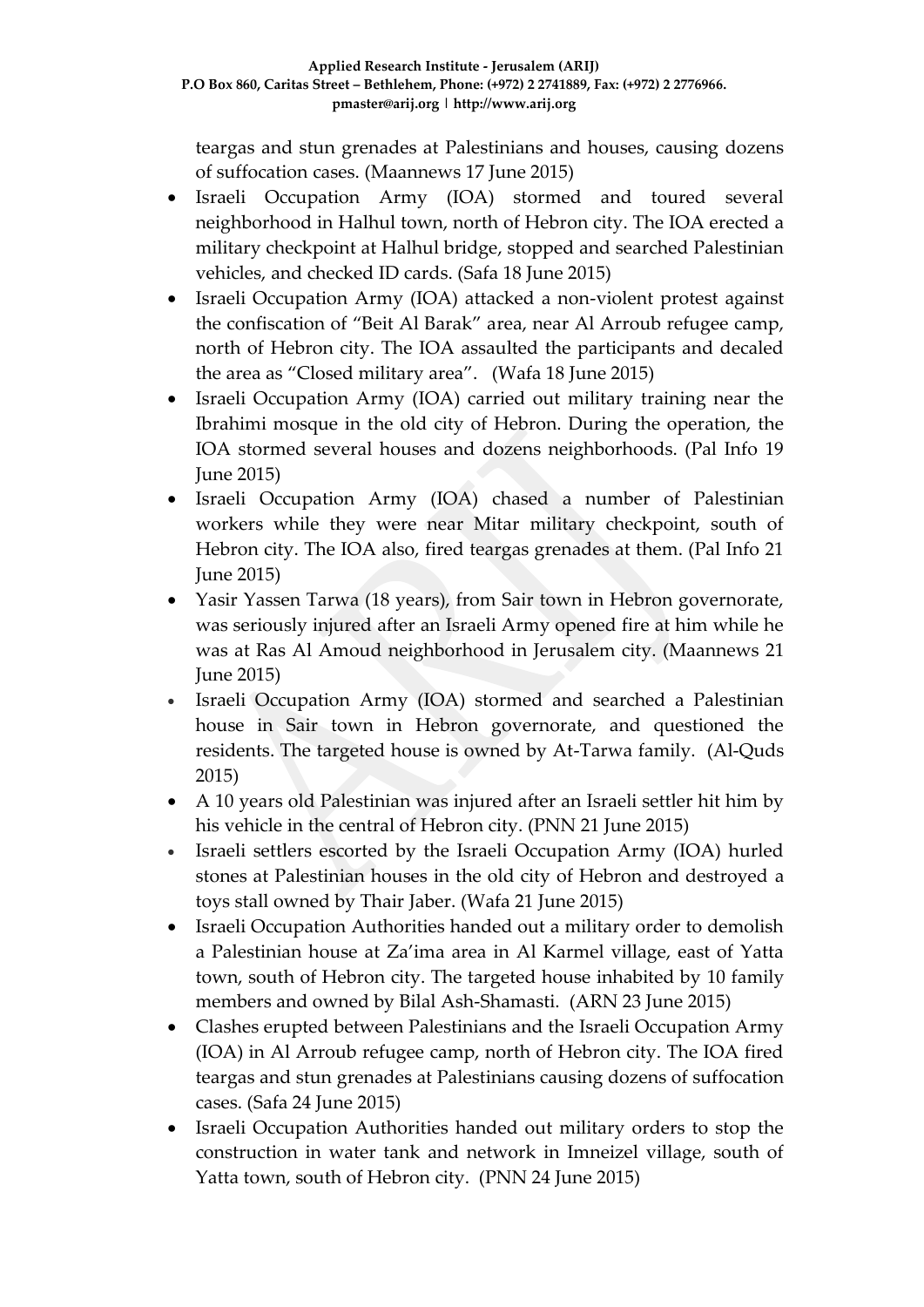teargas and stun grenades at Palestinians and houses, causing dozens of suffocation cases. (Maannews 17 June 2015)

- Israeli Occupation Army (IOA) stormed and toured several neighborhood in Halhul town, north of Hebron city. The IOA erected a military checkpoint at Halhul bridge, stopped and searched Palestinian vehicles, and checked ID cards. (Safa 18 June 2015)
- Israeli Occupation Army (IOA) attacked a non-violent protest against the confiscation of "Beit Al Barak" area, near Al Arroub refugee camp, north of Hebron city. The IOA assaulted the participants and decaled the area as "Closed military area". (Wafa 18 June 2015)
- Israeli Occupation Army (IOA) carried out military training near the Ibrahimi mosque in the old city of Hebron. During the operation, the IOA stormed several houses and dozens neighborhoods. (Pal Info 19 June 2015)
- Israeli Occupation Army (IOA) chased a number of Palestinian workers while they were near Mitar military checkpoint, south of Hebron city. The IOA also, fired teargas grenades at them. (Pal Info 21 June 2015)
- Yasir Yassen Tarwa (18 years), from Sair town in Hebron governorate, was seriously injured after an Israeli Army opened fire at him while he was at Ras Al Amoud neighborhood in Jerusalem city. (Maannews 21 June 2015)
- Israeli Occupation Army (IOA) stormed and searched a Palestinian house in Sair town in Hebron governorate, and questioned the residents. The targeted house is owned by At-Tarwa family. (Al-Quds 2015)
- A 10 years old Palestinian was injured after an Israeli settler hit him by his vehicle in the central of Hebron city. (PNN 21 June 2015)
- Israeli settlers escorted by the Israeli Occupation Army (IOA) hurled stones at Palestinian houses in the old city of Hebron and destroyed a toys stall owned by Thair Jaber. (Wafa 21 June 2015)
- Israeli Occupation Authorities handed out a military order to demolish a Palestinian house at Za'ima area in Al Karmel village, east of Yatta town, south of Hebron city. The targeted house inhabited by 10 family members and owned by Bilal Ash-Shamasti. (ARN 23 June 2015)
- Clashes erupted between Palestinians and the Israeli Occupation Army (IOA) in Al Arroub refugee camp, north of Hebron city. The IOA fired teargas and stun grenades at Palestinians causing dozens of suffocation cases. (Safa 24 June 2015)
- Israeli Occupation Authorities handed out military orders to stop the construction in water tank and network in Imneizel village, south of Yatta town, south of Hebron city. (PNN 24 June 2015)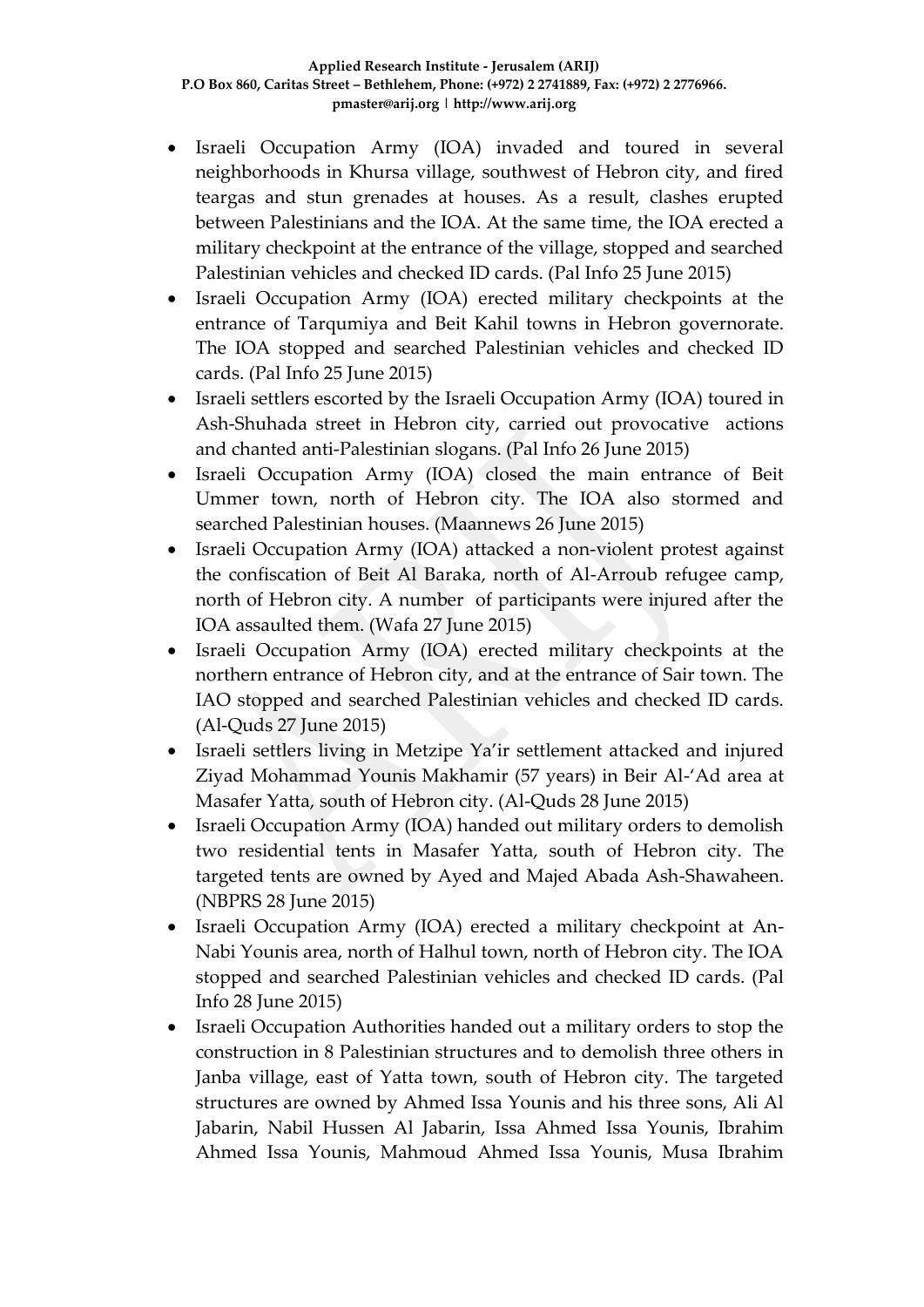- Israeli Occupation Army (IOA) invaded and toured in several neighborhoods in Khursa village, southwest of Hebron city, and fired teargas and stun grenades at houses. As a result, clashes erupted between Palestinians and the IOA. At the same time, the IOA erected a military checkpoint at the entrance of the village, stopped and searched Palestinian vehicles and checked ID cards. (Pal Info 25 June 2015)
- Israeli Occupation Army (IOA) erected military checkpoints at the entrance of Tarqumiya and Beit Kahil towns in Hebron governorate. The IOA stopped and searched Palestinian vehicles and checked ID cards. (Pal Info 25 June 2015)
- Israeli settlers escorted by the Israeli Occupation Army (IOA) toured in Ash-Shuhada street in Hebron city, carried out provocative actions and chanted anti-Palestinian slogans. (Pal Info 26 June 2015)
- Israeli Occupation Army (IOA) closed the main entrance of Beit Ummer town, north of Hebron city. The IOA also stormed and searched Palestinian houses. (Maannews 26 June 2015)
- Israeli Occupation Army (IOA) attacked a non-violent protest against the confiscation of Beit Al Baraka, north of Al-Arroub refugee camp, north of Hebron city. A number of participants were injured after the IOA assaulted them. (Wafa 27 June 2015)
- Israeli Occupation Army (IOA) erected military checkpoints at the northern entrance of Hebron city, and at the entrance of Sair town. The IAO stopped and searched Palestinian vehicles and checked ID cards. (Al-Quds 27 June 2015)
- Israeli settlers living in Metzipe Ya'ir settlement attacked and injured Ziyad Mohammad Younis Makhamir (57 years) in Beir Al-'Ad area at Masafer Yatta, south of Hebron city. (Al-Quds 28 June 2015)
- Israeli Occupation Army (IOA) handed out military orders to demolish two residential tents in Masafer Yatta, south of Hebron city. The targeted tents are owned by Ayed and Majed Abada Ash-Shawaheen. (NBPRS 28 June 2015)
- Israeli Occupation Army (IOA) erected a military checkpoint at An-Nabi Younis area, north of Halhul town, north of Hebron city. The IOA stopped and searched Palestinian vehicles and checked ID cards. (Pal Info 28 June 2015)
- Israeli Occupation Authorities handed out a military orders to stop the construction in 8 Palestinian structures and to demolish three others in Janba village, east of Yatta town, south of Hebron city. The targeted structures are owned by Ahmed Issa Younis and his three sons, Ali Al Jabarin, Nabil Hussen Al Jabarin, Issa Ahmed Issa Younis, Ibrahim Ahmed Issa Younis, Mahmoud Ahmed Issa Younis, Musa Ibrahim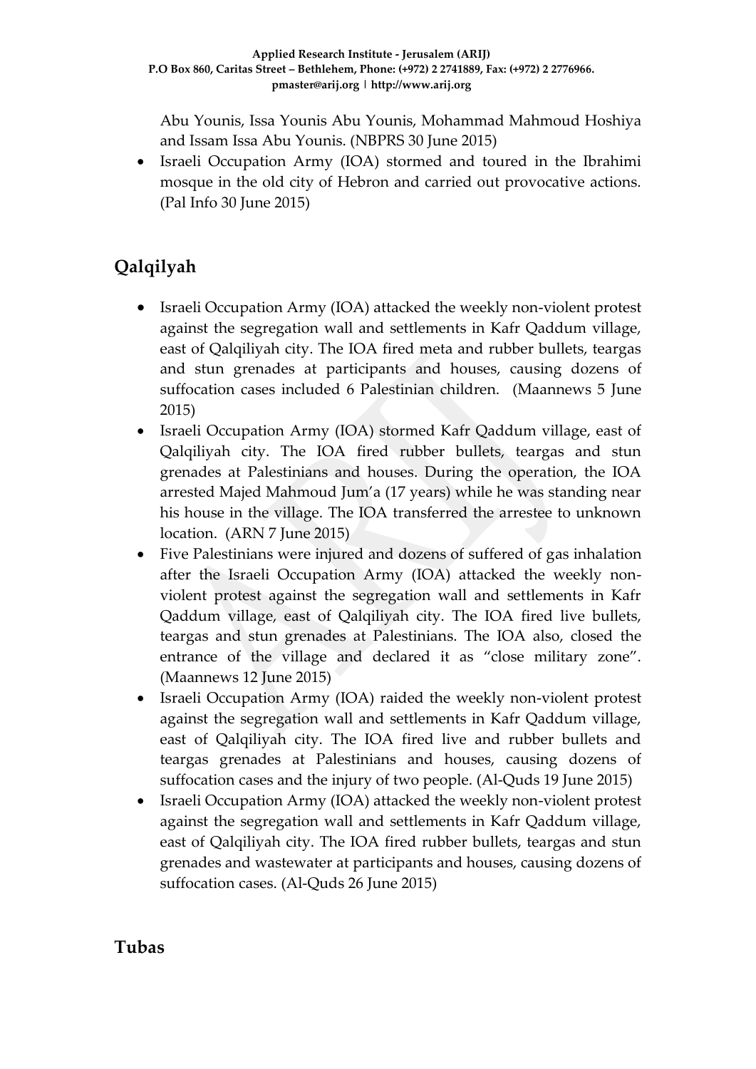Abu Younis, Issa Younis Abu Younis, Mohammad Mahmoud Hoshiya and Issam Issa Abu Younis. (NBPRS 30 June 2015)

- Israeli Occupation Army (IOA) stormed and toured in the Ibrahimi mosque in the old city of Hebron and carried out provocative actions. (Pal Info 30 June 2015)

## Qalqilyah

- Israeli Occupation Army (IOA) attacked the weekly non-violent protest against the segregation wall and settlements in Kafr Qaddum village, east of Qalqiliyah city. The IOA fired meta and rubber bullets, teargas and stun grenades at participants and houses, causing dozens of suffocation cases included 6 Palestinian children. (Maannews 5 June 2015)
- Israeli Occupation Army (IOA) stormed Kafr Qaddum village, east of Qalqiliyah city. The IOA fired rubber bullets, teargas and stun grenades at Palestinians and houses. During the operation, the IOA arrested Majed Mahmoud Jum'a (17 years) while he was standing near his house in the village. The IOA transferred the arrestee to unknown location. (ARN 7 June 2015)
- Five Palestinians were injured and dozens of suffered of gas inhalation after the Israeli Occupation Army (IOA) attacked the weekly non-violent protest against the segregation wall and settlements in Kafr Qaddum village, east of Qalqiliyah city. The IOA fired live bullets, teargas and stun grenades at Palestinians. The IOA also, closed the entrance of the village and declared it as "close military zone". (Maannews 12 June 2015)
- Israeli Occupation Army (IOA) raided the weekly non-violent protest against the segregation wall and settlements in Kafr Qaddum village, east of Qalqiliyah city. The IOA fired live and rubber bullets and teargas grenades at Palestinians and houses, causing dozens of suffocation cases and the injury of two people. (Al-Quds 19 June 2015)
- Israeli Occupation Army (IOA) attacked the weekly non-violent protest against the segregation wall and settlements in Kafr Qaddum village, east of Qalqiliyah city. The IOA fired rubber bullets, teargas and stun grenades and wastewater at participants and houses, causing dozens of suffocation cases. (Al-Quds 26 June 2015)

## Tubas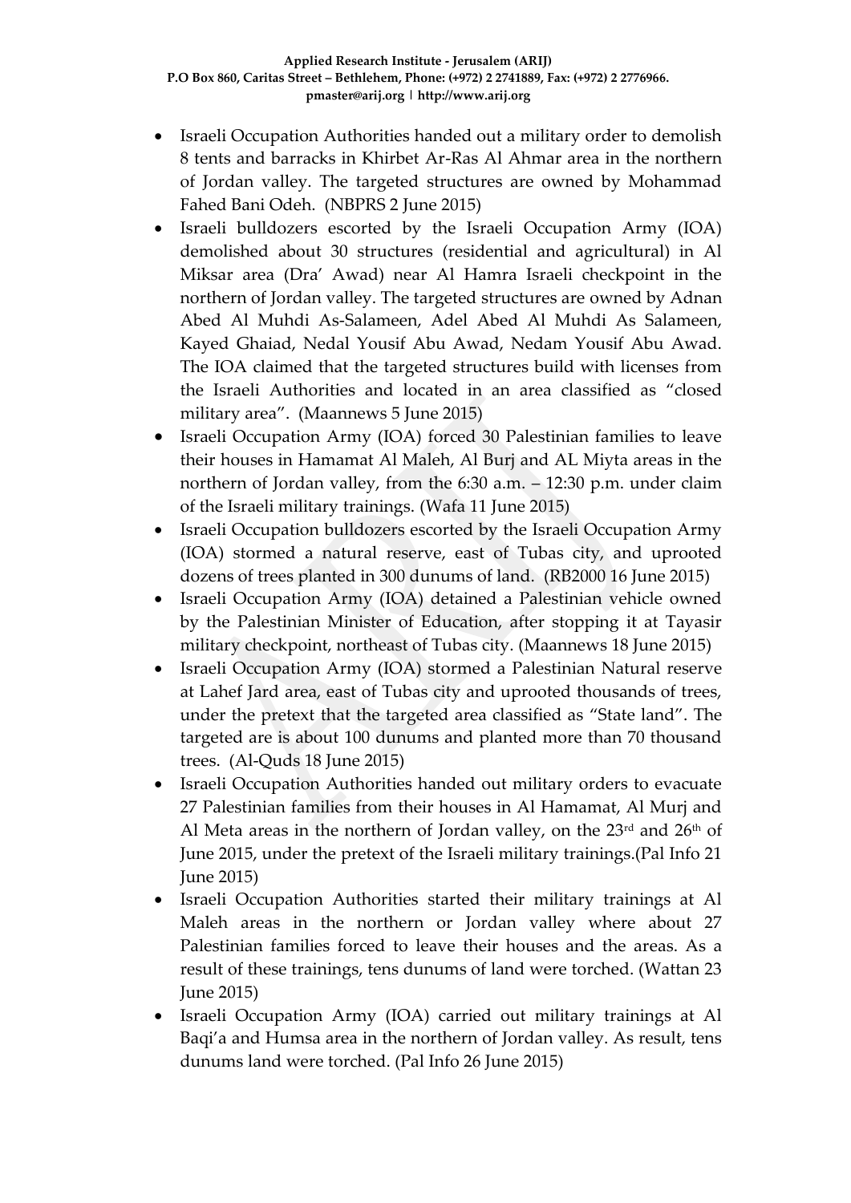- Israeli Occupation Authorities handed out a military order to demolish 8 tents and barracks in Khirbet Ar-Ras Al Ahmar area in the northern of Jordan valley. The targeted structures are owned by Mohammad Fahed Bani Odeh. (NBPRS 2 June 2015)
- Israeli bulldozers escorted by the Israeli Occupation Army (IOA) demolished about 30 structures (residential and agricultural) in Al Miksar area (Dra' Awad) near Al Hamra Israeli checkpoint in the northern of Jordan valley. The targeted structures are owned by Adnan Abed Al Muhdi As-Salameen, Adel Abed Al Muhdi As Salameen, Kayed Ghaiad, Nedal Yousif Abu Awad, Nedam Yousif Abu Awad. The IOA claimed that the targeted structures build with licenses from the Israeli Authorities and located in an area classified as "closed military area". (Maannews 5 June 2015)
- Israeli Occupation Army (IOA) forced 30 Palestinian families to leave their houses in Hamamat Al Maleh, Al Burj and AL Miyta areas in the northern of Jordan valley, from the 6:30 a.m. – 12:30 p.m. under claim of the Israeli military trainings. (Wafa 11 June 2015)
- Israeli Occupation bulldozers escorted by the Israeli Occupation Army (IOA) stormed a natural reserve, east of Tubas city, and uprooted dozens of trees planted in 300 dunums of land. (RB2000 16 June 2015)
- Israeli Occupation Army (IOA) detained a Palestinian vehicle owned by the Palestinian Minister of Education, after stopping it at Tayasir military checkpoint, northeast of Tubas city. (Maannews 18 June 2015)
- Israeli Occupation Army (IOA) stormed a Palestinian Natural reserve at Lahef Jard area, east of Tubas city and uprooted thousands of trees, under the pretext that the targeted area classified as "State land". The targeted are is about 100 dunums and planted more than 70 thousand trees. (Al-Quds 18 June 2015)
- Israeli Occupation Authorities handed out military orders to evacuate 27 Palestinian families from their houses in Al Hamamat, Al Murj and Al Meta areas in the northern of Jordan valley, on the 23rd and 26th of June 2015, under the pretext of the Israeli military trainings.(Pal Info 21 June 2015)
- Israeli Occupation Authorities started their military trainings at Al Maleh areas in the northern or Jordan valley where about 27 Palestinian families forced to leave their houses and the areas. As a result of these trainings, tens dunums of land were torched. (Wattan 23 June 2015)
- Israeli Occupation Army (IOA) carried out military trainings at Al Baqi'a and Humsa area in the northern of Jordan valley. As result, tens dunums land were torched. (Pal Info 26 June 2015)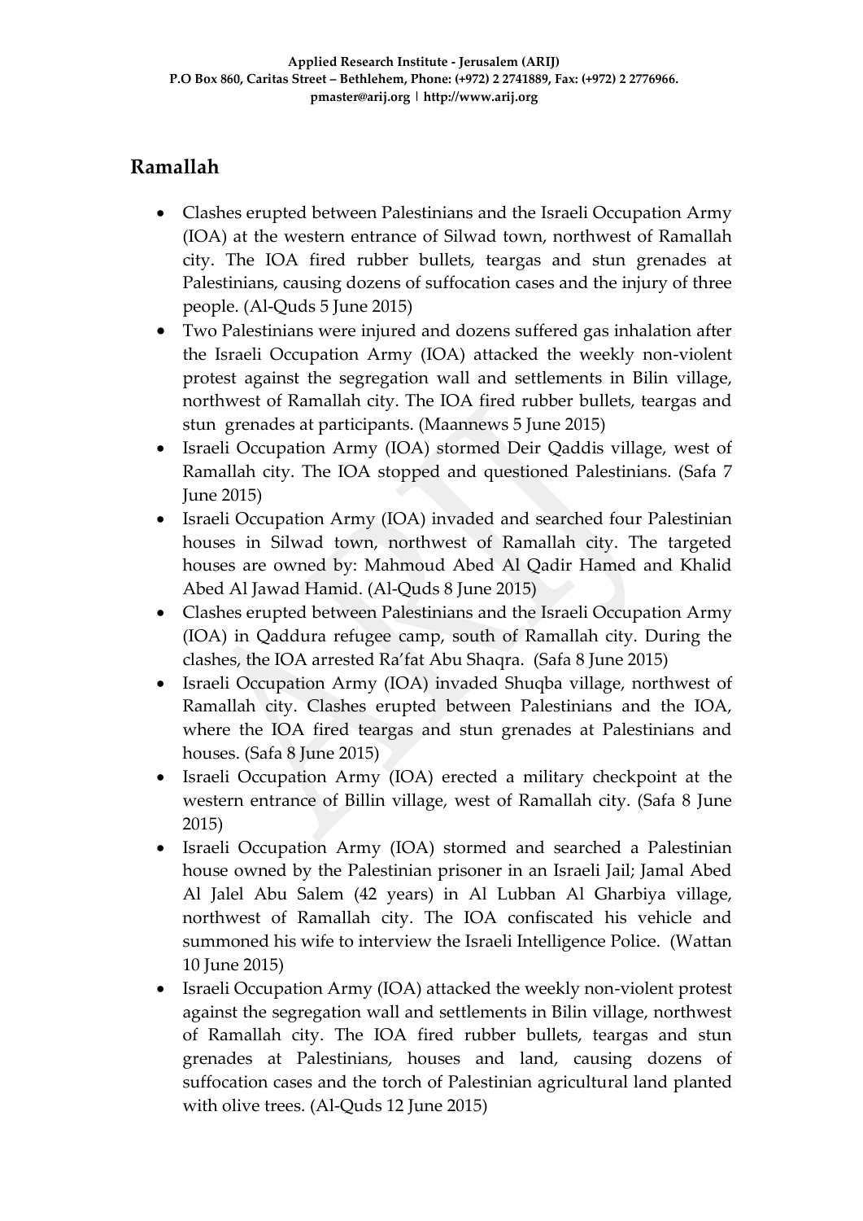## Ramallah

- Clashes erupted between Palestinians and the Israeli Occupation Army (IOA) at the western entrance of Silwad town, northwest of Ramallah city. The IOA fired rubber bullets, teargas and stun grenades at Palestinians, causing dozens of suffocation cases and the injury of three people. (Al-Quds 5 June 2015)
- Two Palestinians were injured and dozens suffered gas inhalation after the Israeli Occupation Army (IOA) attacked the weekly non-violent protest against the segregation wall and settlements in Bilin village, northwest of Ramallah city. The IOA fired rubber bullets, teargas and stun grenades at participants. (Maannews 5 June 2015)
- Israeli Occupation Army (IOA) stormed Deir Qaddis village, west of Ramallah city. The IOA stopped and questioned Palestinians. (Safa 7 June 2015)
- Israeli Occupation Army (IOA) invaded and searched four Palestinian houses in Silwad town, northwest of Ramallah city. The targeted houses are owned by: Mahmoud Abed Al Qadir Hamed and Khalid Abed Al Jawad Hamid. (Al-Quds 8 June 2015)
- Clashes erupted between Palestinians and the Israeli Occupation Army (IOA) in Qaddura refugee camp, south of Ramallah city. During the clashes, the IOA arrested Ra'fat Abu Shaqra. (Safa 8 June 2015)
- Israeli Occupation Army (IOA) invaded Shuqba village, northwest of Ramallah city. Clashes erupted between Palestinians and the IOA, where the IOA fired teargas and stun grenades at Palestinians and houses. (Safa 8 June 2015)
- Israeli Occupation Army (IOA) erected a military checkpoint at the western entrance of Billin village, west of Ramallah city. (Safa 8 June 2015)
- Israeli Occupation Army (IOA) stormed and searched a Palestinian house owned by the Palestinian prisoner in an Israeli Jail; Jamal Abed Al Jalel Abu Salem (42 years) in Al Lubban Al Gharbiya village, northwest of Ramallah city. The IOA confiscated his vehicle and summoned his wife to interview the Israeli Intelligence Police. (Wattan 10 June 2015)
- Israeli Occupation Army (IOA) attacked the weekly non-violent protest against the segregation wall and settlements in Bilin village, northwest of Ramallah city. The IOA fired rubber bullets, teargas and stun grenades at Palestinians, houses and land, causing dozens of suffocation cases and the torch of Palestinian agricultural land planted with olive trees. (Al-Quds 12 June 2015)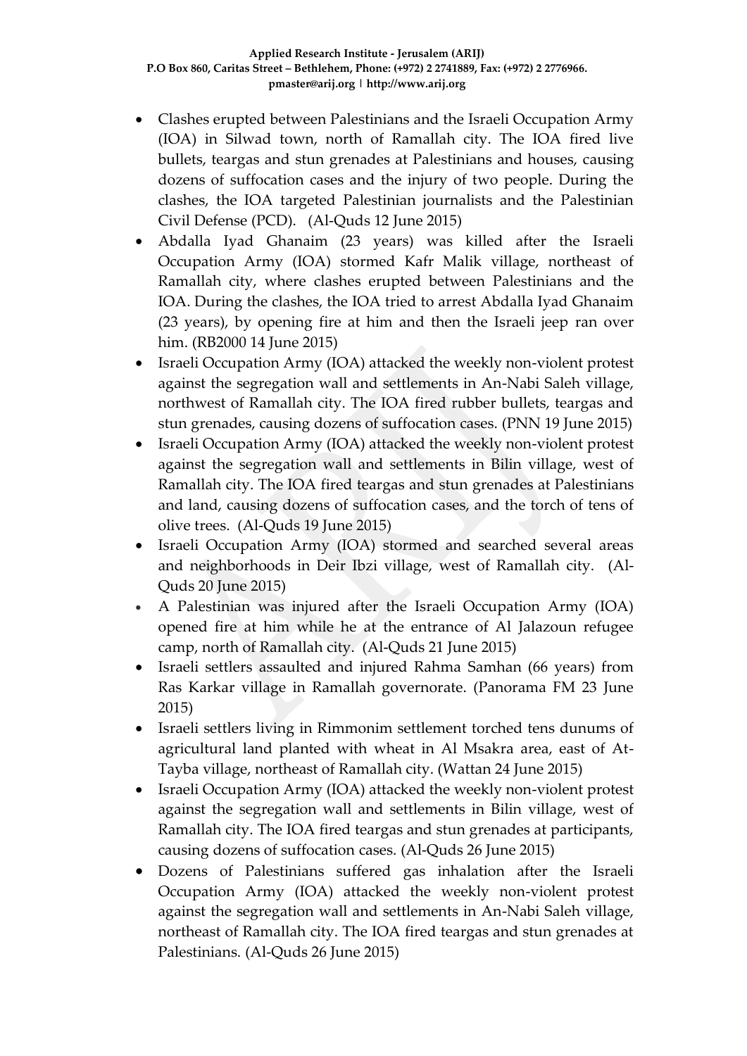- Clashes erupted between Palestinians and the Israeli Occupation Army (IOA) in Silwad town, north of Ramallah city. The IOA fired live bullets, teargas and stun grenades at Palestinians and houses, causing dozens of suffocation cases and the injury of two people. During the clashes, the IOA targeted Palestinian journalists and the Palestinian Civil Defense (PCD). (Al-Quds 12 June 2015)
- Abdalla Iyad Ghanaim (23 years) was killed after the Israeli Occupation Army (IOA) stormed Kafr Malik village, northeast of Ramallah city, where clashes erupted between Palestinians and the IOA. During the clashes, the IOA tried to arrest Abdalla Iyad Ghanaim (23 years), by opening fire at him and then the Israeli jeep ran over him. (RB2000 14 June 2015)
- Israeli Occupation Army (IOA) attacked the weekly non-violent protest against the segregation wall and settlements in An-Nabi Saleh village, northwest of Ramallah city. The IOA fired rubber bullets, teargas and stun grenades, causing dozens of suffocation cases. (PNN 19 June 2015)
- Israeli Occupation Army (IOA) attacked the weekly non-violent protest against the segregation wall and settlements in Bilin village, west of Ramallah city. The IOA fired teargas and stun grenades at Palestinians and land, causing dozens of suffocation cases, and the torch of tens of olive trees. (Al-Quds 19 June 2015)
- Israeli Occupation Army (IOA) stormed and searched several areas and neighborhoods in Deir Ibzi village, west of Ramallah city. (Al-Quds 20 June 2015)
- A Palestinian was injured after the Israeli Occupation Army (IOA) opened fire at him while he at the entrance of Al Jalazoun refugee camp, north of Ramallah city. (Al-Quds 21 June 2015)
- Israeli settlers assaulted and injured Rahma Samhan (66 years) from Ras Karkar village in Ramallah governorate. (Panorama FM 23 June 2015)
- Israeli settlers living in Rimmonim settlement torched tens dunums of agricultural land planted with wheat in Al Msakra area, east of At-Tayba village, northeast of Ramallah city. (Wattan 24 June 2015)
- Israeli Occupation Army (IOA) attacked the weekly non-violent protest against the segregation wall and settlements in Bilin village, west of Ramallah city. The IOA fired teargas and stun grenades at participants, causing dozens of suffocation cases. (Al-Quds 26 June 2015)
- Dozens of Palestinians suffered gas inhalation after the Israeli Occupation Army (IOA) attacked the weekly non-violent protest against the segregation wall and settlements in An-Nabi Saleh village, northeast of Ramallah city. The IOA fired teargas and stun grenades at Palestinians. (Al-Quds 26 June 2015)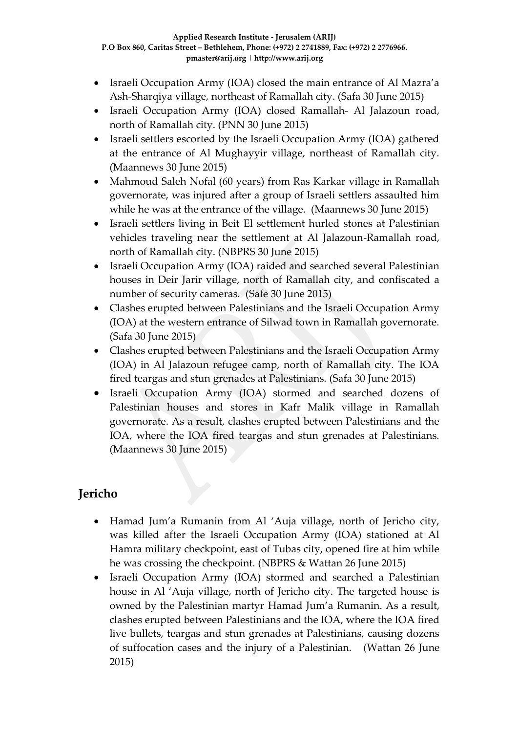- Israeli Occupation Army (IOA) closed the main entrance of Al Mazra'a Ash-Sharqiya village, northeast of Ramallah city. (Safa 30 June 2015)
- Israeli Occupation Army (IOA) closed Ramallah- Al Jalazoun road, north of Ramallah city. (PNN 30 June 2015)
- Israeli settlers escorted by the Israeli Occupation Army (IOA) gathered at the entrance of Al Mughayyir village, northeast of Ramallah city. (Maannews 30 June 2015)
- Mahmoud Saleh Nofal (60 years) from Ras Karkar village in Ramallah governorate, was injured after a group of Israeli settlers assaulted him while he was at the entrance of the village. (Maannews 30 June 2015)
- Israeli settlers living in Beit El settlement hurled stones at Palestinian vehicles traveling near the settlement at Al Jalazoun-Ramallah road, north of Ramallah city. (NBPRS 30 June 2015)
- Israeli Occupation Army (IOA) raided and searched several Palestinian houses in Deir Jarir village, north of Ramallah city, and confiscated a number of security cameras. (Safe 30 June 2015)
- Clashes erupted between Palestinians and the Israeli Occupation Army (IOA) at the western entrance of Silwad town in Ramallah governorate. (Safa 30 June 2015)
- Clashes erupted between Palestinians and the Israeli Occupation Army (IOA) in Al Jalazoun refugee camp, north of Ramallah city. The IOA fired teargas and stun grenades at Palestinians. (Safa 30 June 2015)
- Israeli Occupation Army (IOA) stormed and searched dozens of Palestinian houses and stores in Kafr Malik village in Ramallah governorate. As a result, clashes erupted between Palestinians and the IOA, where the IOA fired teargas and stun grenades at Palestinians. (Maannews 30 June 2015)

## Jericho

- Hamad Jum'a Rumanin from Al 'Auja village, north of Jericho city, was killed after the Israeli Occupation Army (IOA) stationed at Al Hamra military checkpoint, east of Tubas city, opened fire at him while he was crossing the checkpoint. (NBPRS & Wattan 26 June 2015)
- Israeli Occupation Army (IOA) stormed and searched a Palestinian house in Al 'Auja village, north of Jericho city. The targeted house is owned by the Palestinian martyr Hamad Jum'a Rumanin. As a result, clashes erupted between Palestinians and the IOA, where the IOA fired live bullets, teargas and stun grenades at Palestinians, causing dozens of suffocation cases and the injury of a Palestinian. (Wattan 26 June 2015)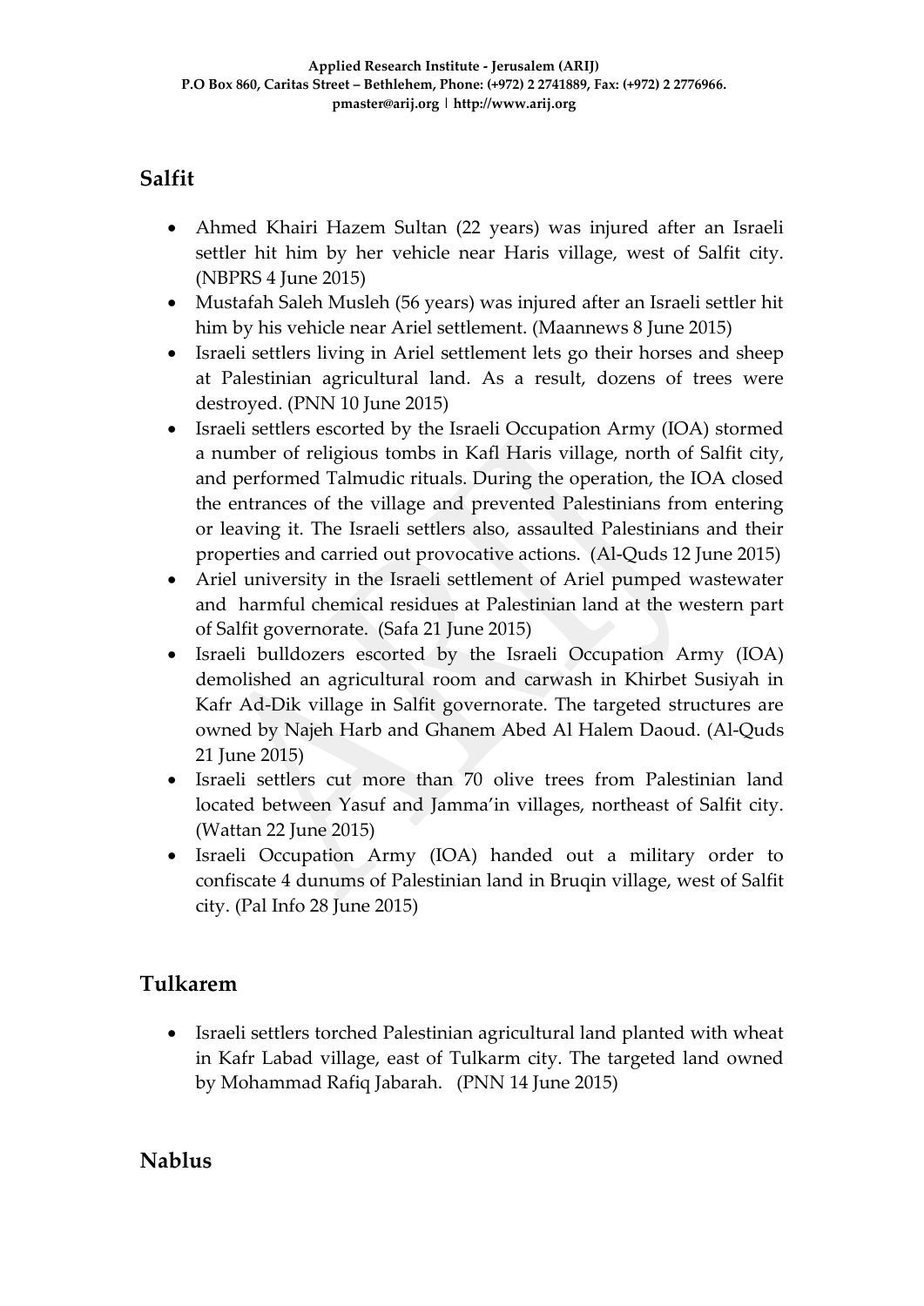## Salfit

- Ahmed Khairi Hazem Sultan (22 years) was injured after an Israeli settler hit him by her vehicle near Haris village, west of Salfit city. (NBPRS 4 June 2015)
- Mustafah Saleh Musleh (56 years) was injured after an Israeli settler hit him by his vehicle near Ariel settlement. (Maannews 8 June 2015)
- Israeli settlers living in Ariel settlement lets go their horses and sheep at Palestinian agricultural land. As a result, dozens of trees were destroyed. (PNN 10 June 2015)
- Israeli settlers escorted by the Israeli Occupation Army (IOA) stormed a number of religious tombs in Kafl Haris village, north of Salfit city, and performed Talmudic rituals. During the operation, the IOA closed the entrances of the village and prevented Palestinians from entering or leaving it. The Israeli settlers also, assaulted Palestinians and their properties and carried out provocative actions. (Al-Quds 12 June 2015)
- Ariel university in the Israeli settlement of Ariel pumped wastewater and harmful chemical residues at Palestinian land at the western part of Salfit governorate. (Safa 21 June 2015)
- Israeli bulldozers escorted by the Israeli Occupation Army (IOA) demolished an agricultural room and carwash in Khirbet Susiyah in Kafr Ad-Dik village in Salfit governorate. The targeted structures are owned by Najeh Harb and Ghanem Abed Al Halem Daoud. (Al-Quds 21 June 2015)
- Israeli settlers cut more than 70 olive trees from Palestinian land located between Yasuf and Jamma'in villages, northeast of Salfit city. (Wattan 22 June 2015)
- Israeli Occupation Army (IOA) handed out a military order to confiscate 4 dunums of Palestinian land in Bruqin village, west of Salfit city. (Pal Info 28 June 2015)

## Tulkarem

- Israeli settlers torched Palestinian agricultural land planted with wheat in Kafr Labad village, east of Tulkarm city. The targeted land owned by Mohammad Rafiq Jabarah. (PNN 14 June 2015)

## Nablus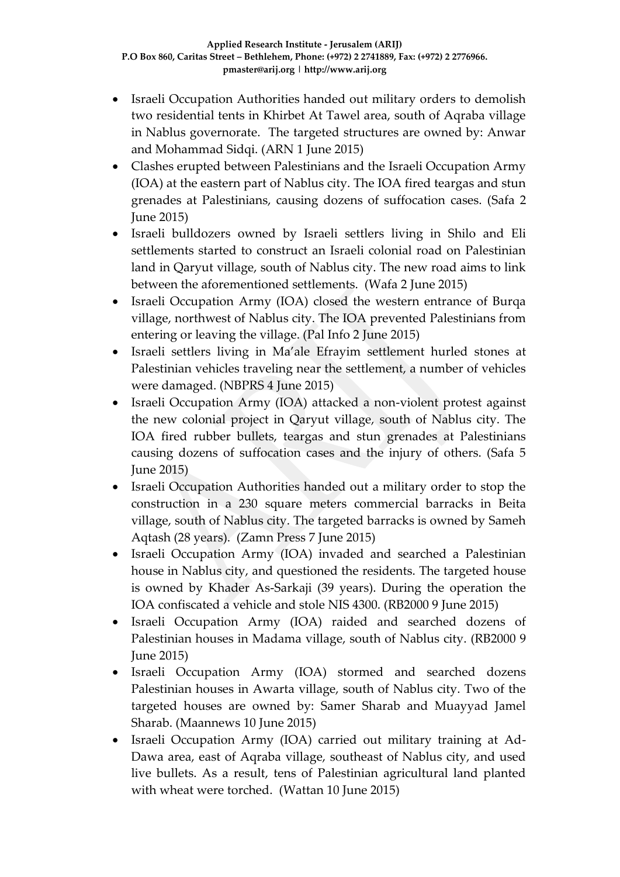- Israeli Occupation Authorities handed out military orders to demolish two residential tents in Khirbet At Tawel area, south of Aqraba village in Nablus governorate. The targeted structures are owned by: Anwar and Mohammad Sidqi. (ARN 1 June 2015)
- Clashes erupted between Palestinians and the Israeli Occupation Army (IOA) at the eastern part of Nablus city. The IOA fired teargas and stun grenades at Palestinians, causing dozens of suffocation cases. (Safa 2 June 2015)
- Israeli bulldozers owned by Israeli settlers living in Shilo and Eli settlements started to construct an Israeli colonial road on Palestinian land in Qaryut village, south of Nablus city. The new road aims to link between the aforementioned settlements. (Wafa 2 June 2015)
- Israeli Occupation Army (IOA) closed the western entrance of Burqa village, northwest of Nablus city. The IOA prevented Palestinians from entering or leaving the village. (Pal Info 2 June 2015)
- Israeli settlers living in Ma'ale Efrayim settlement hurled stones at Palestinian vehicles traveling near the settlement, a number of vehicles were damaged. (NBPRS 4 June 2015)
- Israeli Occupation Army (IOA) attacked a non-violent protest against the new colonial project in Qaryut village, south of Nablus city. The IOA fired rubber bullets, teargas and stun grenades at Palestinians causing dozens of suffocation cases and the injury of others. (Safa 5 June 2015)
- Israeli Occupation Authorities handed out a military order to stop the construction in a 230 square meters commercial barracks in Beita village, south of Nablus city. The targeted barracks is owned by Sameh Aqtash (28 years). (Zamn Press 7 June 2015)
- Israeli Occupation Army (IOA) invaded and searched a Palestinian house in Nablus city, and questioned the residents. The targeted house is owned by Khader As-Sarkaji (39 years). During the operation the IOA confiscated a vehicle and stole NIS 4300. (RB2000 9 June 2015)
- Israeli Occupation Army (IOA) raided and searched dozens of Palestinian houses in Madama village, south of Nablus city. (RB2000 9 June 2015)
- Israeli Occupation Army (IOA) stormed and searched dozens Palestinian houses in Awarta village, south of Nablus city. Two of the targeted houses are owned by: Samer Sharab and Muayyad Jamel Sharab. (Maannews 10 June 2015)
- Israeli Occupation Army (IOA) carried out military training at Ad-Dawa area, east of Aqraba village, southeast of Nablus city, and used live bullets. As a result, tens of Palestinian agricultural land planted with wheat were torched. (Wattan 10 June 2015)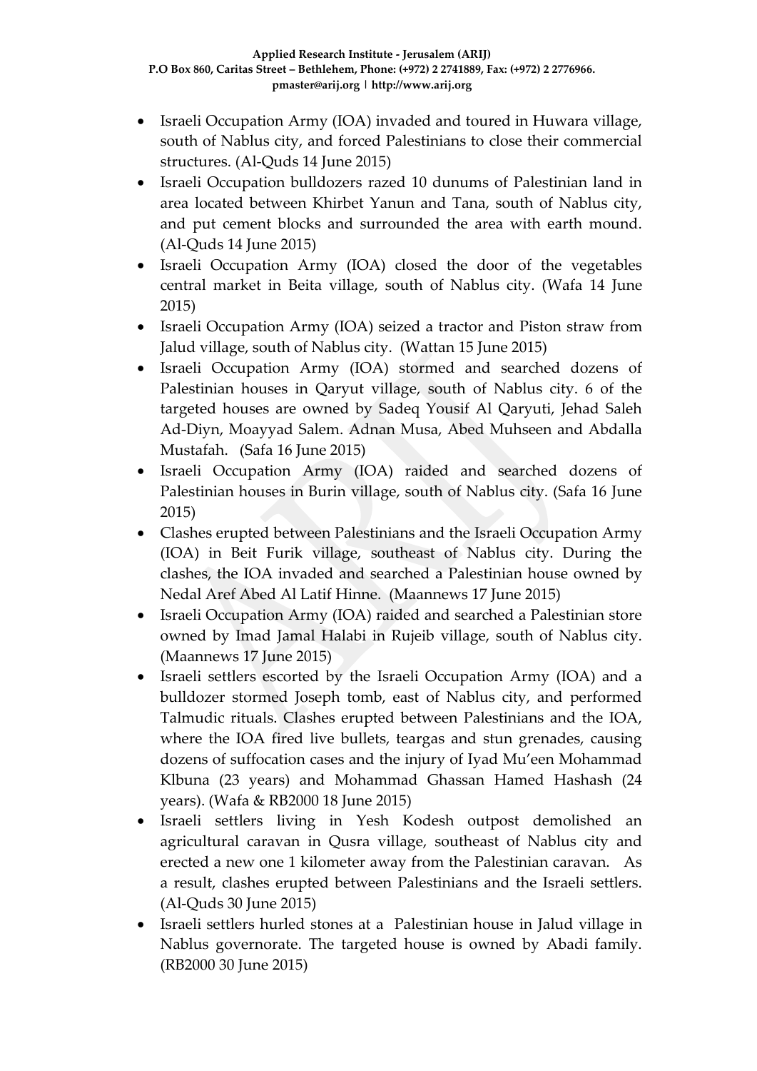- Israeli Occupation Army (IOA) invaded and toured in Huwara village, south of Nablus city, and forced Palestinians to close their commercial structures. (Al-Quds 14 June 2015)
- Israeli Occupation bulldozers razed 10 dunums of Palestinian land in area located between Khirbet Yanun and Tana, south of Nablus city, and put cement blocks and surrounded the area with earth mound. (Al-Quds 14 June 2015)
- Israeli Occupation Army (IOA) closed the door of the vegetables central market in Beita village, south of Nablus city. (Wafa 14 June 2015)
- Israeli Occupation Army (IOA) seized a tractor and Piston straw from Jalud village, south of Nablus city. (Wattan 15 June 2015)
- Israeli Occupation Army (IOA) stormed and searched dozens of Palestinian houses in Qaryut village, south of Nablus city. 6 of the targeted houses are owned by Sadeq Yousif Al Qaryuti, Jehad Saleh Ad-Diyn, Moayyad Salem. Adnan Musa, Abed Muhseen and Abdalla Mustafah. (Safa 16 June 2015)
- Israeli Occupation Army (IOA) raided and searched dozens of Palestinian houses in Burin village, south of Nablus city. (Safa 16 June 2015)
- Clashes erupted between Palestinians and the Israeli Occupation Army (IOA) in Beit Furik village, southeast of Nablus city. During the clashes, the IOA invaded and searched a Palestinian house owned by Nedal Aref Abed Al Latif Hinne. (Maannews 17 June 2015)
- Israeli Occupation Army (IOA) raided and searched a Palestinian store owned by Imad Jamal Halabi in Rujeib village, south of Nablus city. (Maannews 17 June 2015)
- Israeli settlers escorted by the Israeli Occupation Army (IOA) and a bulldozer stormed Joseph tomb, east of Nablus city, and performed Talmudic rituals. Clashes erupted between Palestinians and the IOA, where the IOA fired live bullets, teargas and stun grenades, causing dozens of suffocation cases and the injury of Iyad Mu'een Mohammad Klbuna (23 years) and Mohammad Ghassan Hamed Hashash (24 years). (Wafa & RB2000 18 June 2015)
- Israeli settlers living in Yesh Kodesh outpost demolished an agricultural caravan in Qusra village, southeast of Nablus city and erected a new one 1 kilometer away from the Palestinian caravan. As a result, clashes erupted between Palestinians and the Israeli settlers. (Al-Quds 30 June 2015)
- Israeli settlers hurled stones at a Palestinian house in Jalud village in Nablus governorate. The targeted house is owned by Abadi family. (RB2000 30 June 2015)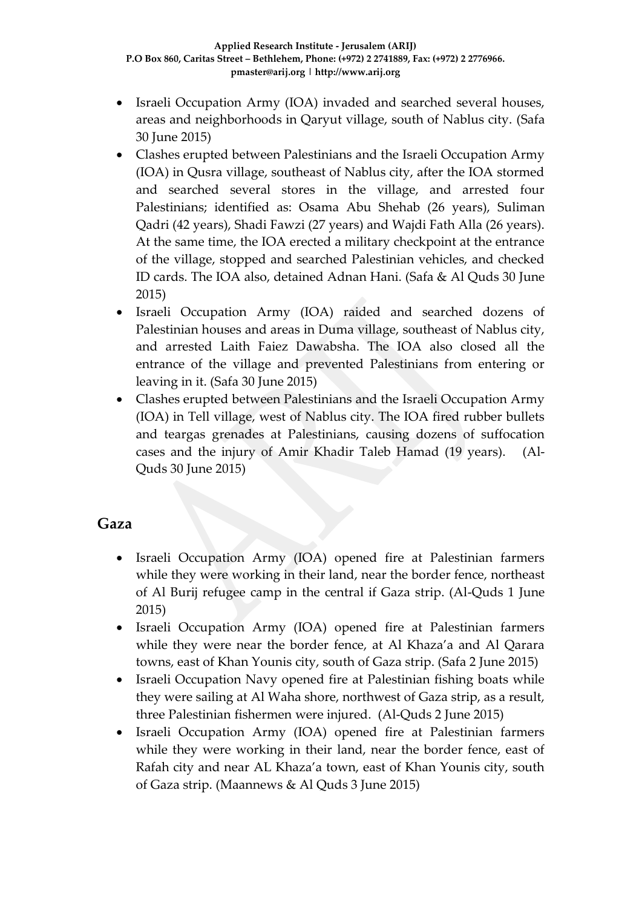- Israeli Occupation Army (IOA) invaded and searched several houses, areas and neighborhoods in Qaryut village, south of Nablus city. (Safa 30 June 2015)
- Clashes erupted between Palestinians and the Israeli Occupation Army (IOA) in Qusra village, southeast of Nablus city, after the IOA stormed and searched several stores in the village, and arrested four Palestinians; identified as: Osama Abu Shehab (26 years), Suliman Qadri (42 years), Shadi Fawzi (27 years) and Wajdi Fath Alla (26 years). At the same time, the IOA erected a military checkpoint at the entrance of the village, stopped and searched Palestinian vehicles, and checked ID cards. The IOA also, detained Adnan Hani. (Safa & Al Quds 30 June 2015)
- Israeli Occupation Army (IOA) raided and searched dozens of Palestinian houses and areas in Duma village, southeast of Nablus city, and arrested Laith Faiez Dawabsha. The IOA also closed all the entrance of the village and prevented Palestinians from entering or leaving in it. (Safa 30 June 2015)
- Clashes erupted between Palestinians and the Israeli Occupation Army (IOA) in Tell village, west of Nablus city. The IOA fired rubber bullets and teargas grenades at Palestinians, causing dozens of suffocation cases and the injury of Amir Khadir Taleb Hamad (19 years). (Al-Quds 30 June 2015)

## Gaza

- Israeli Occupation Army (IOA) opened fire at Palestinian farmers while they were working in their land, near the border fence, northeast of Al Burij refugee camp in the central if Gaza strip. (Al-Quds 1 June 2015)
- Israeli Occupation Army (IOA) opened fire at Palestinian farmers while they were near the border fence, at Al Khaza'a and Al Qarara towns, east of Khan Younis city, south of Gaza strip. (Safa 2 June 2015)
- Israeli Occupation Navy opened fire at Palestinian fishing boats while they were sailing at Al Waha shore, northwest of Gaza strip, as a result, three Palestinian fishermen were injured. (Al-Quds 2 June 2015)
- Israeli Occupation Army (IOA) opened fire at Palestinian farmers while they were working in their land, near the border fence, east of Rafah city and near AL Khaza'a town, east of Khan Younis city, south of Gaza strip. (Maannews & Al Quds 3 June 2015)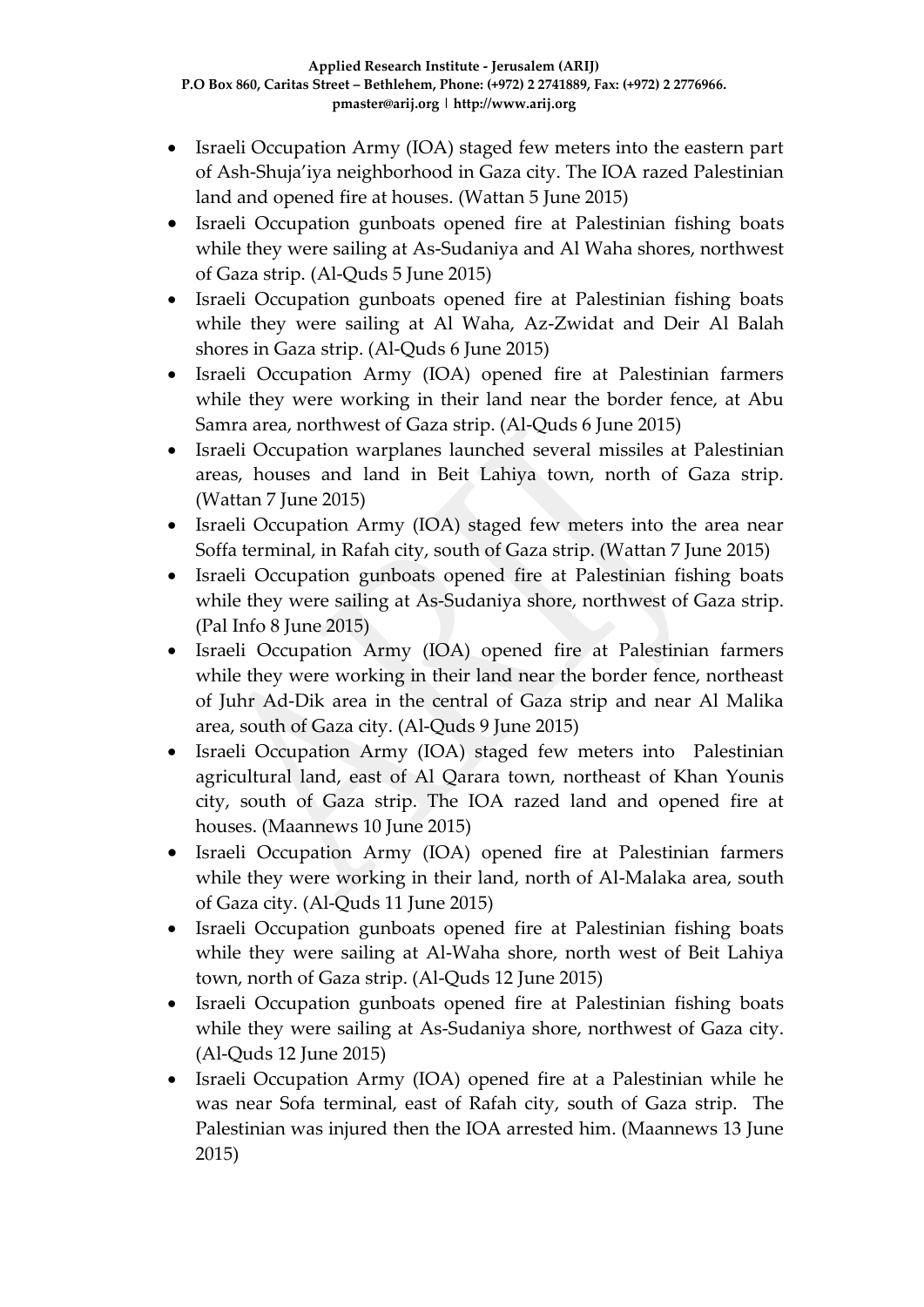- Israeli Occupation Army (IOA) staged few meters into the eastern part of Ash-Shuja'iya neighborhood in Gaza city. The IOA razed Palestinian land and opened fire at houses. (Wattan 5 June 2015)
- Israeli Occupation gunboats opened fire at Palestinian fishing boats while they were sailing at As-Sudaniya and Al Waha shores, northwest of Gaza strip. (Al-Quds 5 June 2015)
- Israeli Occupation gunboats opened fire at Palestinian fishing boats while they were sailing at Al Waha, Az-Zwidat and Deir Al Balah shores in Gaza strip. (Al-Quds 6 June 2015)
- Israeli Occupation Army (IOA) opened fire at Palestinian farmers while they were working in their land near the border fence, at Abu Samra area, northwest of Gaza strip. (Al-Quds 6 June 2015)
- Israeli Occupation warplanes launched several missiles at Palestinian areas, houses and land in Beit Lahiya town, north of Gaza strip. (Wattan 7 June 2015)
- Israeli Occupation Army (IOA) staged few meters into the area near Soffa terminal, in Rafah city, south of Gaza strip. (Wattan 7 June 2015)
- Israeli Occupation gunboats opened fire at Palestinian fishing boats while they were sailing at As-Sudaniya shore, northwest of Gaza strip. (Pal Info 8 June 2015)
- Israeli Occupation Army (IOA) opened fire at Palestinian farmers while they were working in their land near the border fence, northeast of Juhr Ad-Dik area in the central of Gaza strip and near Al Malika area, south of Gaza city. (Al-Quds 9 June 2015)
- Israeli Occupation Army (IOA) staged few meters into Palestinian agricultural land, east of Al Qarara town, northeast of Khan Younis city, south of Gaza strip. The IOA razed land and opened fire at houses. (Maannews 10 June 2015)
- Israeli Occupation Army (IOA) opened fire at Palestinian farmers while they were working in their land, north of Al-Malaka area, south of Gaza city. (Al-Quds 11 June 2015)
- Israeli Occupation gunboats opened fire at Palestinian fishing boats while they were sailing at Al-Waha shore, north west of Beit Lahiya town, north of Gaza strip. (Al-Quds 12 June 2015)
- Israeli Occupation gunboats opened fire at Palestinian fishing boats while they were sailing at As-Sudaniya shore, northwest of Gaza city. (Al-Quds 12 June 2015)
- Israeli Occupation Army (IOA) opened fire at a Palestinian while he was near Sofa terminal, east of Rafah city, south of Gaza strip. The Palestinian was injured then the IOA arrested him. (Maannews 13 June 2015)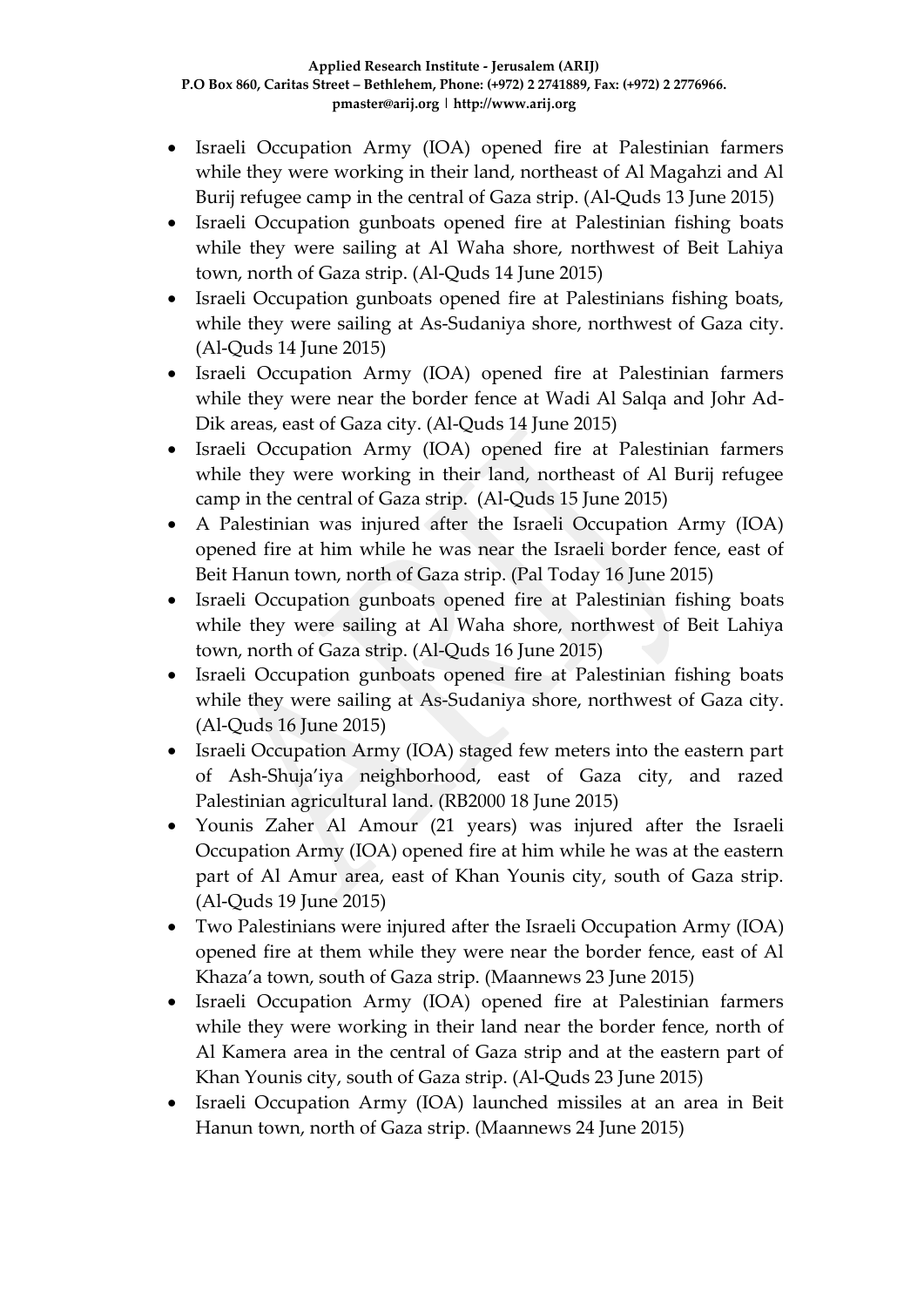- Israeli Occupation Army (IOA) opened fire at Palestinian farmers while they were working in their land, northeast of Al Magahzi and Al Burij refugee camp in the central of Gaza strip. (Al-Quds 13 June 2015)
- Israeli Occupation gunboats opened fire at Palestinian fishing boats while they were sailing at Al Waha shore, northwest of Beit Lahiya town, north of Gaza strip. (Al-Quds 14 June 2015)
- Israeli Occupation gunboats opened fire at Palestinians fishing boats, while they were sailing at As-Sudaniya shore, northwest of Gaza city. (Al-Quds 14 June 2015)
- Israeli Occupation Army (IOA) opened fire at Palestinian farmers while they were near the border fence at Wadi Al Salqa and Johr Ad-Dik areas, east of Gaza city. (Al-Quds 14 June 2015)
- Israeli Occupation Army (IOA) opened fire at Palestinian farmers while they were working in their land, northeast of Al Burij refugee camp in the central of Gaza strip. (Al-Quds 15 June 2015)
- A Palestinian was injured after the Israeli Occupation Army (IOA) opened fire at him while he was near the Israeli border fence, east of Beit Hanun town, north of Gaza strip. (Pal Today 16 June 2015)
- Israeli Occupation gunboats opened fire at Palestinian fishing boats while they were sailing at Al Waha shore, northwest of Beit Lahiya town, north of Gaza strip. (Al-Quds 16 June 2015)
- Israeli Occupation gunboats opened fire at Palestinian fishing boats while they were sailing at As-Sudaniya shore, northwest of Gaza city. (Al-Quds 16 June 2015)
- Israeli Occupation Army (IOA) staged few meters into the eastern part of Ash-Shuja'iya neighborhood, east of Gaza city, and razed Palestinian agricultural land. (RB2000 18 June 2015)
- Younis Zaher Al Amour (21 years) was injured after the Israeli Occupation Army (IOA) opened fire at him while he was at the eastern part of Al Amur area, east of Khan Younis city, south of Gaza strip. (Al-Quds 19 June 2015)
- Two Palestinians were injured after the Israeli Occupation Army (IOA) opened fire at them while they were near the border fence, east of Al Khaza'a town, south of Gaza strip. (Maannews 23 June 2015)
- Israeli Occupation Army (IOA) opened fire at Palestinian farmers while they were working in their land near the border fence, north of Al Kamera area in the central of Gaza strip and at the eastern part of Khan Younis city, south of Gaza strip. (Al-Quds 23 June 2015)
- Israeli Occupation Army (IOA) launched missiles at an area in Beit Hanun town, north of Gaza strip. (Maannews 24 June 2015)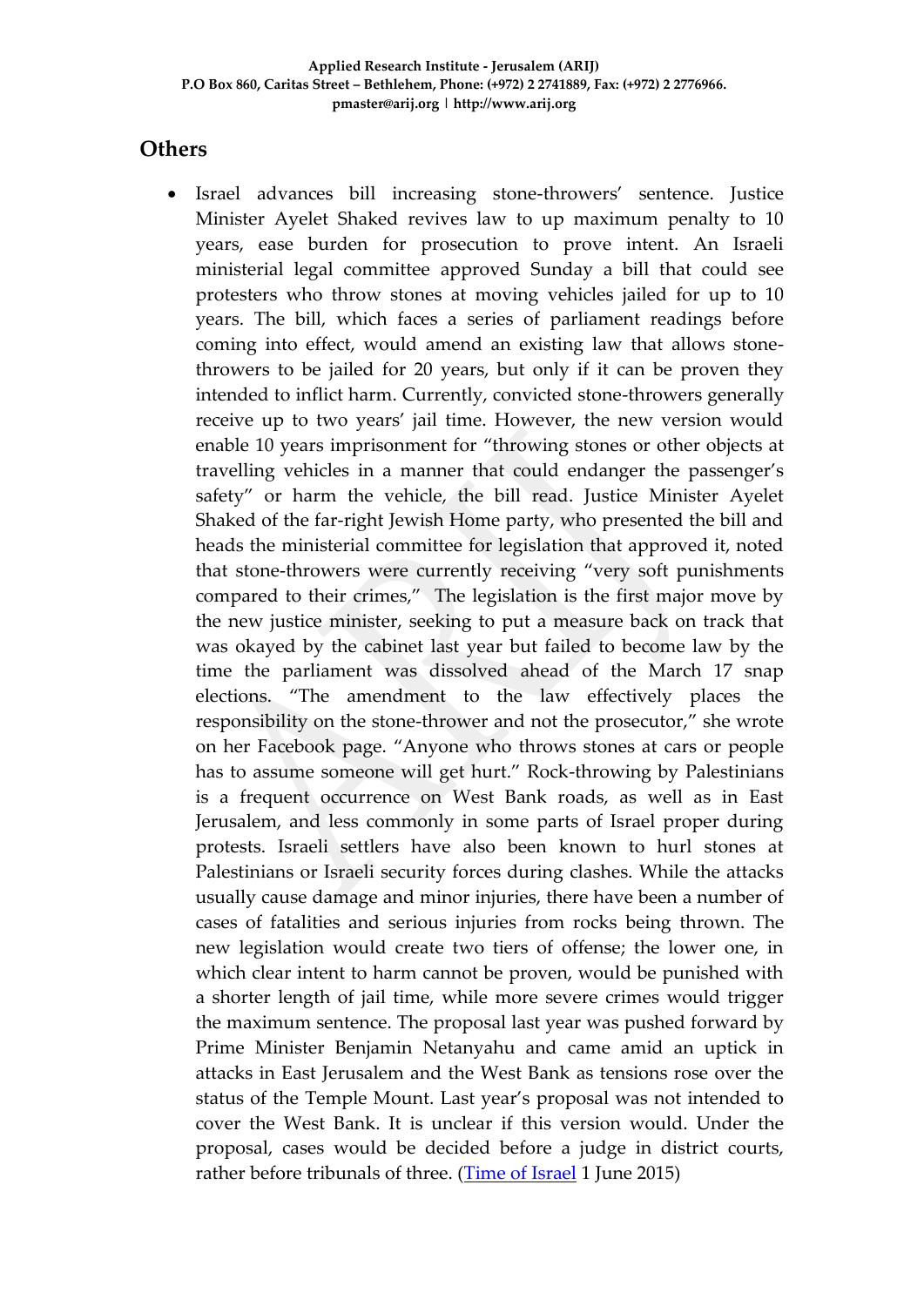## Others

- Israel advances bill increasing stone-throwers' sentence. Justice Minister Ayelet Shaked revives law to up maximum penalty to 10 years, ease burden for prosecution to prove intent. An Israeli ministerial legal committee approved Sunday a bill that could see protesters who throw stones at moving vehicles jailed for up to 10 years. The bill, which faces a series of parliament readings before coming into effect, would amend an existing law that allows stone-throwers to be jailed for 20 years, but only if it can be proven they intended to inflict harm. Currently, convicted stone-throwers generally receive up to two years' jail time. However, the new version would enable 10 years imprisonment for "throwing stones or other objects at travelling vehicles in a manner that could endanger the passenger's safety" or harm the vehicle, the bill read. Justice Minister Ayelet Shaked of the far-right Jewish Home party, who presented the bill and heads the ministerial committee for legislation that approved it, noted that stone-throwers were currently receiving "very soft punishments compared to their crimes," The legislation is the first major move by the new justice minister, seeking to put a measure back on track that was okayed by the cabinet last year but failed to become law by the time the parliament was dissolved ahead of the March 17 snap elections. "The amendment to the law effectively places the responsibility on the stone-thrower and not the prosecutor," she wrote on her Facebook page. "Anyone who throws stones at cars or people has to assume someone will get hurt." Rock-throwing by Palestinians is a frequent occurrence on West Bank roads, as well as in East Jerusalem, and less commonly in some parts of Israel proper during protests. Israeli settlers have also been known to hurl stones at Palestinians or Israeli security forces during clashes. While the attacks usually cause damage and minor injuries, there have been a number of cases of fatalities and serious injuries from rocks being thrown. The new legislation would create two tiers of offense; the lower one, in which clear intent to harm cannot be proven, would be punished with a shorter length of jail time, while more severe crimes would trigger the maximum sentence. The proposal last year was pushed forward by Prime Minister Benjamin Netanyahu and came amid an uptick in attacks in East Jerusalem and the West Bank as tensions rose over the status of the Temple Mount. Last year's proposal was not intended to cover the West Bank. It is unclear if this version would. Under the proposal, cases would be decided before a judge in district courts, rather before tribunals of three. (Time of Israel 1 June 2015)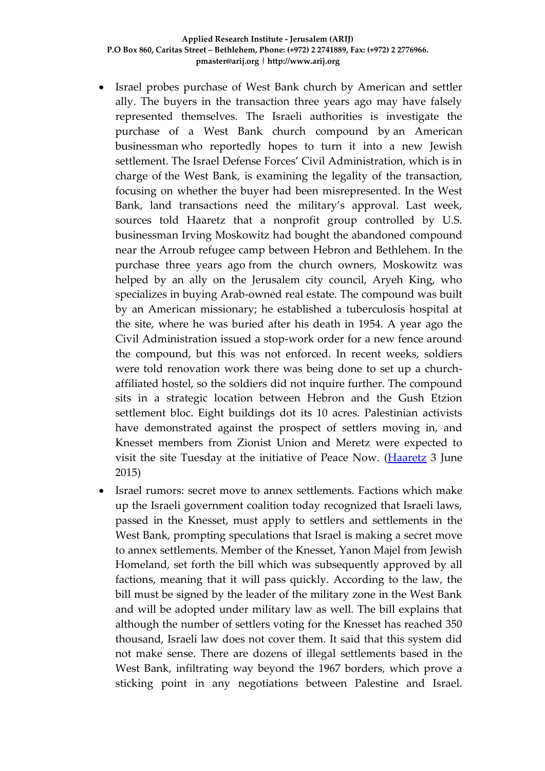- Israel probes purchase of West Bank church by American and settler ally. The buyers in the transaction three years ago may have falsely represented themselves. The Israeli authorities is investigate the purchase of a West Bank church compound by an American businessman who reportedly hopes to turn it into a new Jewish settlement. The Israel Defense Forces' Civil Administration, which is in charge of the West Bank, is examining the legality of the transaction, focusing on whether the buyer had been misrepresented. In the West Bank, land transactions need the military's approval. Last week, sources told Haaretz that a nonprofit group controlled by U.S. businessman Irving Moskowitz had bought the abandoned compound near the Arroub refugee camp between Hebron and Bethlehem. In the purchase three years ago from the church owners, Moskowitz was helped by an ally on the Jerusalem city council, Aryeh King, who specializes in buying Arab-owned real estate. The compound was built by an American missionary; he established a tuberculosis hospital at the site, where he was buried after his death in 1954. A year ago the Civil Administration issued a stop-work order for a new fence around the compound, but this was not enforced. In recent weeks, soldiers were told renovation work there was being done to set up a church-affiliated hostel, so the soldiers did not inquire further. The compound sits in a strategic location between Hebron and the Gush Etzion settlement bloc. Eight buildings dot its 10 acres. Palestinian activists have demonstrated against the prospect of settlers moving in, and Knesset members from Zionist Union and Meretz were expected to visit the site Tuesday at the initiative of Peace Now. (Haaretz 3 June 2015)

- Israel rumors: secret move to annex settlements. Factions which make up the Israeli government coalition today recognized that Israeli laws, passed in the Knesset, must apply to settlers and settlements in the West Bank, prompting speculations that Israel is making a secret move to annex settlements. Member of the Knesset, Yanon Majel from Jewish Homeland, set forth the bill which was subsequently approved by all factions, meaning that it will pass quickly. According to the law, the bill must be signed by the leader of the military zone in the West Bank and will be adopted under military law as well. The bill explains that although the number of settlers voting for the Knesset has reached 350 thousand, Israeli law does not cover them. It said that this system did not make sense. There are dozens of illegal settlements based in the West Bank, infiltrating way beyond the 1967 borders, which prove a sticking point in any negotiations between Palestine and Israel.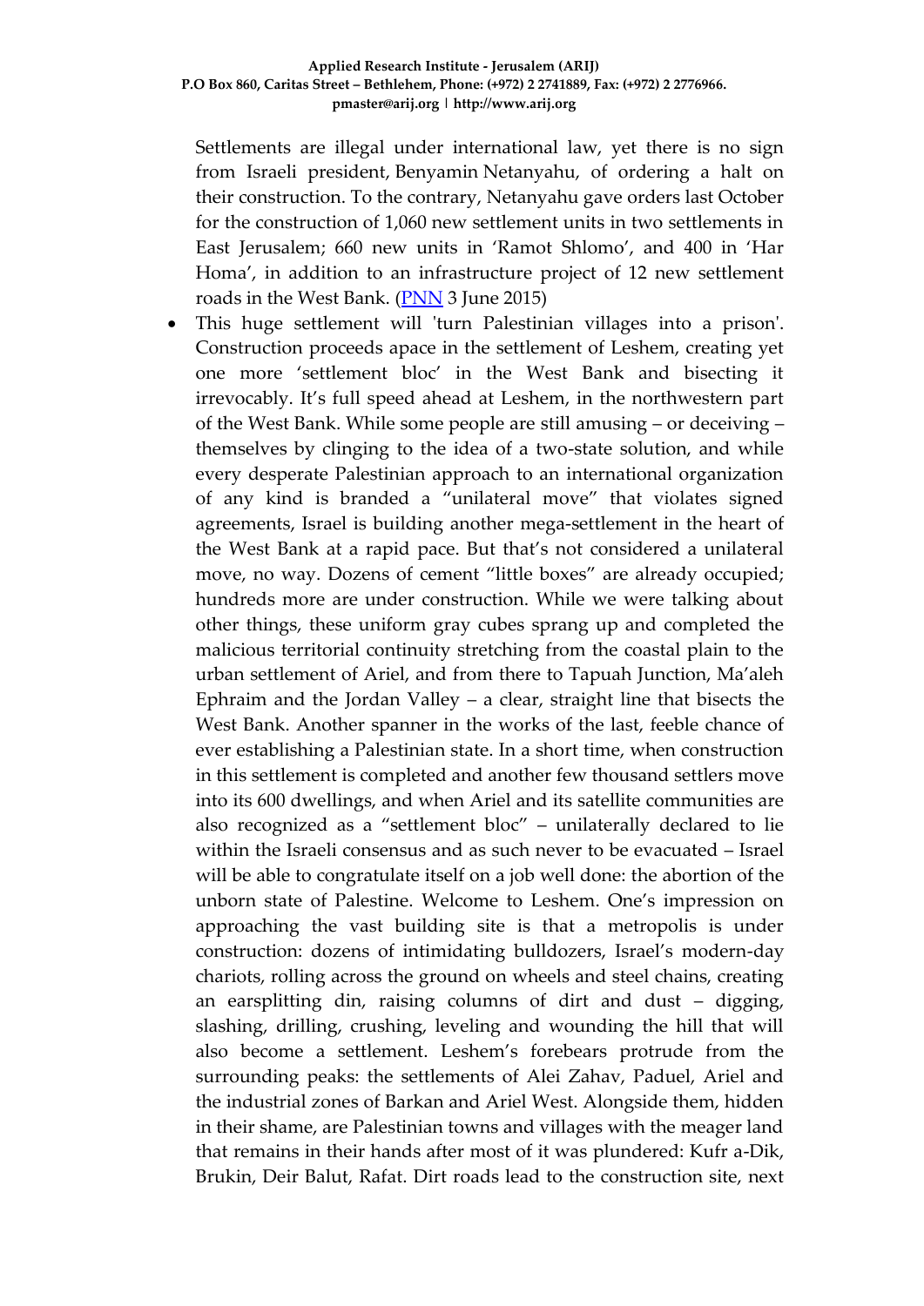Settlements are illegal under international law, yet there is no sign from Israeli president, Benyamin Netanyahu, of ordering a halt on their construction. To the contrary, Netanyahu gave orders last October for the construction of 1,060 new settlement units in two settlements in East Jerusalem; 660 new units in 'Ramot Shlomo', and 400 in 'Har Homa', in addition to an infrastructure project of 12 new settlement roads in the West Bank. (PNN 3 June 2015)

- This huge settlement will 'turn Palestinian villages into a prison'. Construction proceeds apace in the settlement of Leshem, creating yet one more 'settlement bloc' in the West Bank and bisecting it irrevocably. It's full speed ahead at Leshem, in the northwestern part of the West Bank. While some people are still amusing – or deceiving – themselves by clinging to the idea of a two-state solution, and while every desperate Palestinian approach to an international organization of any kind is branded a "unilateral move" that violates signed agreements, Israel is building another mega-settlement in the heart of the West Bank at a rapid pace. But that's not considered a unilateral move, no way. Dozens of cement "little boxes" are already occupied; hundreds more are under construction. While we were talking about other things, these uniform gray cubes sprang up and completed the malicious territorial continuity stretching from the coastal plain to the urban settlement of Ariel, and from there to Tapuah Junction, Ma'aleh Ephraim and the Jordan Valley – a clear, straight line that bisects the West Bank. Another spanner in the works of the last, feeble chance of ever establishing a Palestinian state. In a short time, when construction in this settlement is completed and another few thousand settlers move into its 600 dwellings, and when Ariel and its satellite communities are also recognized as a "settlement bloc" – unilaterally declared to lie within the Israeli consensus and as such never to be evacuated – Israel will be able to congratulate itself on a job well done: the abortion of the unborn state of Palestine. Welcome to Leshem. One's impression on approaching the vast building site is that a metropolis is under construction: dozens of intimidating bulldozers, Israel's modern-day chariots, rolling across the ground on wheels and steel chains, creating an earsplitting din, raising columns of dirt and dust – digging, slashing, drilling, crushing, leveling and wounding the hill that will also become a settlement. Leshem's forebears protrude from the surrounding peaks: the settlements of Alei Zahav, Paduel, Ariel and the industrial zones of Barkan and Ariel West. Alongside them, hidden in their shame, are Palestinian towns and villages with the meager land that remains in their hands after most of it was plundered: Kufr a-Dik, Brukin, Deir Balut, Rafat. Dirt roads lead to the construction site, next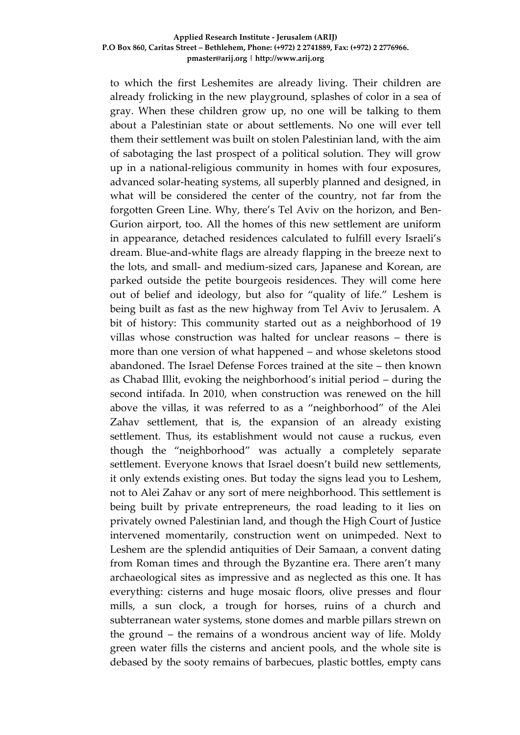to which the first Leshemites are already living. Their children are already frolicking in the new playground, splashes of color in a sea of gray. When these children grow up, no one will be talking to them about a Palestinian state or about settlements. No one will ever tell them their settlement was built on stolen Palestinian land, with the aim of sabotaging the last prospect of a political solution. They will grow up in a national-religious community in homes with four exposures, advanced solar-heating systems, all superbly planned and designed, in what will be considered the center of the country, not far from the forgotten Green Line. Why, there's Tel Aviv on the horizon, and Ben-Gurion airport, too. All the homes of this new settlement are uniform in appearance, detached residences calculated to fulfill every Israeli's dream. Blue-and-white flags are already flapping in the breeze next to the lots, and small- and medium-sized cars, Japanese and Korean, are parked outside the petite bourgeois residences. They will come here out of belief and ideology, but also for "quality of life." Leshem is being built as fast as the new highway from Tel Aviv to Jerusalem. A bit of history: This community started out as a neighborhood of 19 villas whose construction was halted for unclear reasons – there is more than one version of what happened – and whose skeletons stood abandoned. The Israel Defense Forces trained at the site – then known as Chabad Illit, evoking the neighborhood's initial period – during the second intifada. In 2010, when construction was renewed on the hill above the villas, it was referred to as a "neighborhood" of the Alei Zahav settlement, that is, the expansion of an already existing settlement. Thus, its establishment would not cause a ruckus, even though the "neighborhood" was actually a completely separate settlement. Everyone knows that Israel doesn't build new settlements, it only extends existing ones. But today the signs lead you to Leshem, not to Alei Zahav or any sort of mere neighborhood. This settlement is being built by private entrepreneurs, the road leading to it lies on privately owned Palestinian land, and though the High Court of Justice intervened momentarily, construction went on unimpeded. Next to Leshem are the splendid antiquities of Deir Samaan, a convent dating from Roman times and through the Byzantine era. There aren't many archaeological sites as impressive and as neglected as this one. It has everything: cisterns and huge mosaic floors, olive presses and flour mills, a sun clock, a trough for horses, ruins of a church and subterranean water systems, stone domes and marble pillars strewn on the ground – the remains of a wondrous ancient way of life. Moldy green water fills the cisterns and ancient pools, and the whole site is debased by the sooty remains of barbecues, plastic bottles, empty cans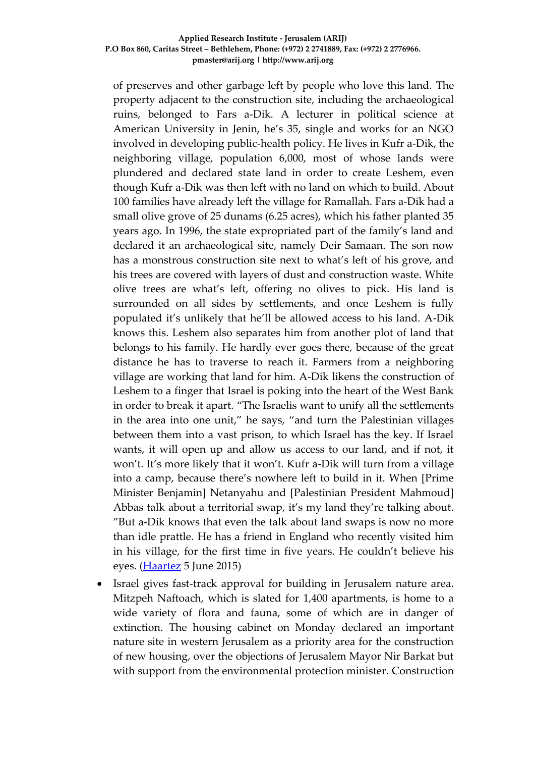of preserves and other garbage left by people who love this land. The property adjacent to the construction site, including the archaeological ruins, belonged to Fars a-Dik. A lecturer in political science at American University in Jenin, he's 35, single and works for an NGO involved in developing public-health policy. He lives in Kufr a-Dik, the neighboring village, population 6,000, most of whose lands were plundered and declared state land in order to create Leshem, even though Kufr a-Dik was then left with no land on which to build. About 100 families have already left the village for Ramallah. Fars a-Dik had a small olive grove of 25 dunams (6.25 acres), which his father planted 35 years ago. In 1996, the state expropriated part of the family's land and declared it an archaeological site, namely Deir Samaan. The son now has a monstrous construction site next to what's left of his grove, and his trees are covered with layers of dust and construction waste. White olive trees are what's left, offering no olives to pick. His land is surrounded on all sides by settlements, and once Leshem is fully populated it's unlikely that he'll be allowed access to his land. A-Dik knows this. Leshem also separates him from another plot of land that belongs to his family. He hardly ever goes there, because of the great distance he has to traverse to reach it. Farmers from a neighboring village are working that land for him. A-Dik likens the construction of Leshem to a finger that Israel is poking into the heart of the West Bank in order to break it apart. "The Israelis want to unify all the settlements in the area into one unit," he says, "and turn the Palestinian villages between them into a vast prison, to which Israel has the key. If Israel wants, it will open up and allow us access to our land, and if not, it won't. It's more likely that it won't. Kufr a-Dik will turn from a village into a camp, because there's nowhere left to build in it. When [Prime Minister Benjamin] Netanyahu and [Palestinian President Mahmoud] Abbas talk about a territorial swap, it's my land they're talking about. "But a-Dik knows that even the talk about land swaps is now no more than idle prattle. He has a friend in England who recently visited him in his village, for the first time in five years. He couldn't believe his eyes. (Haartez 5 June 2015)

- Israel gives fast-track approval for building in Jerusalem nature area. Mitzpeh Naftoach, which is slated for 1,400 apartments, is home to a wide variety of flora and fauna, some of which are in danger of extinction. The housing cabinet on Monday declared an important nature site in western Jerusalem as a priority area for the construction of new housing, over the objections of Jerusalem Mayor Nir Barkat but with support from the environmental protection minister. Construction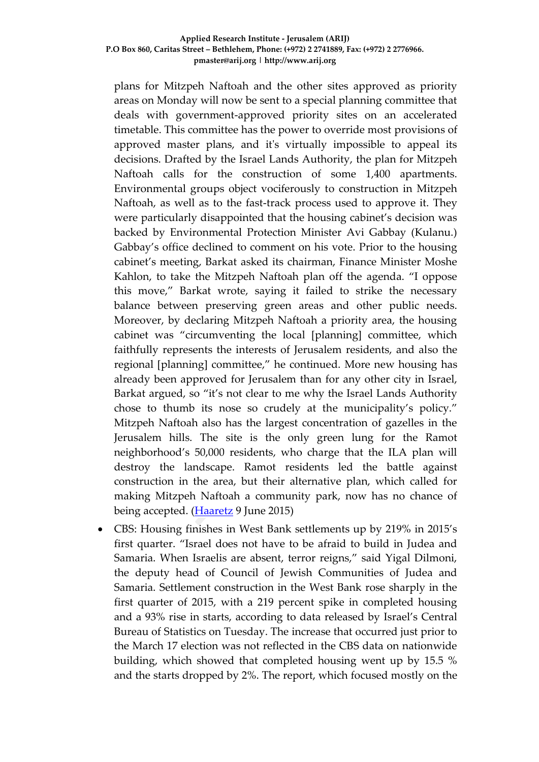plans for Mitzpeh Naftoah and the other sites approved as priority areas on Monday will now be sent to a special planning committee that deals with government-approved priority sites on an accelerated timetable. This committee has the power to override most provisions of approved master plans, and it's virtually impossible to appeal its decisions. Drafted by the Israel Lands Authority, the plan for Mitzpeh Naftoah calls for the construction of some 1,400 apartments. Environmental groups object vociferously to construction in Mitzpeh Naftoah, as well as to the fast-track process used to approve it. They were particularly disappointed that the housing cabinet's decision was backed by Environmental Protection Minister Avi Gabbay (Kulanu.) Gabbay's office declined to comment on his vote. Prior to the housing cabinet's meeting, Barkat asked its chairman, Finance Minister Moshe Kahlon, to take the Mitzpeh Naftoah plan off the agenda. "I oppose this move," Barkat wrote, saying it failed to strike the necessary balance between preserving green areas and other public needs. Moreover, by declaring Mitzpeh Naftoah a priority area, the housing cabinet was "circumventing the local [planning] committee, which faithfully represents the interests of Jerusalem residents, and also the regional [planning] committee," he continued. More new housing has already been approved for Jerusalem than for any other city in Israel, Barkat argued, so "it's not clear to me why the Israel Lands Authority chose to thumb its nose so crudely at the municipality's policy." Mitzpeh Naftoah also has the largest concentration of gazelles in the Jerusalem hills. The site is the only green lung for the Ramot neighborhood's 50,000 residents, who charge that the ILA plan will destroy the landscape. Ramot residents led the battle against construction in the area, but their alternative plan, which called for making Mitzpeh Naftoah a community park, now has no chance of being accepted. (Haaretz 9 June 2015)

- CBS: Housing finishes in West Bank settlements up by 219% in 2015's first quarter. "Israel does not have to be afraid to build in Judea and Samaria. When Israelis are absent, terror reigns," said Yigal Dilmoni, the deputy head of Council of Jewish Communities of Judea and Samaria. Settlement construction in the West Bank rose sharply in the first quarter of 2015, with a 219 percent spike in completed housing and a 93% rise in starts, according to data released by Israel's Central Bureau of Statistics on Tuesday. The increase that occurred just prior to the March 17 election was not reflected in the CBS data on nationwide building, which showed that completed housing went up by 15.5 % and the starts dropped by 2%. The report, which focused mostly on the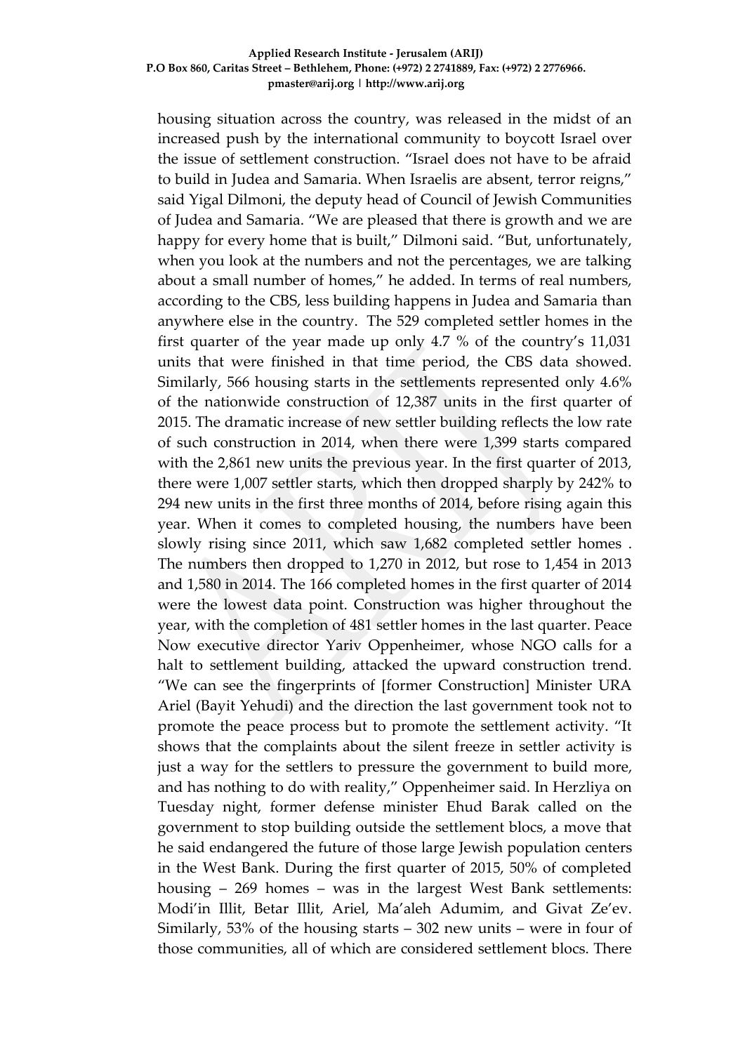housing situation across the country, was released in the midst of an increased push by the international community to boycott Israel over the issue of settlement construction. "Israel does not have to be afraid to build in Judea and Samaria. When Israelis are absent, terror reigns," said Yigal Dilmoni, the deputy head of Council of Jewish Communities of Judea and Samaria. "We are pleased that there is growth and we are happy for every home that is built," Dilmoni said. "But, unfortunately, when you look at the numbers and not the percentages, we are talking about a small number of homes," he added. In terms of real numbers, according to the CBS, less building happens in Judea and Samaria than anywhere else in the country. The 529 completed settler homes in the first quarter of the year made up only 4.7 % of the country's 11,031 units that were finished in that time period, the CBS data showed. Similarly, 566 housing starts in the settlements represented only 4.6% of the nationwide construction of 12,387 units in the first quarter of 2015. The dramatic increase of new settler building reflects the low rate of such construction in 2014, when there were 1,399 starts compared with the 2,861 new units the previous year. In the first quarter of 2013, there were 1,007 settler starts, which then dropped sharply by 242% to 294 new units in the first three months of 2014, before rising again this year. When it comes to completed housing, the numbers have been slowly rising since 2011, which saw 1,682 completed settler homes . The numbers then dropped to 1,270 in 2012, but rose to 1,454 in 2013 and 1,580 in 2014. The 166 completed homes in the first quarter of 2014 were the lowest data point. Construction was higher throughout the year, with the completion of 481 settler homes in the last quarter. Peace Now executive director Yariv Oppenheimer, whose NGO calls for a halt to settlement building, attacked the upward construction trend. "We can see the fingerprints of [former Construction] Minister URA Ariel (Bayit Yehudi) and the direction the last government took not to promote the peace process but to promote the settlement activity. "It shows that the complaints about the silent freeze in settler activity is just a way for the settlers to pressure the government to build more, and has nothing to do with reality," Oppenheimer said. In Herzliya on Tuesday night, former defense minister Ehud Barak called on the government to stop building outside the settlement blocs, a move that he said endangered the future of those large Jewish population centers in the West Bank. During the first quarter of 2015, 50% of completed housing – 269 homes – was in the largest West Bank settlements: Modi'in Illit, Betar Illit, Ariel, Ma'aleh Adumim, and Givat Ze'ev. Similarly, 53% of the housing starts – 302 new units – were in four of those communities, all of which are considered settlement blocs. There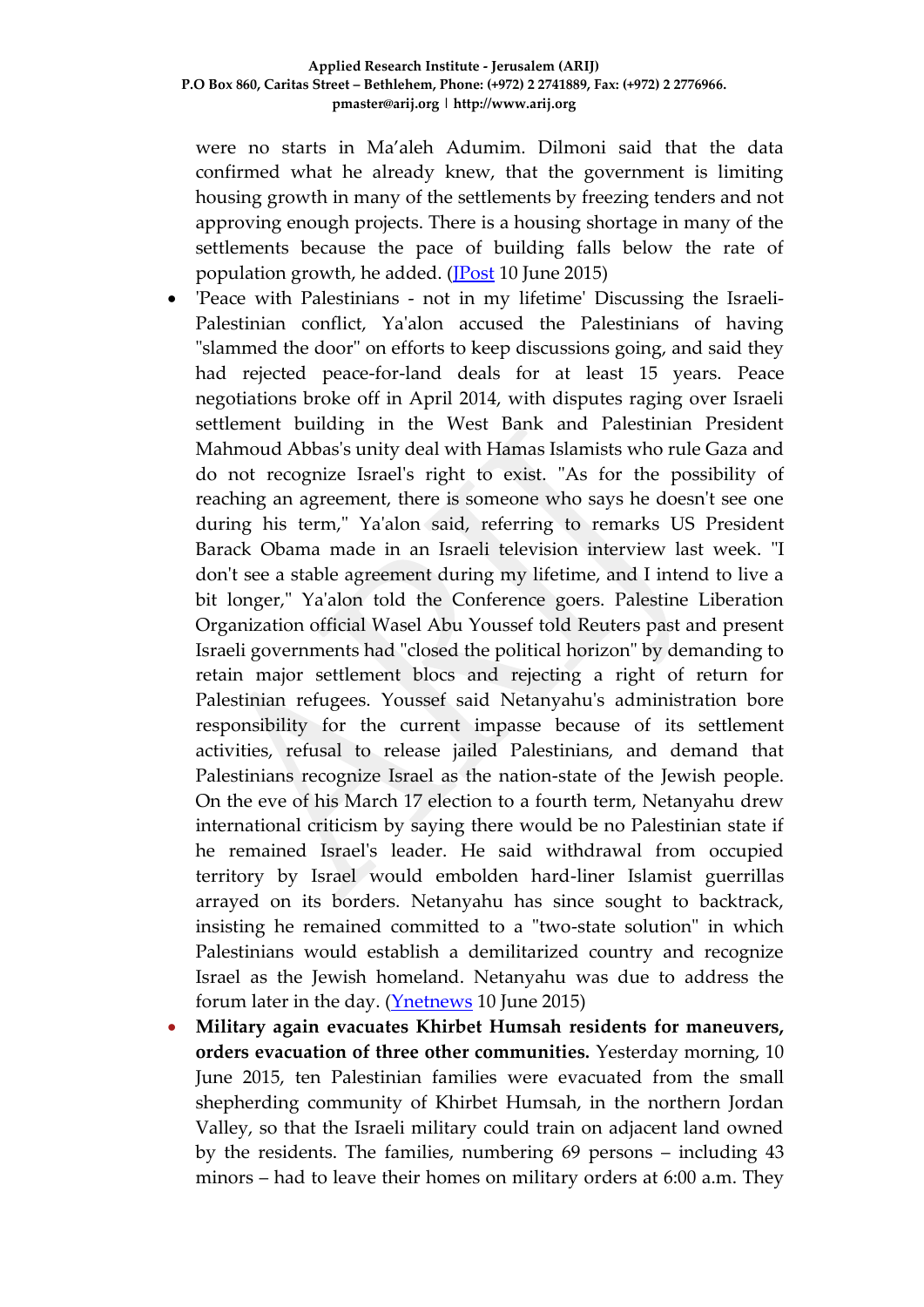were no starts in Ma'aleh Adumim. Dilmoni said that the data confirmed what he already knew, that the government is limiting housing growth in many of the settlements by freezing tenders and not approving enough projects. There is a housing shortage in many of the settlements because the pace of building falls below the rate of population growth, he added. (JPost 10 June 2015)

- 'Peace with Palestinians - not in my lifetime' Discussing the Israeli-Palestinian conflict, Ya'alon accused the Palestinians of having "slammed the door" on efforts to keep discussions going, and said they had rejected peace-for-land deals for at least 15 years. Peace negotiations broke off in April 2014, with disputes raging over Israeli settlement building in the West Bank and Palestinian President Mahmoud Abbas's unity deal with Hamas Islamists who rule Gaza and do not recognize Israel's right to exist. "As for the possibility of reaching an agreement, there is someone who says he doesn't see one during his term," Ya'alon said, referring to remarks US President Barack Obama made in an Israeli television interview last week. "I don't see a stable agreement during my lifetime, and I intend to live a bit longer," Ya'alon told the Conference goers. Palestine Liberation Organization official Wasel Abu Youssef told Reuters past and present Israeli governments had "closed the political horizon" by demanding to retain major settlement blocs and rejecting a right of return for Palestinian refugees. Youssef said Netanyahu's administration bore responsibility for the current impasse because of its settlement activities, refusal to release jailed Palestinians, and demand that Palestinians recognize Israel as the nation-state of the Jewish people. On the eve of his March 17 election to a fourth term, Netanyahu drew international criticism by saying there would be no Palestinian state if he remained Israel's leader. He said withdrawal from occupied territory by Israel would embolden hard-liner Islamist guerrillas arrayed on its borders. Netanyahu has since sought to backtrack, insisting he remained committed to a "two-state solution" in which Palestinians would establish a demilitarized country and recognize Israel as the Jewish homeland. Netanyahu was due to address the forum later in the day. (Ynetnews 10 June 2015)
- **Military again evacuates Khirbet Humsah residents for maneuvers, orders evacuation of three other communities.** Yesterday morning, 10 June 2015, ten Palestinian families were evacuated from the small shepherding community of Khirbet Humsah, in the northern Jordan Valley, so that the Israeli military could train on adjacent land owned by the residents. The families, numbering 69 persons – including 43 minors – had to leave their homes on military orders at 6:00 a.m. They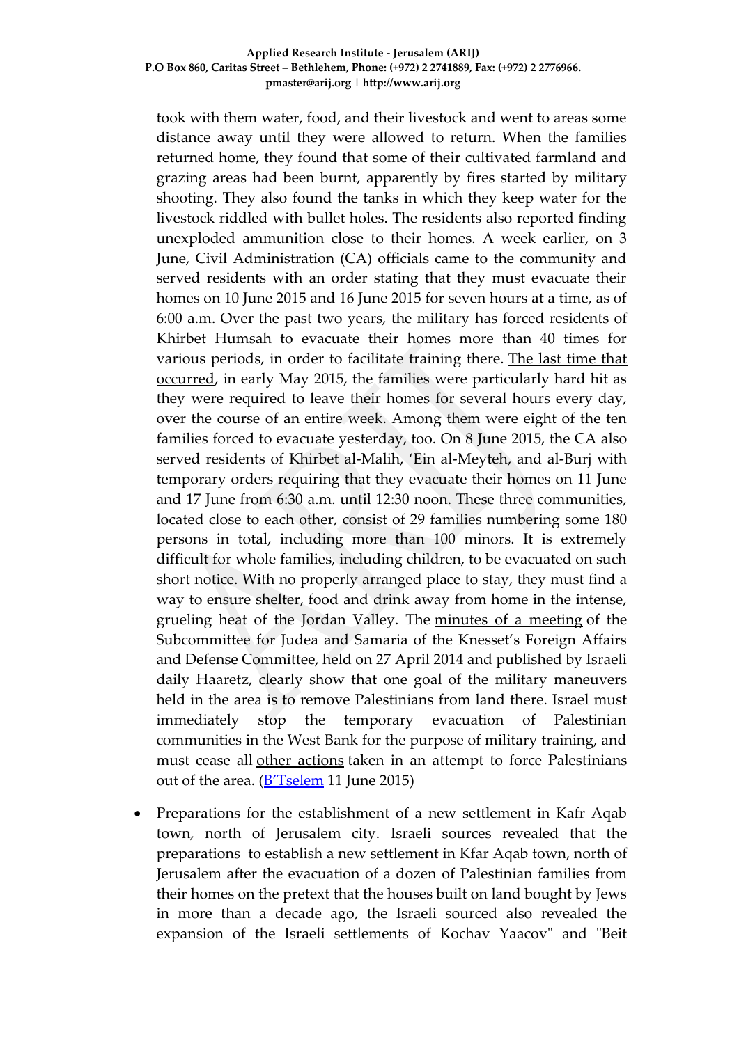took with them water, food, and their livestock and went to areas some distance away until they were allowed to return. When the families returned home, they found that some of their cultivated farmland and grazing areas had been burnt, apparently by fires started by military shooting. They also found the tanks in which they keep water for the livestock riddled with bullet holes. The residents also reported finding unexploded ammunition close to their homes. A week earlier, on 3 June, Civil Administration (CA) officials came to the community and served residents with an order stating that they must evacuate their homes on 10 June 2015 and 16 June 2015 for seven hours at a time, as of 6:00 a.m. Over the past two years, the military has forced residents of Khirbet Humsah to evacuate their homes more than 40 times for various periods, in order to facilitate training there. The last time that occurred, in early May 2015, the families were particularly hard hit as they were required to leave their homes for several hours every day, over the course of an entire week. Among them were eight of the ten families forced to evacuate yesterday, too. On 8 June 2015, the CA also served residents of Khirbet al-Malih, 'Ein al-Meyteh, and al-Burj with temporary orders requiring that they evacuate their homes on 11 June and 17 June from 6:30 a.m. until 12:30 noon. These three communities, located close to each other, consist of 29 families numbering some 180 persons in total, including more than 100 minors. It is extremely difficult for whole families, including children, to be evacuated on such short notice. With no properly arranged place to stay, they must find a way to ensure shelter, food and drink away from home in the intense, grueling heat of the Jordan Valley. The minutes of a meeting of the Subcommittee for Judea and Samaria of the Knesset's Foreign Affairs and Defense Committee, held on 27 April 2014 and published by Israeli daily Haaretz, clearly show that one goal of the military maneuvers held in the area is to remove Palestinians from land there. Israel must immediately stop the temporary evacuation of Palestinian communities in the West Bank for the purpose of military training, and must cease all other actions taken in an attempt to force Palestinians out of the area. (B'Tselem 11 June 2015)

- Preparations for the establishment of a new settlement in Kafr Aqab town, north of Jerusalem city. Israeli sources revealed that the preparations to establish a new settlement in Kfar Aqab town, north of Jerusalem after the evacuation of a dozen of Palestinian families from their homes on the pretext that the houses built on land bought by Jews in more than a decade ago, the Israeli sourced also revealed the expansion of the Israeli settlements of Kochav Yaacov" and "Beit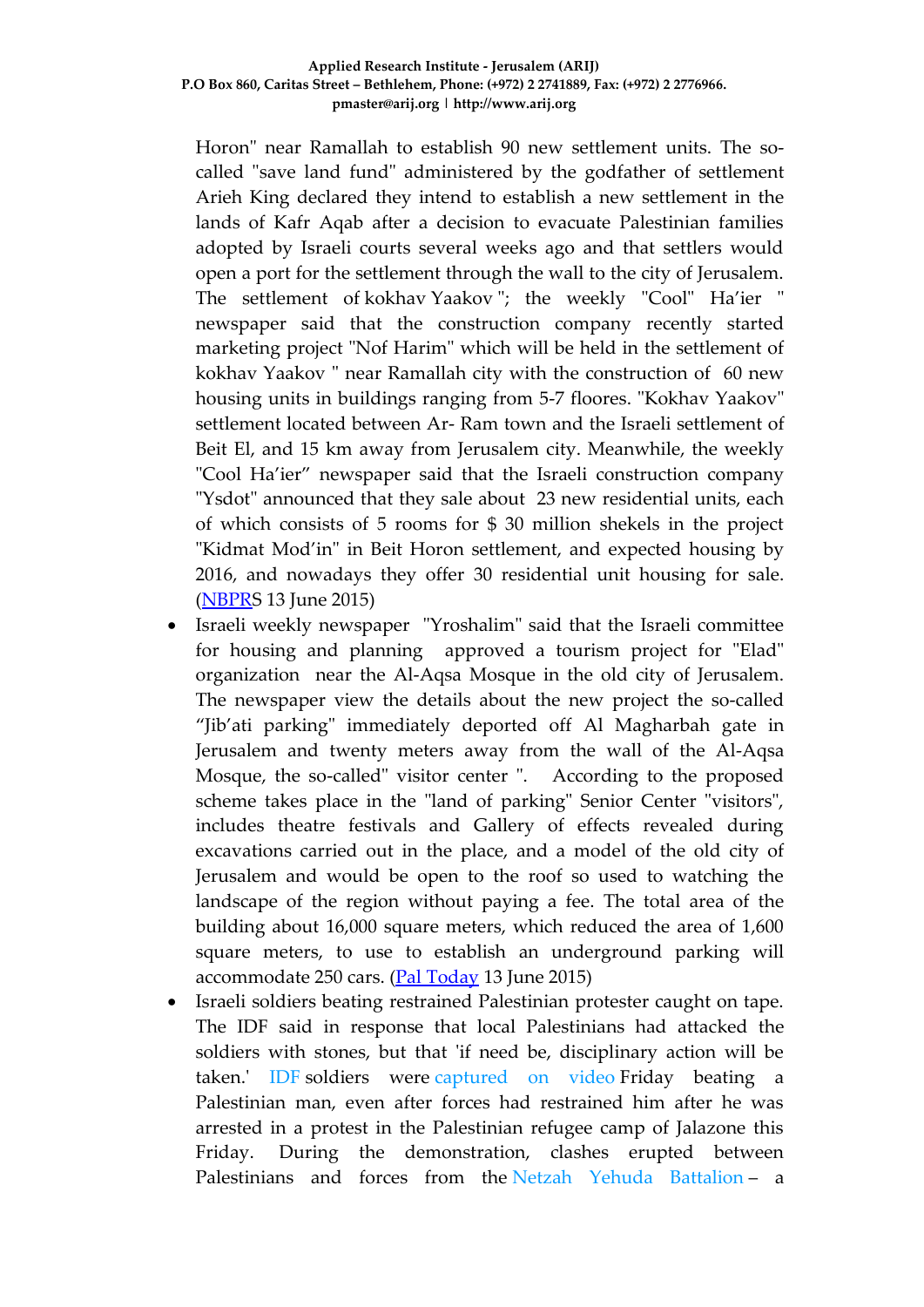Horon" near Ramallah to establish 90 new settlement units. The so-called "save land fund" administered by the godfather of settlement Arieh King declared they intend to establish a new settlement in the lands of Kafr Aqab after a decision to evacuate Palestinian families adopted by Israeli courts several weeks ago and that settlers would open a port for the settlement through the wall to the city of Jerusalem. The settlement of kokhav Yaakov "; the weekly "Cool" Ha'ier " newspaper said that the construction company recently started marketing project "Nof Harim" which will be held in the settlement of kokhav Yaakov " near Ramallah city with the construction of 60 new housing units in buildings ranging from 5-7 floores. "Kokhav Yaakov" settlement located between Ar- Ram town and the Israeli settlement of Beit El, and 15 km away from Jerusalem city. Meanwhile, the weekly "Cool Ha'ier" newspaper said that the Israeli construction company "Ysdot" announced that they sale about 23 new residential units, each of which consists of 5 rooms for $ 30 million shekels in the project "Kidmat Mod'in" in Beit Horon settlement, and expected housing by 2016, and nowadays they offer 30 residential unit housing for sale. (NBPRS 13 June 2015)

- Israeli weekly newspaper "Yroshalim" said that the Israeli committee for housing and planning approved a tourism project for "Elad" organization near the Al-Aqsa Mosque in the old city of Jerusalem. The newspaper view the details about the new project the so-called "Jib'ati parking" immediately deported off Al Magharbah gate in Jerusalem and twenty meters away from the wall of the Al-Aqsa Mosque, the so-called" visitor center ". According to the proposed scheme takes place in the "land of parking" Senior Center "visitors", includes theatre festivals and Gallery of effects revealed during excavations carried out in the place, and a model of the old city of Jerusalem and would be open to the roof so used to watching the landscape of the region without paying a fee. The total area of the building about 16,000 square meters, which reduced the area of 1,600 square meters, to use to establish an underground parking will accommodate 250 cars. (Pal Today 13 June 2015)
- Israeli soldiers beating restrained Palestinian protester caught on tape. The IDF said in response that local Palestinians had attacked the soldiers with stones, but that 'if need be, disciplinary action will be taken.' IDF soldiers were captured on video Friday beating a Palestinian man, even after forces had restrained him after he was arrested in a protest in the Palestinian refugee camp of Jalazone this Friday. During the demonstration, clashes erupted between Palestinians and forces from the Netzah Yehuda Battalion – a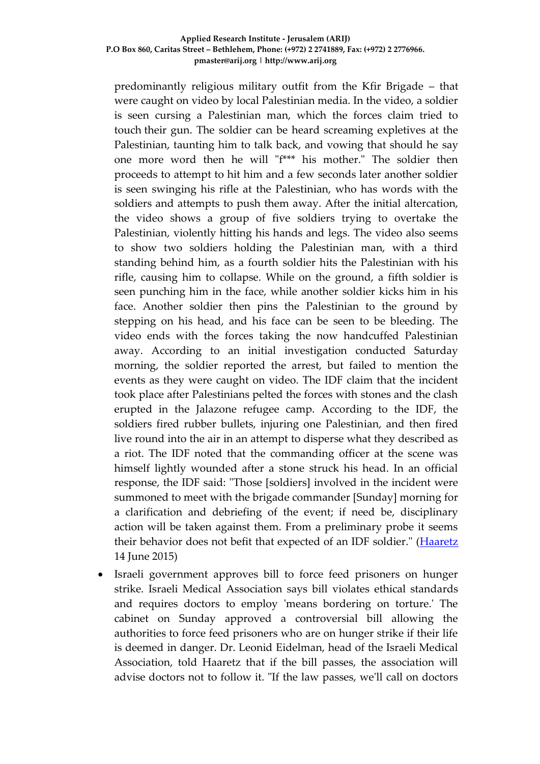predominantly religious military outfit from the Kfir Brigade – that were caught on video by local Palestinian media. In the video, a soldier is seen cursing a Palestinian man, which the forces claim tried to touch their gun. The soldier can be heard screaming expletives at the Palestinian, taunting him to talk back, and vowing that should he say one more word then he will "f*** his mother." The soldier then proceeds to attempt to hit him and a few seconds later another soldier is seen swinging his rifle at the Palestinian, who has words with the soldiers and attempts to push them away. After the initial altercation, the video shows a group of five soldiers trying to overtake the Palestinian, violently hitting his hands and legs. The video also seems to show two soldiers holding the Palestinian man, with a third standing behind him, as a fourth soldier hits the Palestinian with his rifle, causing him to collapse. While on the ground, a fifth soldier is seen punching him in the face, while another soldier kicks him in his face. Another soldier then pins the Palestinian to the ground by stepping on his head, and his face can be seen to be bleeding. The video ends with the forces taking the now handcuffed Palestinian away. According to an initial investigation conducted Saturday morning, the soldier reported the arrest, but failed to mention the events as they were caught on video. The IDF claim that the incident took place after Palestinians pelted the forces with stones and the clash erupted in the Jalazone refugee camp. According to the IDF, the soldiers fired rubber bullets, injuring one Palestinian, and then fired live round into the air in an attempt to disperse what they described as a riot. The IDF noted that the commanding officer at the scene was himself lightly wounded after a stone struck his head. In an official response, the IDF said: "Those [soldiers] involved in the incident were summoned to meet with the brigade commander [Sunday] morning for a clarification and debriefing of the event; if need be, disciplinary action will be taken against them. From a preliminary probe it seems their behavior does not befit that expected of an IDF soldier." (Haaretz 14 June 2015)

- Israeli government approves bill to force feed prisoners on hunger strike. Israeli Medical Association says bill violates ethical standards and requires doctors to employ 'means bordering on torture.' The cabinet on Sunday approved a controversial bill allowing the authorities to force feed prisoners who are on hunger strike if their life is deemed in danger. Dr. Leonid Eidelman, head of the Israeli Medical Association, told Haaretz that if the bill passes, the association will advise doctors not to follow it. "If the law passes, we'll call on doctors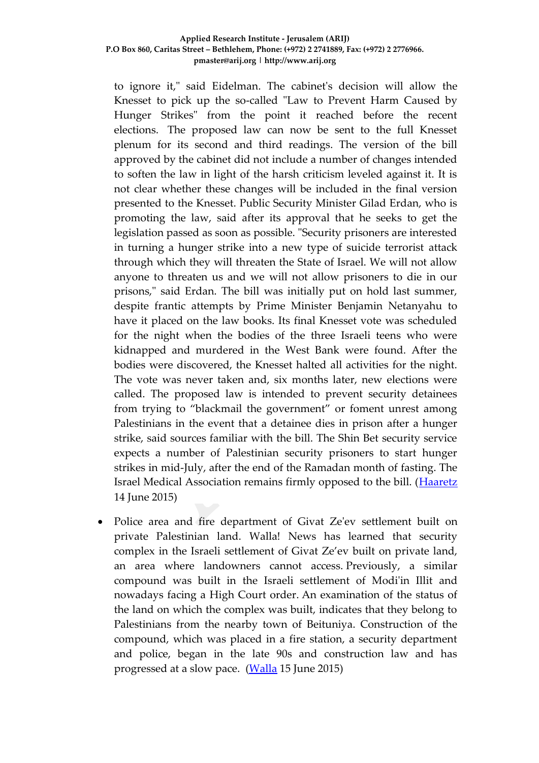to ignore it," said Eidelman. The cabinet's decision will allow the Knesset to pick up the so-called "Law to Prevent Harm Caused by Hunger Strikes" from the point it reached before the recent elections. The proposed law can now be sent to the full Knesset plenum for its second and third readings. The version of the bill approved by the cabinet did not include a number of changes intended to soften the law in light of the harsh criticism leveled against it. It is not clear whether these changes will be included in the final version presented to the Knesset. Public Security Minister Gilad Erdan, who is promoting the law, said after its approval that he seeks to get the legislation passed as soon as possible. "Security prisoners are interested in turning a hunger strike into a new type of suicide terrorist attack through which they will threaten the State of Israel. We will not allow anyone to threaten us and we will not allow prisoners to die in our prisons," said Erdan. The bill was initially put on hold last summer, despite frantic attempts by Prime Minister Benjamin Netanyahu to have it placed on the law books. Its final Knesset vote was scheduled for the night when the bodies of the three Israeli teens who were kidnapped and murdered in the West Bank were found. After the bodies were discovered, the Knesset halted all activities for the night. The vote was never taken and, six months later, new elections were called. The proposed law is intended to prevent security detainees from trying to "blackmail the government" or foment unrest among Palestinians in the event that a detainee dies in prison after a hunger strike, said sources familiar with the bill. The Shin Bet security service expects a number of Palestinian security prisoners to start hunger strikes in mid-July, after the end of the Ramadan month of fasting. The Israel Medical Association remains firmly opposed to the bill. (Haaretz 14 June 2015)

- Police area and fire department of Givat Ze'ev settlement built on private Palestinian land. Walla! News has learned that security complex in the Israeli settlement of Givat Ze'ev built on private land, an area where landowners cannot access. Previously, a similar compound was built in the Israeli settlement of Modi'in Illit and nowadays facing a High Court order. An examination of the status of the land on which the complex was built, indicates that they belong to Palestinians from the nearby town of Beituniya. Construction of the compound, which was placed in a fire station, a security department and police, began in the late 90s and construction law and has progressed at a slow pace. (Walla 15 June 2015)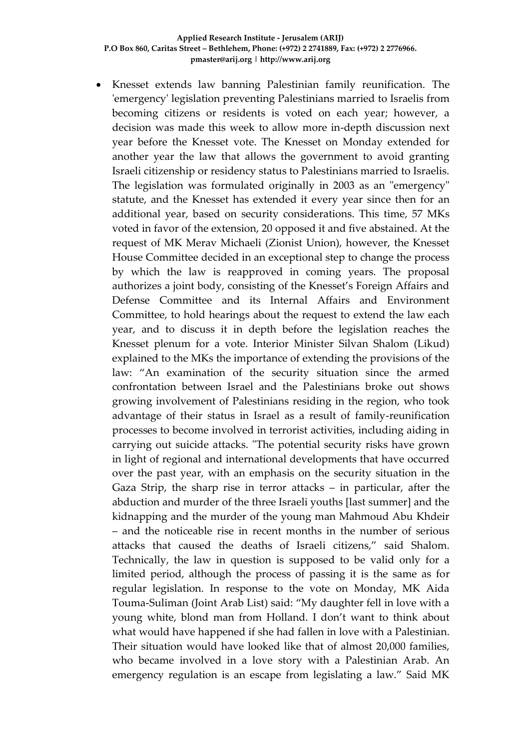- Knesset extends law banning Palestinian family reunification. The 'emergency' legislation preventing Palestinians married to Israelis from becoming citizens or residents is voted on each year; however, a decision was made this week to allow more in-depth discussion next year before the Knesset vote. The Knesset on Monday extended for another year the law that allows the government to avoid granting Israeli citizenship or residency status to Palestinians married to Israelis. The legislation was formulated originally in 2003 as an "emergency" statute, and the Knesset has extended it every year since then for an additional year, based on security considerations. This time, 57 MKs voted in favor of the extension, 20 opposed it and five abstained. At the request of MK Merav Michaeli (Zionist Union), however, the Knesset House Committee decided in an exceptional step to change the process by which the law is reapproved in coming years. The proposal authorizes a joint body, consisting of the Knesset's Foreign Affairs and Defense Committee and its Internal Affairs and Environment Committee, to hold hearings about the request to extend the law each year, and to discuss it in depth before the legislation reaches the Knesset plenum for a vote. Interior Minister Silvan Shalom (Likud) explained to the MKs the importance of extending the provisions of the law: "An examination of the security situation since the armed confrontation between Israel and the Palestinians broke out shows growing involvement of Palestinians residing in the region, who took advantage of their status in Israel as a result of family-reunification processes to become involved in terrorist activities, including aiding in carrying out suicide attacks. "The potential security risks have grown in light of regional and international developments that have occurred over the past year, with an emphasis on the security situation in the Gaza Strip, the sharp rise in terror attacks – in particular, after the abduction and murder of the three Israeli youths [last summer] and the kidnapping and the murder of the young man Mahmoud Abu Khdeir – and the noticeable rise in recent months in the number of serious attacks that caused the deaths of Israeli citizens," said Shalom. Technically, the law in question is supposed to be valid only for a limited period, although the process of passing it is the same as for regular legislation. In response to the vote on Monday, MK Aida Touma-Suliman (Joint Arab List) said: "My daughter fell in love with a young white, blond man from Holland. I don't want to think about what would have happened if she had fallen in love with a Palestinian. Their situation would have looked like that of almost 20,000 families, who became involved in a love story with a Palestinian Arab. An emergency regulation is an escape from legislating a law." Said MK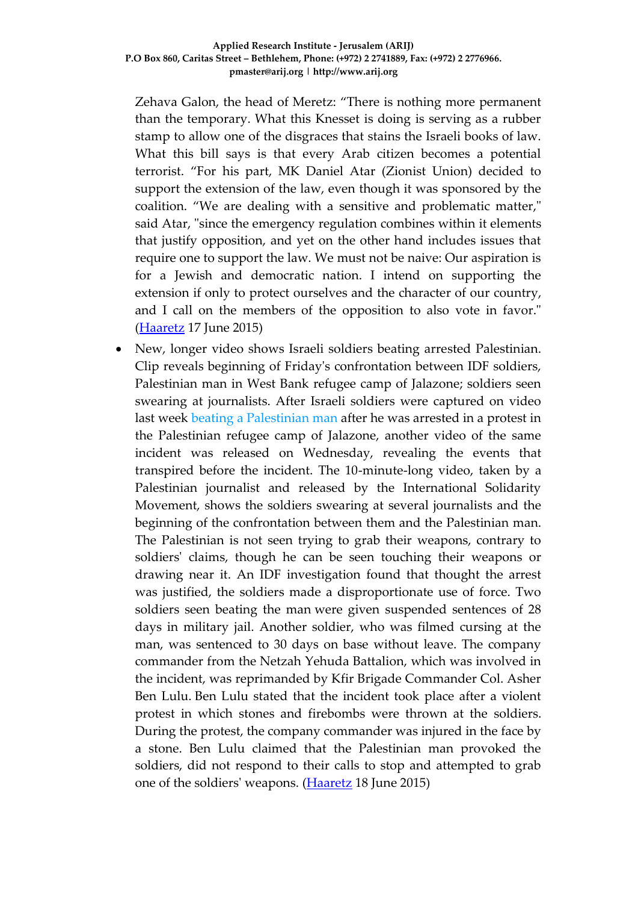Zehava Galon, the head of Meretz: "There is nothing more permanent than the temporary. What this Knesset is doing is serving as a rubber stamp to allow one of the disgraces that stains the Israeli books of law. What this bill says is that every Arab citizen becomes a potential terrorist. "For his part, MK Daniel Atar (Zionist Union) decided to support the extension of the law, even though it was sponsored by the coalition. "We are dealing with a sensitive and problematic matter," said Atar, "since the emergency regulation combines within it elements that justify opposition, and yet on the other hand includes issues that require one to support the law. We must not be naive: Our aspiration is for a Jewish and democratic nation. I intend on supporting the extension if only to protect ourselves and the character of our country, and I call on the members of the opposition to also vote in favor." (Haaretz 17 June 2015)

- New, longer video shows Israeli soldiers beating arrested Palestinian. Clip reveals beginning of Friday's confrontation between IDF soldiers, Palestinian man in West Bank refugee camp of Jalazone; soldiers seen swearing at journalists. After Israeli soldiers were captured on video last week beating a Palestinian man after he was arrested in a protest in the Palestinian refugee camp of Jalazone, another video of the same incident was released on Wednesday, revealing the events that transpired before the incident. The 10-minute-long video, taken by a Palestinian journalist and released by the International Solidarity Movement, shows the soldiers swearing at several journalists and the beginning of the confrontation between them and the Palestinian man. The Palestinian is not seen trying to grab their weapons, contrary to soldiers' claims, though he can be seen touching their weapons or drawing near it. An IDF investigation found that thought the arrest was justified, the soldiers made a disproportionate use of force. Two soldiers seen beating the man were given suspended sentences of 28 days in military jail. Another soldier, who was filmed cursing at the man, was sentenced to 30 days on base without leave. The company commander from the Netzah Yehuda Battalion, which was involved in the incident, was reprimanded by Kfir Brigade Commander Col. Asher Ben Lulu. Ben Lulu stated that the incident took place after a violent protest in which stones and firebombs were thrown at the soldiers. During the protest, the company commander was injured in the face by a stone. Ben Lulu claimed that the Palestinian man provoked the soldiers, did not respond to their calls to stop and attempted to grab one of the soldiers' weapons. (Haaretz 18 June 2015)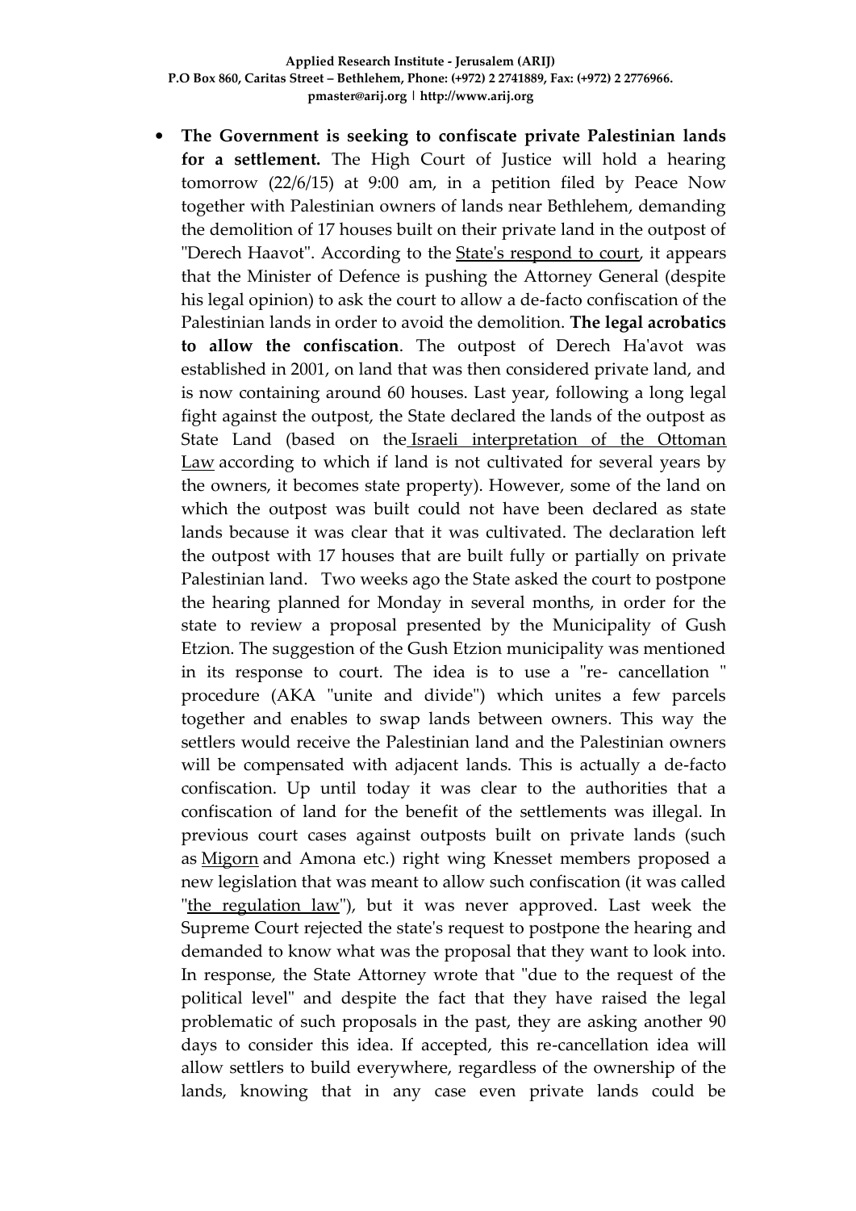- **The Government is seeking to confiscate private Palestinian lands for a settlement.** The High Court of Justice will hold a hearing tomorrow (22/6/15) at 9:00 am, in a petition filed by Peace Now together with Palestinian owners of lands near Bethlehem, demanding the demolition of 17 houses built on their private land in the outpost of "Derech Haavot". According to the State's respond to court, it appears that the Minister of Defence is pushing the Attorney General (despite his legal opinion) to ask the court to allow a de-facto confiscation of the Palestinian lands in order to avoid the demolition. **The legal acrobatics to allow the confiscation**. The outpost of Derech Ha'avot was established in 2001, on land that was then considered private land, and is now containing around 60 houses. Last year, following a long legal fight against the outpost, the State declared the lands of the outpost as State Land (based on the Israeli interpretation of the Ottoman Law according to which if land is not cultivated for several years by the owners, it becomes state property). However, some of the land on which the outpost was built could not have been declared as state lands because it was clear that it was cultivated. The declaration left the outpost with 17 houses that are built fully or partially on private Palestinian land. Two weeks ago the State asked the court to postpone the hearing planned for Monday in several months, in order for the state to review a proposal presented by the Municipality of Gush Etzion. The suggestion of the Gush Etzion municipality was mentioned in its response to court. The idea is to use a "re- cancellation " procedure (AKA "unite and divide") which unites a few parcels together and enables to swap lands between owners. This way the settlers would receive the Palestinian land and the Palestinian owners will be compensated with adjacent lands. This is actually a de-facto confiscation. Up until today it was clear to the authorities that a confiscation of land for the benefit of the settlements was illegal. In previous court cases against outposts built on private lands (such as Migorn and Amona etc.) right wing Knesset members proposed a new legislation that was meant to allow such confiscation (it was called "the regulation law"), but it was never approved. Last week the Supreme Court rejected the state's request to postpone the hearing and demanded to know what was the proposal that they want to look into. In response, the State Attorney wrote that "due to the request of the political level" and despite the fact that they have raised the legal problematic of such proposals in the past, they are asking another 90 days to consider this idea. If accepted, this re-cancellation idea will allow settlers to build everywhere, regardless of the ownership of the lands, knowing that in any case even private lands could be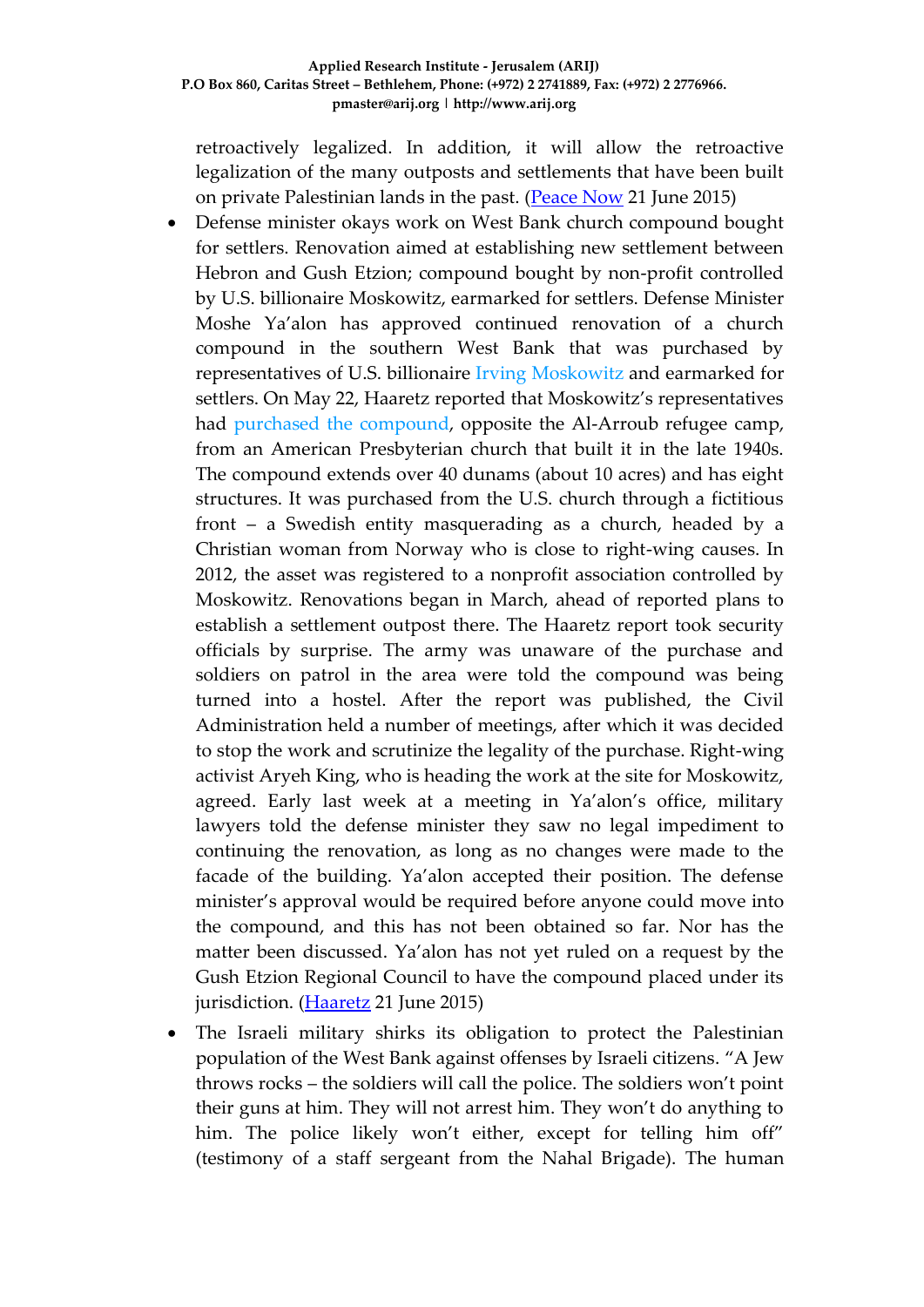retroactively legalized. In addition, it will allow the retroactive legalization of the many outposts and settlements that have been built on private Palestinian lands in the past. ([Peace Now](#) 21 June 2015)

- Defense minister okays work on West Bank church compound bought for settlers. Renovation aimed at establishing new settlement between Hebron and Gush Etzion; compound bought by non-profit controlled by U.S. billionaire Moskowitz, earmarked for settlers. Defense Minister Moshe Ya'alon has approved continued renovation of a church compound in the southern West Bank that was purchased by representatives of U.S. billionaire Irving Moskowitz and earmarked for settlers. On May 22, Haaretz reported that Moskowitz's representatives had purchased the compound, opposite the Al-Arroub refugee camp, from an American Presbyterian church that built it in the late 1940s. The compound extends over 40 dunams (about 10 acres) and has eight structures. It was purchased from the U.S. church through a fictitious front – a Swedish entity masquerading as a church, headed by a Christian woman from Norway who is close to right-wing causes. In 2012, the asset was registered to a nonprofit association controlled by Moskowitz. Renovations began in March, ahead of reported plans to establish a settlement outpost there. The Haaretz report took security officials by surprise. The army was unaware of the purchase and soldiers on patrol in the area were told the compound was being turned into a hostel. After the report was published, the Civil Administration held a number of meetings, after which it was decided to stop the work and scrutinize the legality of the purchase. Right-wing activist Aryeh King, who is heading the work at the site for Moskowitz, agreed. Early last week at a meeting in Ya'alon's office, military lawyers told the defense minister they saw no legal impediment to continuing the renovation, as long as no changes were made to the facade of the building. Ya'alon accepted their position. The defense minister's approval would be required before anyone could move into the compound, and this has not been obtained so far. Nor has the matter been discussed. Ya'alon has not yet ruled on a request by the Gush Etzion Regional Council to have the compound placed under its jurisdiction. ([Haaretz](#) 21 June 2015)
- The Israeli military shirks its obligation to protect the Palestinian population of the West Bank against offenses by Israeli citizens. "A Jew throws rocks – the soldiers will call the police. The soldiers won't point their guns at him. They will not arrest him. They won't do anything to him. The police likely won't either, except for telling him off" (testimony of a staff sergeant from the Nahal Brigade). The human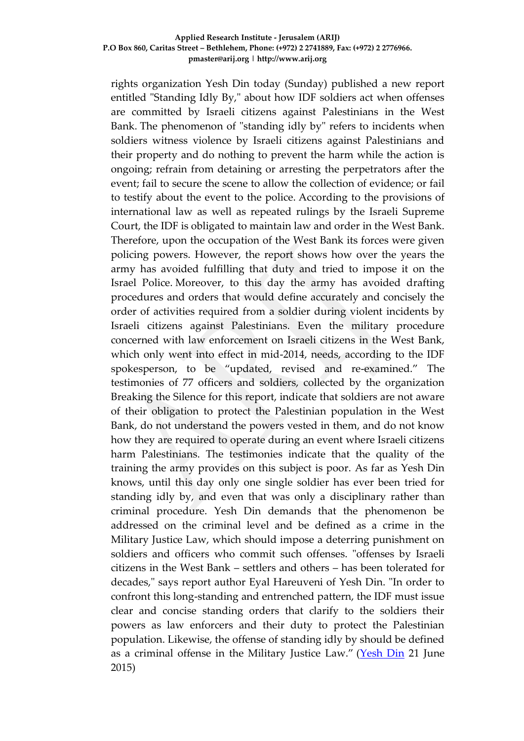rights organization Yesh Din today (Sunday) published a new report entitled "Standing Idly By," about how IDF soldiers act when offenses are committed by Israeli citizens against Palestinians in the West Bank. The phenomenon of "standing idly by" refers to incidents when soldiers witness violence by Israeli citizens against Palestinians and their property and do nothing to prevent the harm while the action is ongoing; refrain from detaining or arresting the perpetrators after the event; fail to secure the scene to allow the collection of evidence; or fail to testify about the event to the police. According to the provisions of international law as well as repeated rulings by the Israeli Supreme Court, the IDF is obligated to maintain law and order in the West Bank. Therefore, upon the occupation of the West Bank its forces were given policing powers. However, the report shows how over the years the army has avoided fulfilling that duty and tried to impose it on the Israel Police. Moreover, to this day the army has avoided drafting procedures and orders that would define accurately and concisely the order of activities required from a soldier during violent incidents by Israeli citizens against Palestinians. Even the military procedure concerned with law enforcement on Israeli citizens in the West Bank, which only went into effect in mid-2014, needs, according to the IDF spokesperson, to be "updated, revised and re-examined." The testimonies of 77 officers and soldiers, collected by the organization Breaking the Silence for this report, indicate that soldiers are not aware of their obligation to protect the Palestinian population in the West Bank, do not understand the powers vested in them, and do not know how they are required to operate during an event where Israeli citizens harm Palestinians. The testimonies indicate that the quality of the training the army provides on this subject is poor. As far as Yesh Din knows, until this day only one single soldier has ever been tried for standing idly by, and even that was only a disciplinary rather than criminal procedure. Yesh Din demands that the phenomenon be addressed on the criminal level and be defined as a crime in the Military Justice Law, which should impose a deterring punishment on soldiers and officers who commit such offenses. "offenses by Israeli citizens in the West Bank – settlers and others – has been tolerated for decades," says report author Eyal Hareuveni of Yesh Din. "In order to confront this long-standing and entrenched pattern, the IDF must issue clear and concise standing orders that clarify to the soldiers their powers as law enforcers and their duty to protect the Palestinian population. Likewise, the offense of standing idly by should be defined as a criminal offense in the Military Justice Law." (Yesh Din 21 June 2015)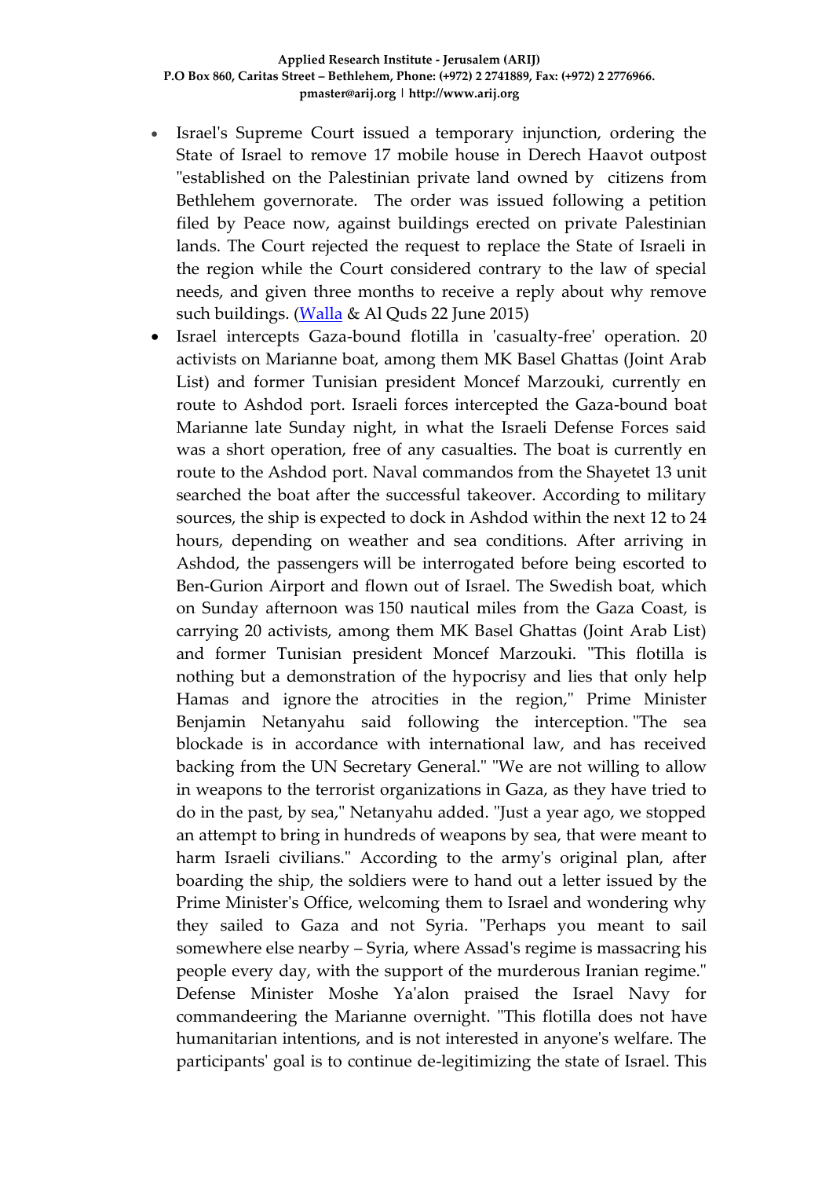- Israel's Supreme Court issued a temporary injunction, ordering the State of Israel to remove 17 mobile house in Derech Haavot outpost "established on the Palestinian private land owned by citizens from Bethlehem governorate. The order was issued following a petition filed by Peace now, against buildings erected on private Palestinian lands. The Court rejected the request to replace the State of Israeli in the region while the Court considered contrary to the law of special needs, and given three months to receive a reply about why remove such buildings. (Walla & Al Quds 22 June 2015)
- Israel intercepts Gaza-bound flotilla in 'casualty-free' operation. 20 activists on Marianne boat, among them MK Basel Ghattas (Joint Arab List) and former Tunisian president Moncef Marzouki, currently en route to Ashdod port. Israeli forces intercepted the Gaza-bound boat Marianne late Sunday night, in what the Israeli Defense Forces said was a short operation, free of any casualties. The boat is currently en route to the Ashdod port. Naval commandos from the Shayetet 13 unit searched the boat after the successful takeover. According to military sources, the ship is expected to dock in Ashdod within the next 12 to 24 hours, depending on weather and sea conditions. After arriving in Ashdod, the passengers will be interrogated before being escorted to Ben-Gurion Airport and flown out of Israel. The Swedish boat, which on Sunday afternoon was 150 nautical miles from the Gaza Coast, is carrying 20 activists, among them MK Basel Ghattas (Joint Arab List) and former Tunisian president Moncef Marzouki. "This flotilla is nothing but a demonstration of the hypocrisy and lies that only help Hamas and ignore the atrocities in the region," Prime Minister Benjamin Netanyahu said following the interception. "The sea blockade is in accordance with international law, and has received backing from the UN Secretary General." "We are not willing to allow in weapons to the terrorist organizations in Gaza, as they have tried to do in the past, by sea," Netanyahu added. "Just a year ago, we stopped an attempt to bring in hundreds of weapons by sea, that were meant to harm Israeli civilians." According to the army's original plan, after boarding the ship, the soldiers were to hand out a letter issued by the Prime Minister's Office, welcoming them to Israel and wondering why they sailed to Gaza and not Syria. "Perhaps you meant to sail somewhere else nearby – Syria, where Assad's regime is massacring his people every day, with the support of the murderous Iranian regime." Defense Minister Moshe Ya'alon praised the Israel Navy for commandeering the Marianne overnight. "This flotilla does not have humanitarian intentions, and is not interested in anyone's welfare. The participants' goal is to continue de-legitimizing the state of Israel. This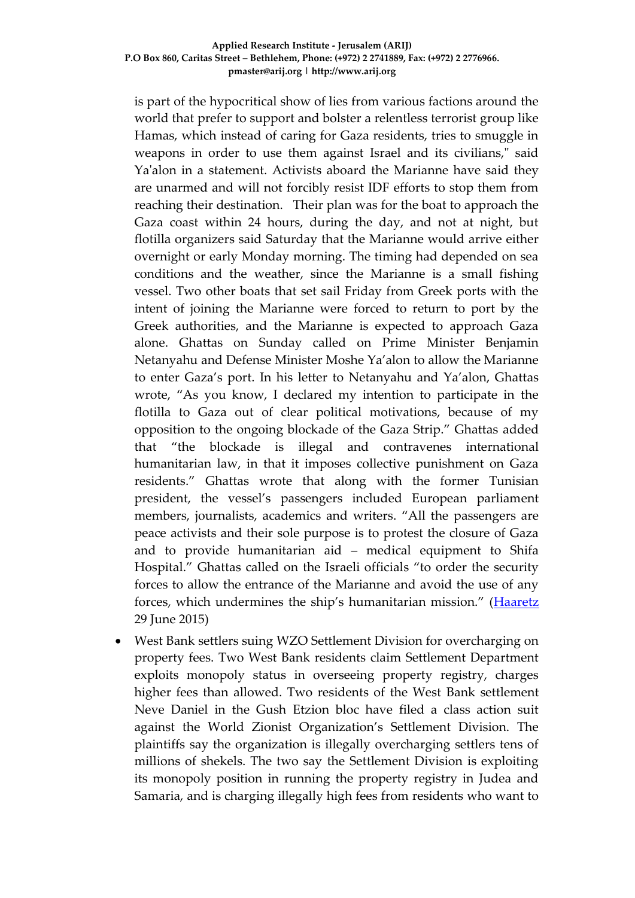is part of the hypocritical show of lies from various factions around the world that prefer to support and bolster a relentless terrorist group like Hamas, which instead of caring for Gaza residents, tries to smuggle in weapons in order to use them against Israel and its civilians," said Ya'alon in a statement. Activists aboard the Marianne have said they are unarmed and will not forcibly resist IDF efforts to stop them from reaching their destination. Their plan was for the boat to approach the Gaza coast within 24 hours, during the day, and not at night, but flotilla organizers said Saturday that the Marianne would arrive either overnight or early Monday morning. The timing had depended on sea conditions and the weather, since the Marianne is a small fishing vessel. Two other boats that set sail Friday from Greek ports with the intent of joining the Marianne were forced to return to port by the Greek authorities, and the Marianne is expected to approach Gaza alone. Ghattas on Sunday called on Prime Minister Benjamin Netanyahu and Defense Minister Moshe Ya'alon to allow the Marianne to enter Gaza's port. In his letter to Netanyahu and Ya'alon, Ghattas wrote, "As you know, I declared my intention to participate in the flotilla to Gaza out of clear political motivations, because of my opposition to the ongoing blockade of the Gaza Strip." Ghattas added that "the blockade is illegal and contravenes international humanitarian law, in that it imposes collective punishment on Gaza residents." Ghattas wrote that along with the former Tunisian president, the vessel's passengers included European parliament members, journalists, academics and writers. "All the passengers are peace activists and their sole purpose is to protest the closure of Gaza and to provide humanitarian aid – medical equipment to Shifa Hospital." Ghattas called on the Israeli officials "to order the security forces to allow the entrance of the Marianne and avoid the use of any forces, which undermines the ship's humanitarian mission." (Haaretz 29 June 2015)

- West Bank settlers suing WZO Settlement Division for overcharging on property fees. Two West Bank residents claim Settlement Department exploits monopoly status in overseeing property registry, charges higher fees than allowed. Two residents of the West Bank settlement Neve Daniel in the Gush Etzion bloc have filed a class action suit against the World Zionist Organization's Settlement Division. The plaintiffs say the organization is illegally overcharging settlers tens of millions of shekels. The two say the Settlement Division is exploiting its monopoly position in running the property registry in Judea and Samaria, and is charging illegally high fees from residents who want to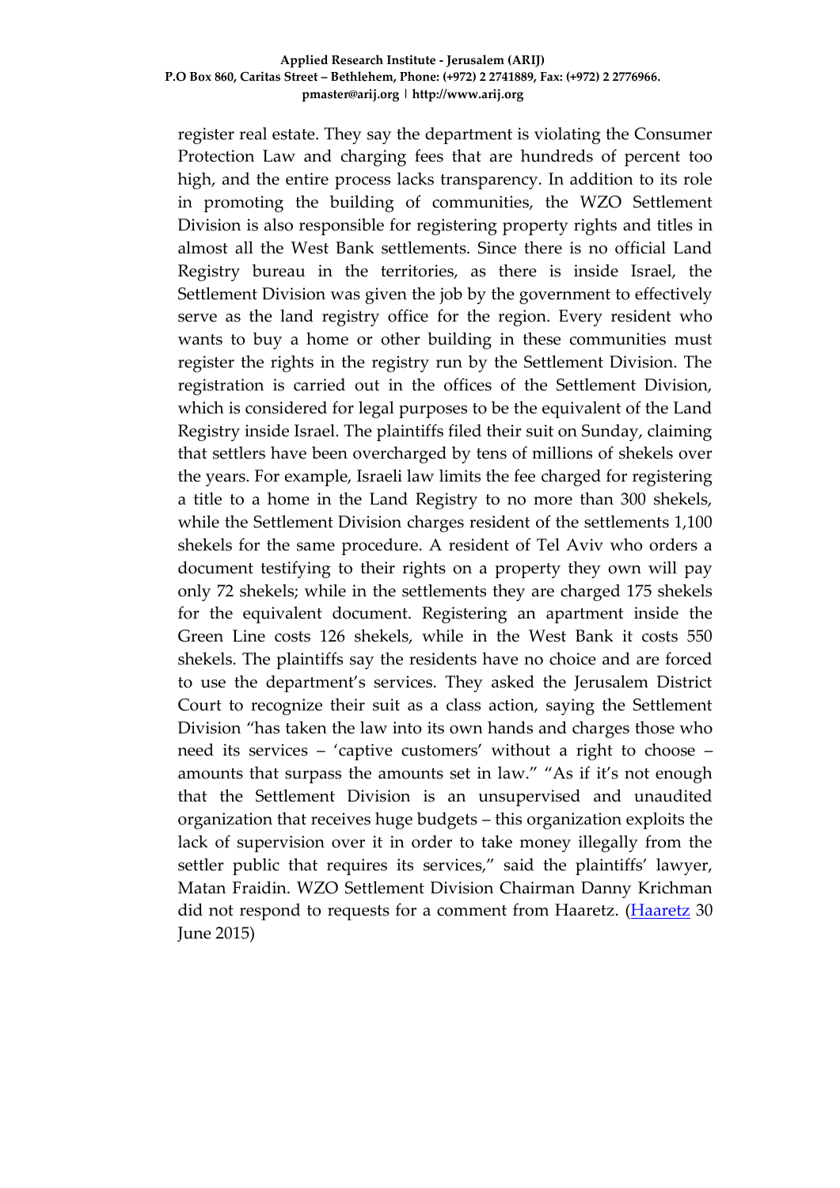register real estate. They say the department is violating the Consumer Protection Law and charging fees that are hundreds of percent too high, and the entire process lacks transparency. In addition to its role in promoting the building of communities, the WZO Settlement Division is also responsible for registering property rights and titles in almost all the West Bank settlements. Since there is no official Land Registry bureau in the territories, as there is inside Israel, the Settlement Division was given the job by the government to effectively serve as the land registry office for the region. Every resident who wants to buy a home or other building in these communities must register the rights in the registry run by the Settlement Division. The registration is carried out in the offices of the Settlement Division, which is considered for legal purposes to be the equivalent of the Land Registry inside Israel. The plaintiffs filed their suit on Sunday, claiming that settlers have been overcharged by tens of millions of shekels over the years. For example, Israeli law limits the fee charged for registering a title to a home in the Land Registry to no more than 300 shekels, while the Settlement Division charges resident of the settlements 1,100 shekels for the same procedure. A resident of Tel Aviv who orders a document testifying to their rights on a property they own will pay only 72 shekels; while in the settlements they are charged 175 shekels for the equivalent document. Registering an apartment inside the Green Line costs 126 shekels, while in the West Bank it costs 550 shekels. The plaintiffs say the residents have no choice and are forced to use the department's services. They asked the Jerusalem District Court to recognize their suit as a class action, saying the Settlement Division "has taken the law into its own hands and charges those who need its services – 'captive customers' without a right to choose – amounts that surpass the amounts set in law." "As if it's not enough that the Settlement Division is an unsupervised and unaudited organization that receives huge budgets – this organization exploits the lack of supervision over it in order to take money illegally from the settler public that requires its services," said the plaintiffs' lawyer, Matan Fraidin. WZO Settlement Division Chairman Danny Krichman did not respond to requests for a comment from Haaretz. (Haaretz 30 June 2015)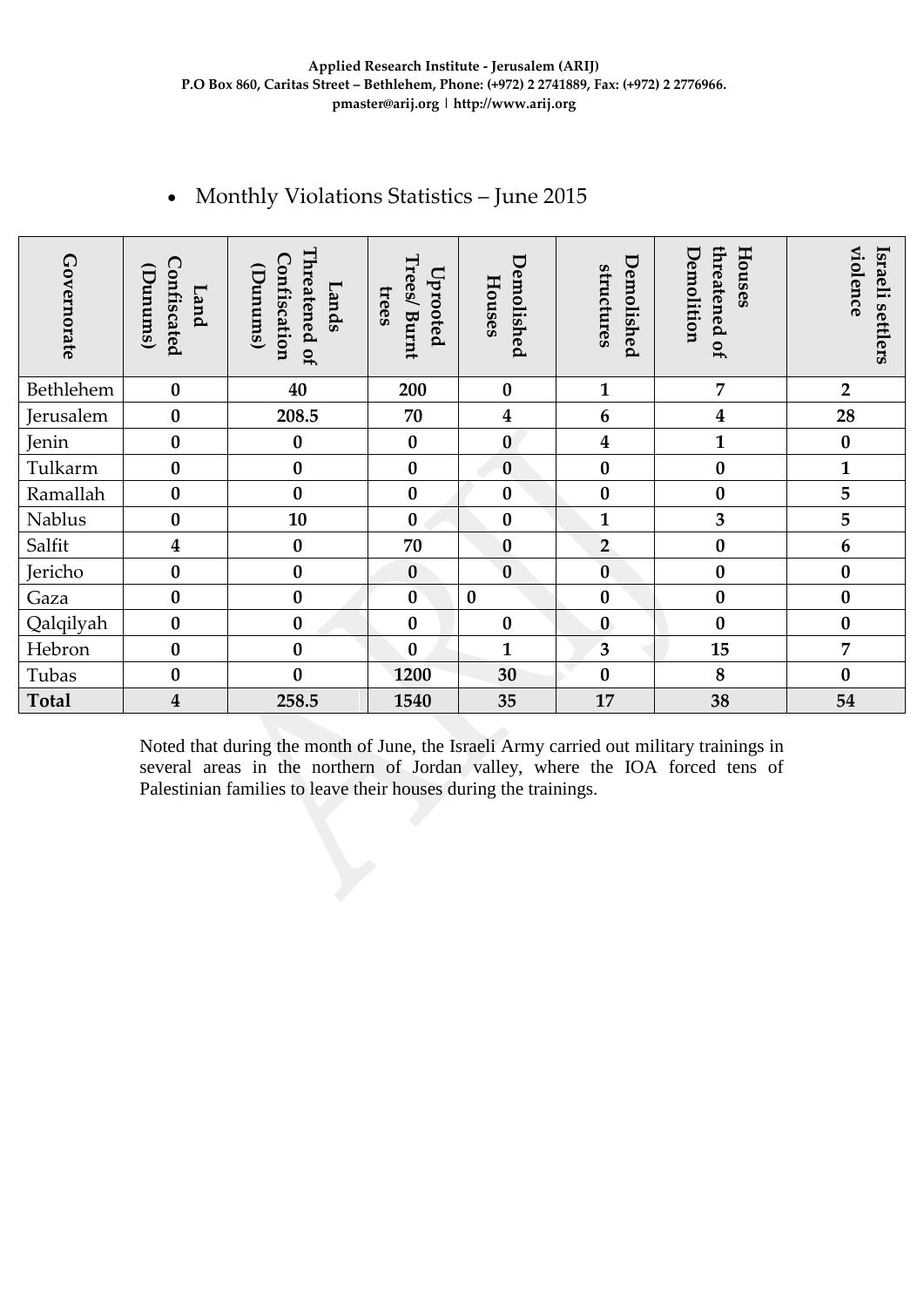- Monthly Violations Statistics – June 2015

| Governorate | Land Confiscated (Dunums) | Lands Threatened of Confiscation (Dunums) | Uprooted Trees/ Burnt trees | Demolished Houses | Demolished structures | Houses threatened of Demolition | Israeli settlers violence |
|---|---|---|---|---|---|---|---|
| Bethlehem | **0** | **40** | **200** | **0** | **1** | **7** | **2** |
| Jerusalem | **0** | **208.5** | **70** | **4** | **6** | **4** | **28** |
| Jenin | **0** | **0** | **0** | **0** | **4** | **1** | **0** |
| Tulkarm | **0** | **0** | **0** | **0** | **0** | **0** | **1** |
| Ramallah | **0** | **0** | **0** | **0** | **0** | **0** | **5** |
| Nablus | **0** | **10** | **0** | **0** | **1** | **3** | **5** |
| Salfit | **4** | **0** | **70** | **0** | **2** | **0** | **6** |
| Jericho | **0** | **0** | **0** | **0** | **0** | **0** | **0** |
| Gaza | **0** | **0** | **0** | **0** | **0** | **0** | **0** |
| Qalqilyah | **0** | **0** | **0** | **0** | **0** | **0** | **0** |
| Hebron | **0** | **0** | **0** | **1** | **3** | **15** | **7** |
| Tubas | **0** | **0** | **1200** | **30** | **0** | **8** | **0** |
| **Total** | **4** | **258.5** | **1540** | **35** | **17** | **38** | **54** |

Noted that during the month of June, the Israeli Army carried out military trainings in several areas in the northern of Jordan valley, where the IOA forced tens of Palestinian families to leave their houses during the trainings.